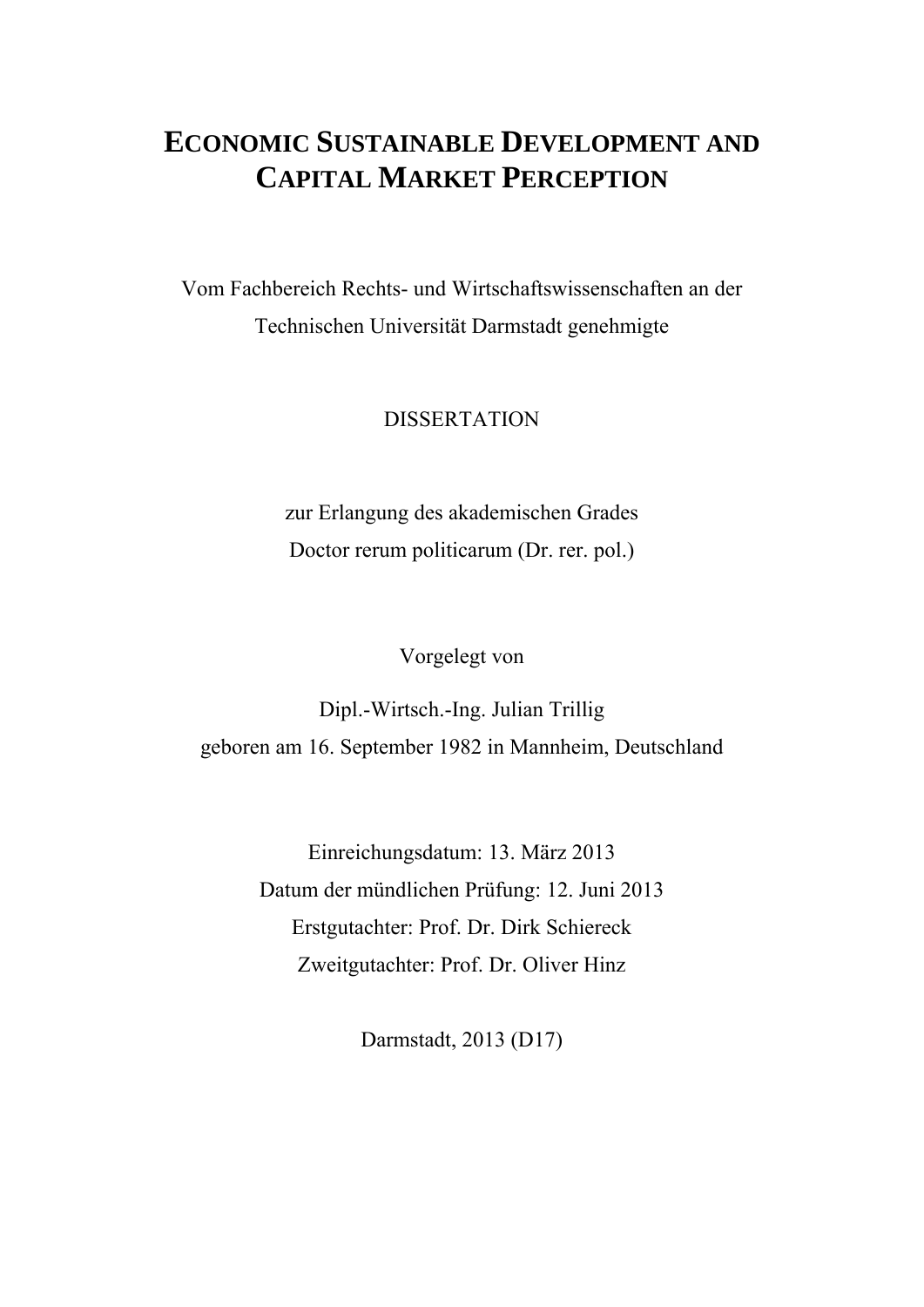# Economic Sustainable Development and Capital Market Perception

Vom Fachbereich Rechts- und Wirtschaftswissenschaften an der Technischen Universität Darmstadt genehmigte

DISSERTATION

zur Erlangung des akademischen Grades
Doctor rerum politicarum (Dr. rer. pol.)

Vorgelegt von

Dipl.-Wirtsch.-Ing. Julian Trillig
geboren am 16. September 1982 in Mannheim, Deutschland

Einreichungsdatum: 13. März 2013
Datum der mündlichen Prüfung: 12. Juni 2013
Erstgutachter: Prof. Dr. Dirk Schiereck
Zweitgutachter: Prof. Dr. Oliver Hinz

Darmstadt, 2013 (D17)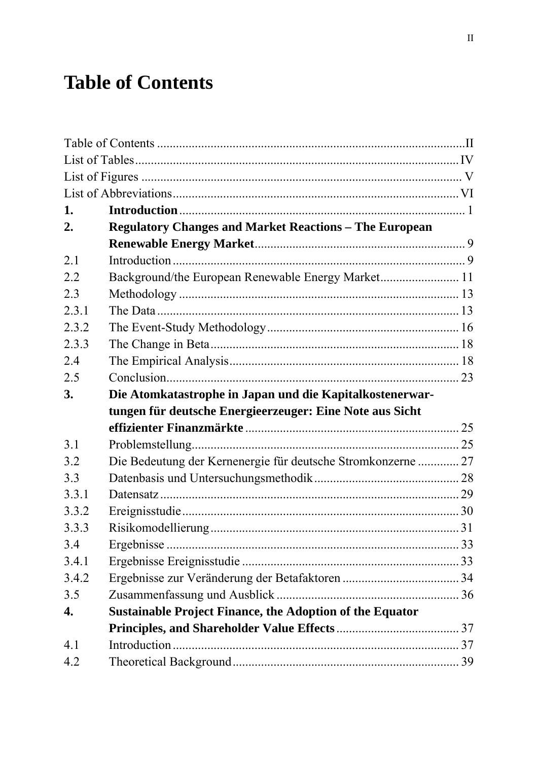# Table of Contents

| | | |
|---|---|---|
| Table of Contents | | II |
| List of Tables | | IV |
| List of Figures | | V |
| List of Abbreviations | | VI |
| **1.** | **Introduction** | 1 |
| **2.** | **Regulatory Changes and Market Reactions – The European Renewable Energy Market** | 9 |
| 2.1 | Introduction | 9 |
| 2.2 | Background/the European Renewable Energy Market | 11 |
| 2.3 | Methodology | 13 |
| 2.3.1 | The Data | 13 |
| 2.3.2 | The Event-Study Methodology | 16 |
| 2.3.3 | The Change in Beta | 18 |
| 2.4 | The Empirical Analysis | 18 |
| 2.5 | Conclusion | 23 |
| **3.** | **Die Atomkatastrophe in Japan und die Kapitalkostenerwartungen für deutsche Energieerzeuger: Eine Note aus Sicht effizienter Finanzmärkte** | 25 |
| 3.1 | Problemstellung | 25 |
| 3.2 | Die Bedeutung der Kernenergie für deutsche Stromkonzerne | 27 |
| 3.3 | Datenbasis und Untersuchungsmethodik | 28 |
| 3.3.1 | Datensatz | 29 |
| 3.3.2 | Ereignisstudie | 30 |
| 3.3.3 | Risikomodellierung | 31 |
| 3.4 | Ergebnisse | 33 |
| 3.4.1 | Ergebnisse Ereignisstudie | 33 |
| 3.4.2 | Ergebnisse zur Veränderung der Betafaktoren | 34 |
| 3.5 | Zusammenfassung und Ausblick | 36 |
| **4.** | **Sustainable Project Finance, the Adoption of the Equator Principles, and Shareholder Value Effects** | 37 |
| 4.1 | Introduction | 37 |
| 4.2 | Theoretical Background | 39 |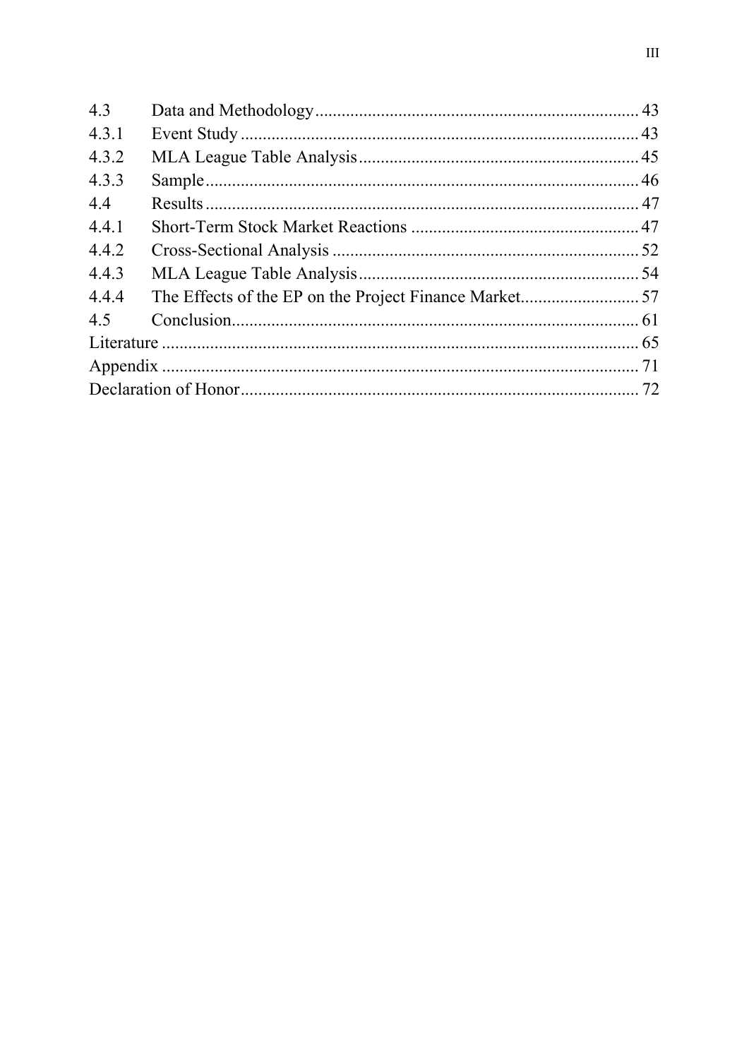| | | |
|---|---|---|
| 4.3 | Data and Methodology | 43 |
| 4.3.1 | Event Study | 43 |
| 4.3.2 | MLA League Table Analysis | 45 |
| 4.3.3 | Sample | 46 |
| 4.4 | Results | 47 |
| 4.4.1 | Short-Term Stock Market Reactions | 47 |
| 4.4.2 | Cross-Sectional Analysis | 52 |
| 4.4.3 | MLA League Table Analysis | 54 |
| 4.4.4 | The Effects of the EP on the Project Finance Market | 57 |
| 4.5 | Conclusion | 61 |
| Literature | | 65 |
| Appendix | | 71 |
| Declaration of Honor | | 72 |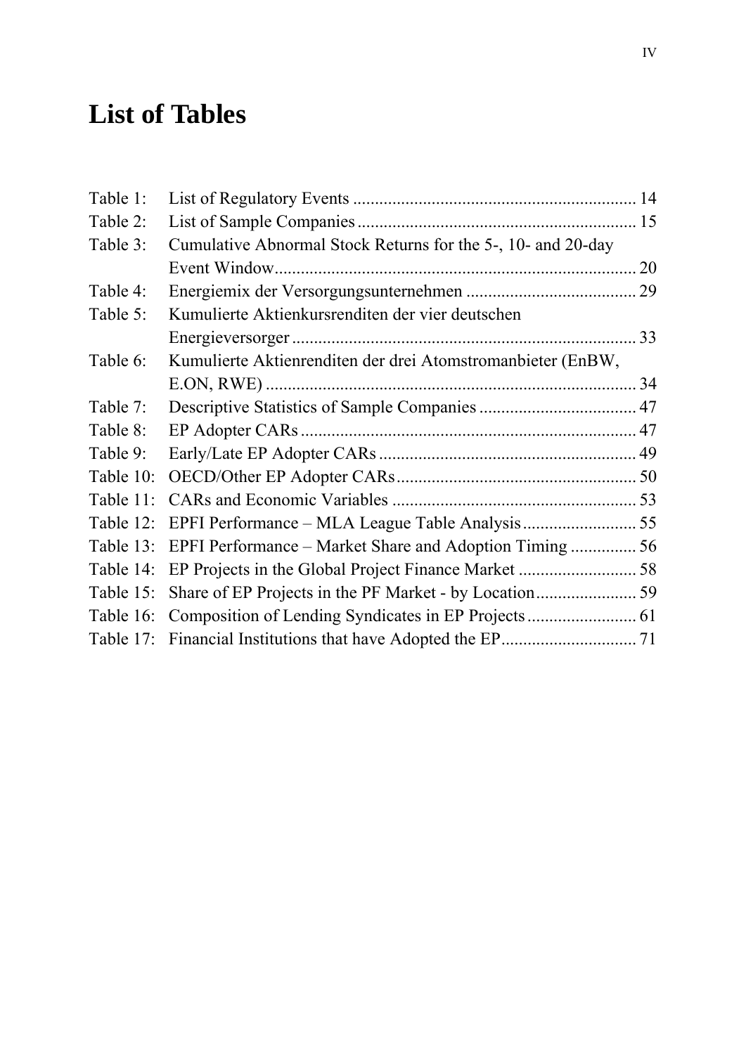# List of Tables

| | | |
|---|---|---|
| Table 1: | List of Regulatory Events | 14 |
| Table 2: | List of Sample Companies | 15 |
| Table 3: | Cumulative Abnormal Stock Returns for the 5-, 10- and 20-day Event Window | 20 |
| Table 4: | Energiemix der Versorgungsunternehmen | 29 |
| Table 5: | Kumulierte Aktienkursrenditen der vier deutschen Energieversorger | 33 |
| Table 6: | Kumulierte Aktienrenditen der drei Atomstromanbieter (EnBW, E.ON, RWE) | 34 |
| Table 7: | Descriptive Statistics of Sample Companies | 47 |
| Table 8: | EP Adopter CARs | 47 |
| Table 9: | Early/Late EP Adopter CARs | 49 |
| Table 10: | OECD/Other EP Adopter CARs | 50 |
| Table 11: | CARs and Economic Variables | 53 |
| Table 12: | EPFI Performance – MLA League Table Analysis | 55 |
| Table 13: | EPFI Performance – Market Share and Adoption Timing | 56 |
| Table 14: | EP Projects in the Global Project Finance Market | 58 |
| Table 15: | Share of EP Projects in the PF Market - by Location | 59 |
| Table 16: | Composition of Lending Syndicates in EP Projects | 61 |
| Table 17: | Financial Institutions that have Adopted the EP | 71 |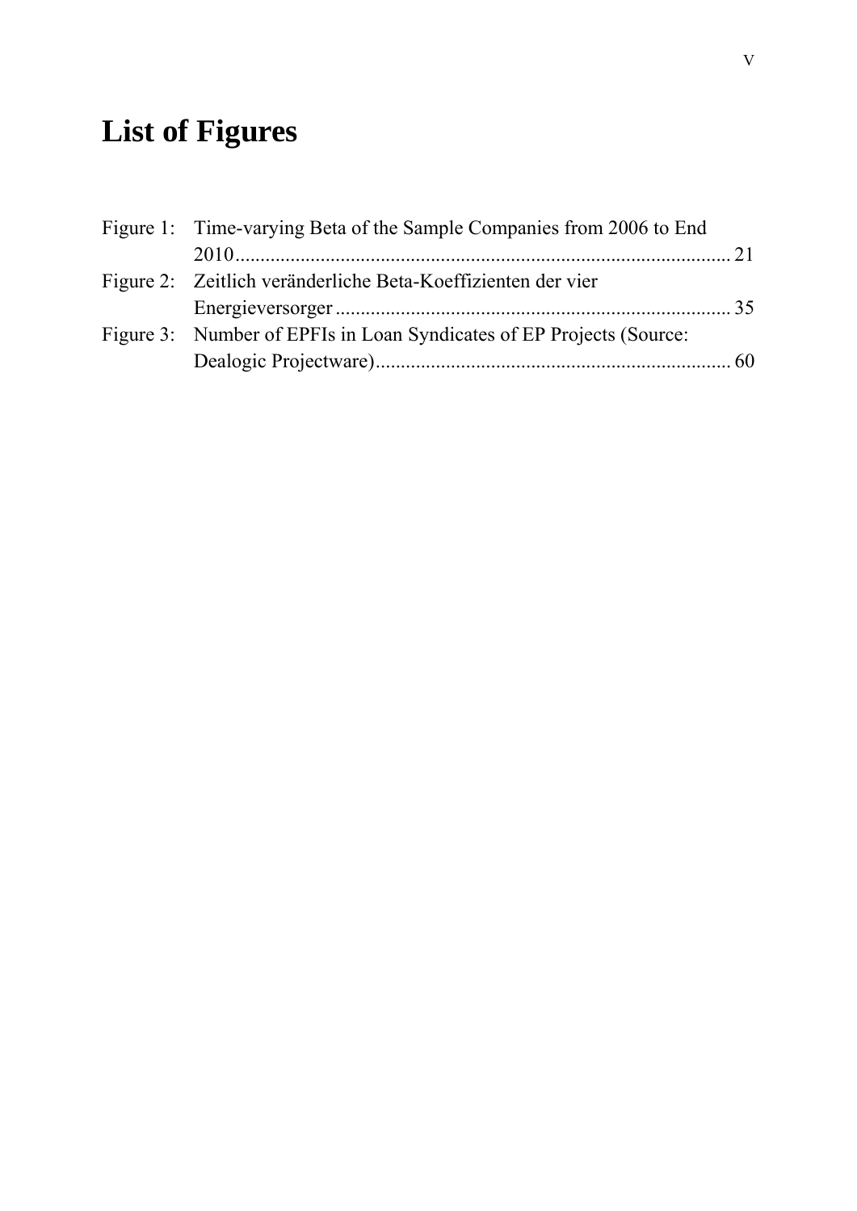# List of Figures

Figure 1: Time-varying Beta of the Sample Companies from 2006 to End 2010 ... 21

Figure 2: Zeitlich veränderliche Beta-Koeffizienten der vier Energieversorger ... 35

Figure 3: Number of EPFIs in Loan Syndicates of EP Projects (Source: Dealogic Projectware) ... 60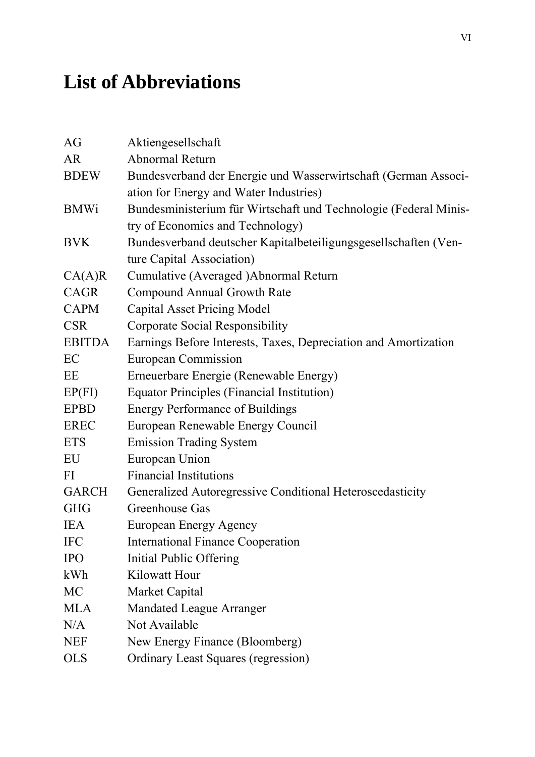# List of Abbreviations

| | |
|---|---|
| AG | Aktiengesellschaft |
| AR | Abnormal Return |
| BDEW | Bundesverband der Energie und Wasserwirtschaft (German Association for Energy and Water Industries) |
| BMWi | Bundesministerium für Wirtschaft und Technologie (Federal Ministry of Economics and Technology) |
| BVK | Bundesverband deutscher Kapitalbeteiligungsgesellschaften (Venture Capital Association) |
| CA(A)R | Cumulative (Averaged )Abnormal Return |
| CAGR | Compound Annual Growth Rate |
| CAPM | Capital Asset Pricing Model |
| CSR | Corporate Social Responsibility |
| EBITDA | Earnings Before Interests, Taxes, Depreciation and Amortization |
| EC | European Commission |
| EE | Erneuerbare Energie (Renewable Energy) |
| EP(FI) | Equator Principles (Financial Institution) |
| EPBD | Energy Performance of Buildings |
| EREC | European Renewable Energy Council |
| ETS | Emission Trading System |
| EU | European Union |
| FI | Financial Institutions |
| GARCH | Generalized Autoregressive Conditional Heteroscedasticity |
| GHG | Greenhouse Gas |
| IEA | European Energy Agency |
| IFC | International Finance Cooperation |
| IPO | Initial Public Offering |
| kWh | Kilowatt Hour |
| MC | Market Capital |
| MLA | Mandated League Arranger |
| N/A | Not Available |
| NEF | New Energy Finance (Bloomberg) |
| OLS | Ordinary Least Squares (regression) |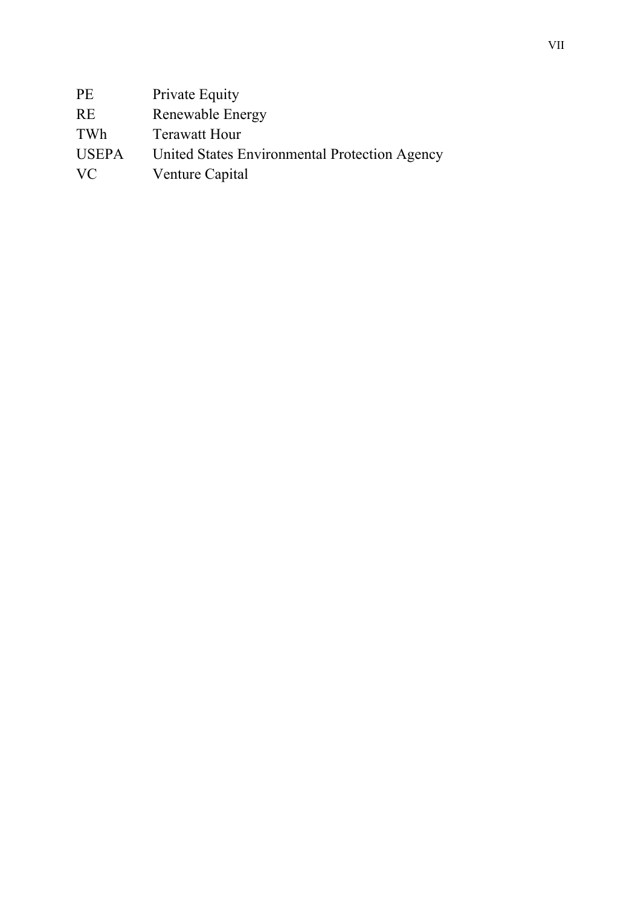| | |
|---|---|
| PE | Private Equity |
| RE | Renewable Energy |
| TWh | Terawatt Hour |
| USEPA | United States Environmental Protection Agency |
| VC | Venture Capital |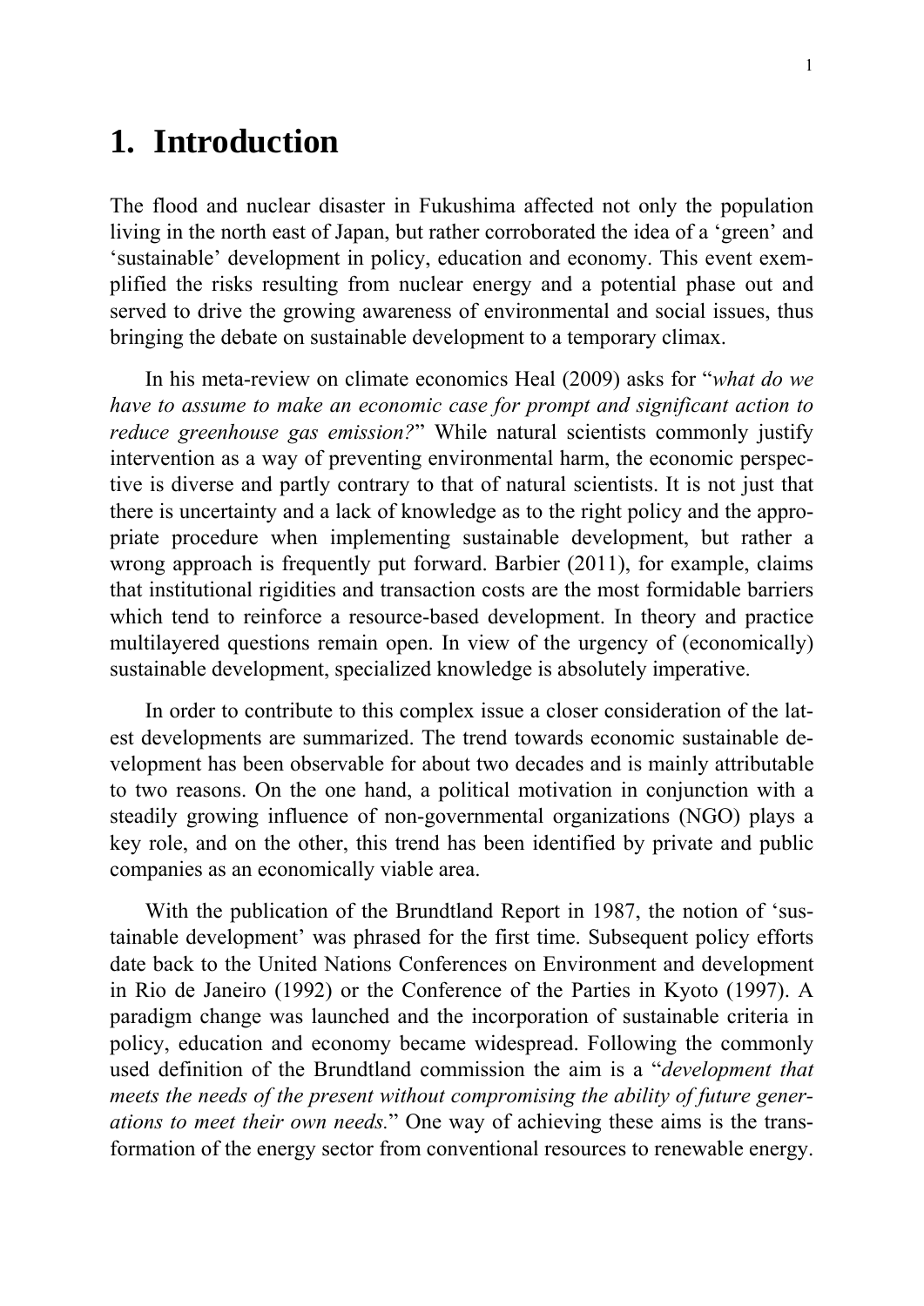# 1. Introduction

The flood and nuclear disaster in Fukushima affected not only the population living in the north east of Japan, but rather corroborated the idea of a 'green' and 'sustainable' development in policy, education and economy. This event exemplified the risks resulting from nuclear energy and a potential phase out and served to drive the growing awareness of environmental and social issues, thus bringing the debate on sustainable development to a temporary climax.

In his meta-review on climate economics Heal (2009) asks for "*what do we have to assume to make an economic case for prompt and significant action to reduce greenhouse gas emission?*" While natural scientists commonly justify intervention as a way of preventing environmental harm, the economic perspective is diverse and partly contrary to that of natural scientists. It is not just that there is uncertainty and a lack of knowledge as to the right policy and the appropriate procedure when implementing sustainable development, but rather a wrong approach is frequently put forward. Barbier (2011), for example, claims that institutional rigidities and transaction costs are the most formidable barriers which tend to reinforce a resource-based development. In theory and practice multilayered questions remain open. In view of the urgency of (economically) sustainable development, specialized knowledge is absolutely imperative.

In order to contribute to this complex issue a closer consideration of the latest developments are summarized. The trend towards economic sustainable development has been observable for about two decades and is mainly attributable to two reasons. On the one hand, a political motivation in conjunction with a steadily growing influence of non-governmental organizations (NGO) plays a key role, and on the other, this trend has been identified by private and public companies as an economically viable area.

With the publication of the Brundtland Report in 1987, the notion of 'sustainable development' was phrased for the first time. Subsequent policy efforts date back to the United Nations Conferences on Environment and development in Rio de Janeiro (1992) or the Conference of the Parties in Kyoto (1997). A paradigm change was launched and the incorporation of sustainable criteria in policy, education and economy became widespread. Following the commonly used definition of the Brundtland commission the aim is a "*development that meets the needs of the present without compromising the ability of future generations to meet their own needs.*" One way of achieving these aims is the transformation of the energy sector from conventional resources to renewable energy.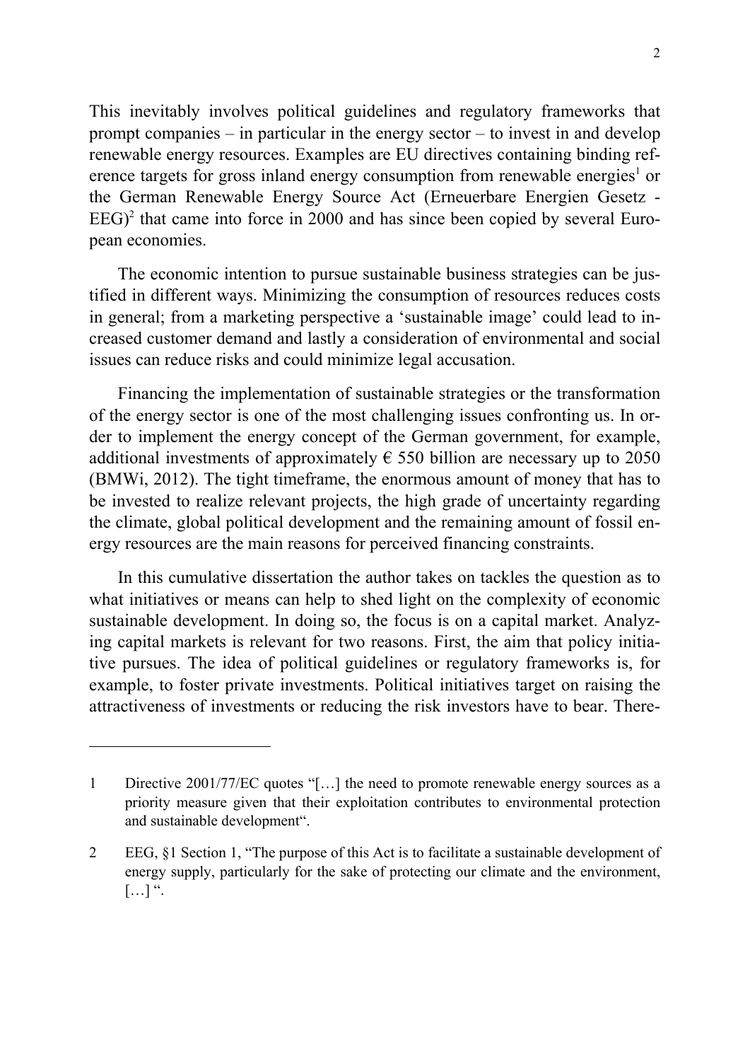This inevitably involves political guidelines and regulatory frameworks that prompt companies – in particular in the energy sector – to invest in and develop renewable energy resources. Examples are EU directives containing binding reference targets for gross inland energy consumption from renewable energies[1] or the German Renewable Energy Source Act (Erneuerbare Energien Gesetz - EEG)[2] that came into force in 2000 and has since been copied by several European economies.

The economic intention to pursue sustainable business strategies can be justified in different ways. Minimizing the consumption of resources reduces costs in general; from a marketing perspective a 'sustainable image' could lead to increased customer demand and lastly a consideration of environmental and social issues can reduce risks and could minimize legal accusation.

Financing the implementation of sustainable strategies or the transformation of the energy sector is one of the most challenging issues confronting us. In order to implement the energy concept of the German government, for example, additional investments of approximately € 550 billion are necessary up to 2050 (BMWi, 2012). The tight timeframe, the enormous amount of money that has to be invested to realize relevant projects, the high grade of uncertainty regarding the climate, global political development and the remaining amount of fossil energy resources are the main reasons for perceived financing constraints.

In this cumulative dissertation the author takes on tackles the question as to what initiatives or means can help to shed light on the complexity of economic sustainable development. In doing so, the focus is on a capital market. Analyzing capital markets is relevant for two reasons. First, the aim that policy initiative pursues. The idea of political guidelines or regulatory frameworks is, for example, to foster private investments. Political initiatives target on raising the attractiveness of investments or reducing the risk investors have to bear. There-

---

1 Directive 2001/77/EC quotes "[…] the need to promote renewable energy sources as a priority measure given that their exploitation contributes to environmental protection and sustainable development".

2 EEG, §1 Section 1, "The purpose of this Act is to facilitate a sustainable development of energy supply, particularly for the sake of protecting our climate and the environment, […] ".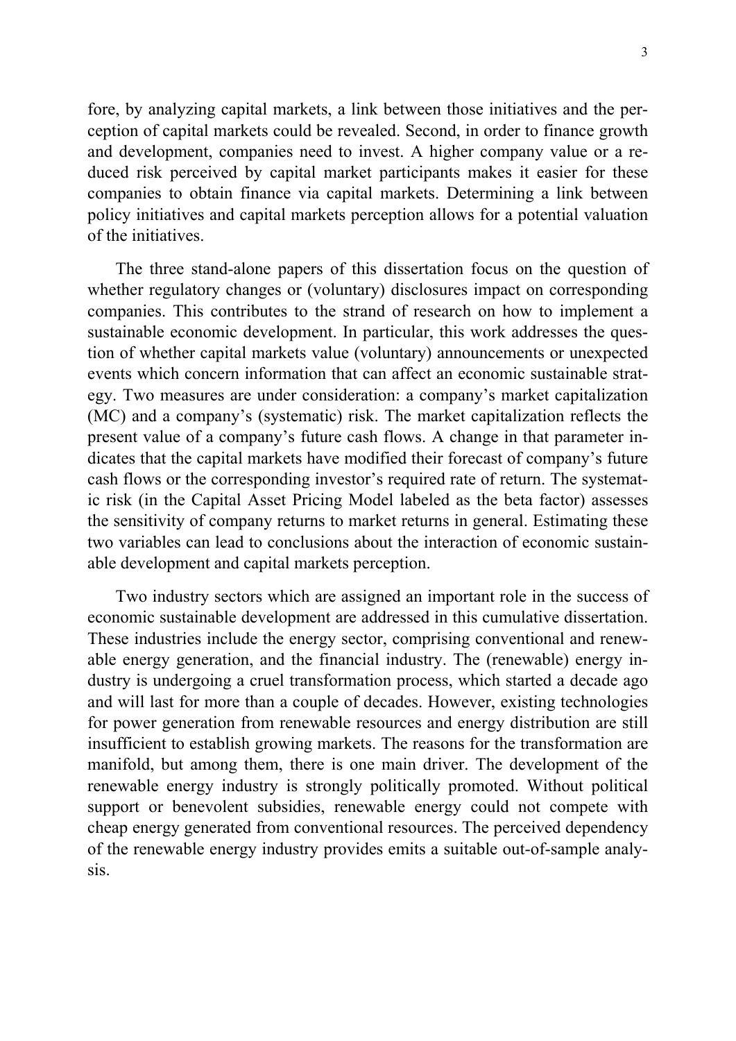fore, by analyzing capital markets, a link between those initiatives and the perception of capital markets could be revealed. Second, in order to finance growth and development, companies need to invest. A higher company value or a reduced risk perceived by capital market participants makes it easier for these companies to obtain finance via capital markets. Determining a link between policy initiatives and capital markets perception allows for a potential valuation of the initiatives.

The three stand-alone papers of this dissertation focus on the question of whether regulatory changes or (voluntary) disclosures impact on corresponding companies. This contributes to the strand of research on how to implement a sustainable economic development. In particular, this work addresses the question of whether capital markets value (voluntary) announcements or unexpected events which concern information that can affect an economic sustainable strategy. Two measures are under consideration: a company's market capitalization (MC) and a company's (systematic) risk. The market capitalization reflects the present value of a company's future cash flows. A change in that parameter indicates that the capital markets have modified their forecast of company's future cash flows or the corresponding investor's required rate of return. The systematic risk (in the Capital Asset Pricing Model labeled as the beta factor) assesses the sensitivity of company returns to market returns in general. Estimating these two variables can lead to conclusions about the interaction of economic sustainable development and capital markets perception.

Two industry sectors which are assigned an important role in the success of economic sustainable development are addressed in this cumulative dissertation. These industries include the energy sector, comprising conventional and renewable energy generation, and the financial industry. The (renewable) energy industry is undergoing a cruel transformation process, which started a decade ago and will last for more than a couple of decades. However, existing technologies for power generation from renewable resources and energy distribution are still insufficient to establish growing markets. The reasons for the transformation are manifold, but among them, there is one main driver. The development of the renewable energy industry is strongly politically promoted. Without political support or benevolent subsidies, renewable energy could not compete with cheap energy generated from conventional resources. The perceived dependency of the renewable energy industry provides emits a suitable out-of-sample analysis.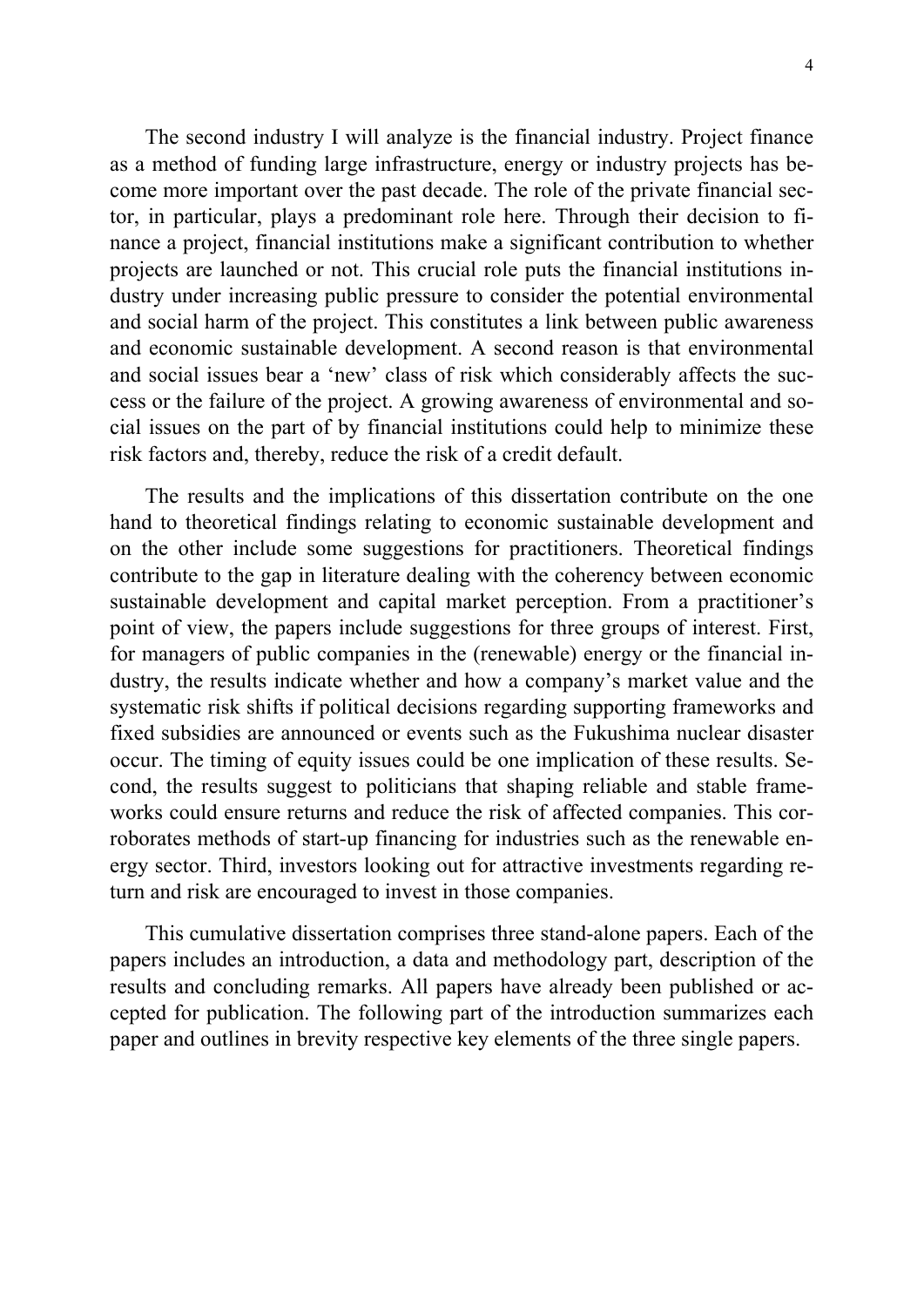The second industry I will analyze is the financial industry. Project finance as a method of funding large infrastructure, energy or industry projects has become more important over the past decade. The role of the private financial sector, in particular, plays a predominant role here. Through their decision to finance a project, financial institutions make a significant contribution to whether projects are launched or not. This crucial role puts the financial institutions industry under increasing public pressure to consider the potential environmental and social harm of the project. This constitutes a link between public awareness and economic sustainable development. A second reason is that environmental and social issues bear a 'new' class of risk which considerably affects the success or the failure of the project. A growing awareness of environmental and social issues on the part of by financial institutions could help to minimize these risk factors and, thereby, reduce the risk of a credit default.

The results and the implications of this dissertation contribute on the one hand to theoretical findings relating to economic sustainable development and on the other include some suggestions for practitioners. Theoretical findings contribute to the gap in literature dealing with the coherency between economic sustainable development and capital market perception. From a practitioner's point of view, the papers include suggestions for three groups of interest. First, for managers of public companies in the (renewable) energy or the financial industry, the results indicate whether and how a company's market value and the systematic risk shifts if political decisions regarding supporting frameworks and fixed subsidies are announced or events such as the Fukushima nuclear disaster occur. The timing of equity issues could be one implication of these results. Second, the results suggest to politicians that shaping reliable and stable frameworks could ensure returns and reduce the risk of affected companies. This corroborates methods of start-up financing for industries such as the renewable energy sector. Third, investors looking out for attractive investments regarding return and risk are encouraged to invest in those companies.

This cumulative dissertation comprises three stand-alone papers. Each of the papers includes an introduction, a data and methodology part, description of the results and concluding remarks. All papers have already been published or accepted for publication. The following part of the introduction summarizes each paper and outlines in brevity respective key elements of the three single papers.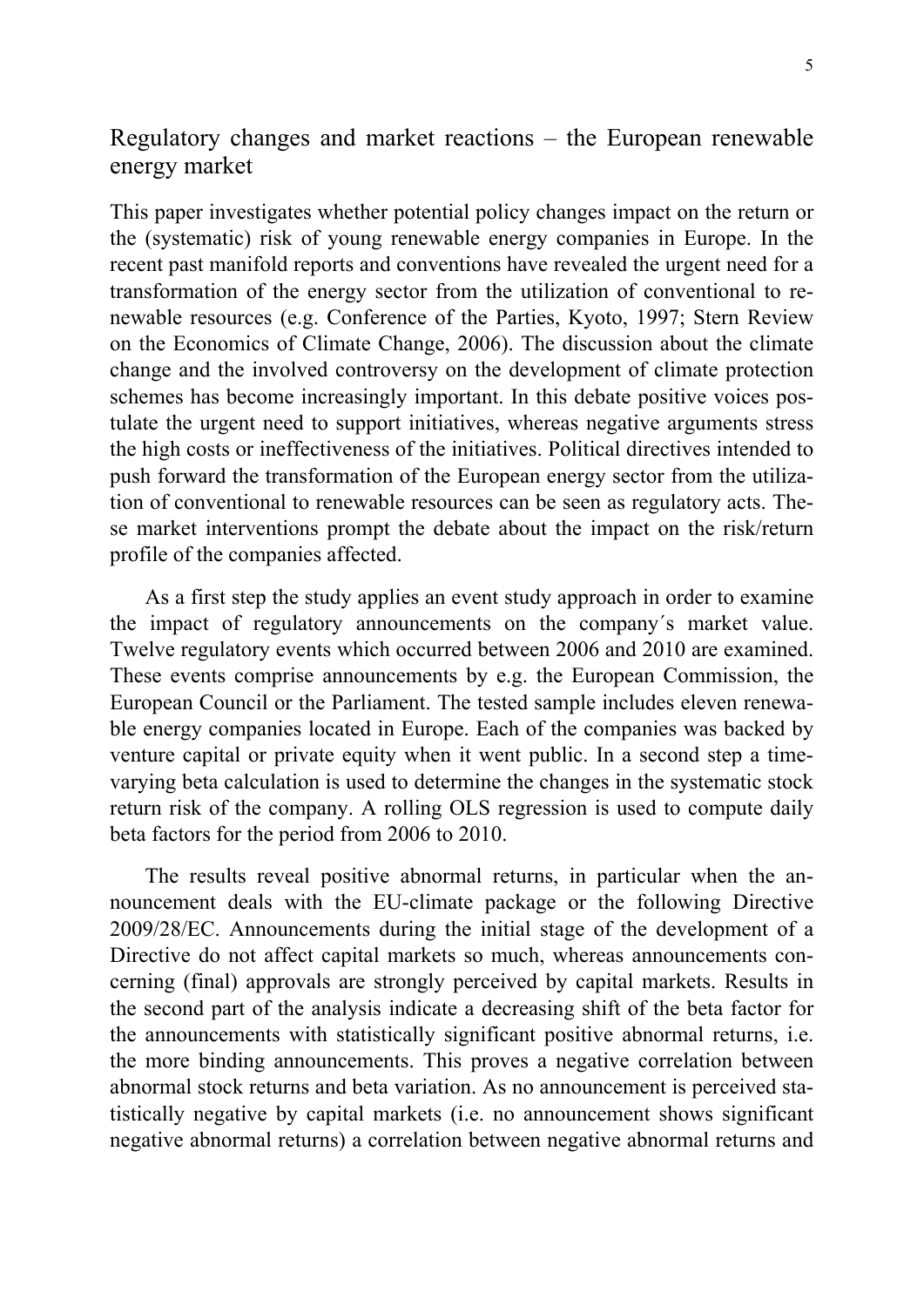## Regulatory changes and market reactions – the European renewable energy market

This paper investigates whether potential policy changes impact on the return or the (systematic) risk of young renewable energy companies in Europe. In the recent past manifold reports and conventions have revealed the urgent need for a transformation of the energy sector from the utilization of conventional to renewable resources (e.g. Conference of the Parties, Kyoto, 1997; Stern Review on the Economics of Climate Change, 2006). The discussion about the climate change and the involved controversy on the development of climate protection schemes has become increasingly important. In this debate positive voices postulate the urgent need to support initiatives, whereas negative arguments stress the high costs or ineffectiveness of the initiatives. Political directives intended to push forward the transformation of the European energy sector from the utilization of conventional to renewable resources can be seen as regulatory acts. These market interventions prompt the debate about the impact on the risk/return profile of the companies affected.

As a first step the study applies an event study approach in order to examine the impact of regulatory announcements on the company´s market value. Twelve regulatory events which occurred between 2006 and 2010 are examined. These events comprise announcements by e.g. the European Commission, the European Council or the Parliament. The tested sample includes eleven renewable energy companies located in Europe. Each of the companies was backed by venture capital or private equity when it went public. In a second step a time-varying beta calculation is used to determine the changes in the systematic stock return risk of the company. A rolling OLS regression is used to compute daily beta factors for the period from 2006 to 2010.

The results reveal positive abnormal returns, in particular when the announcement deals with the EU-climate package or the following Directive 2009/28/EC. Announcements during the initial stage of the development of a Directive do not affect capital markets so much, whereas announcements concerning (final) approvals are strongly perceived by capital markets. Results in the second part of the analysis indicate a decreasing shift of the beta factor for the announcements with statistically significant positive abnormal returns, i.e. the more binding announcements. This proves a negative correlation between abnormal stock returns and beta variation. As no announcement is perceived statistically negative by capital markets (i.e. no announcement shows significant negative abnormal returns) a correlation between negative abnormal returns and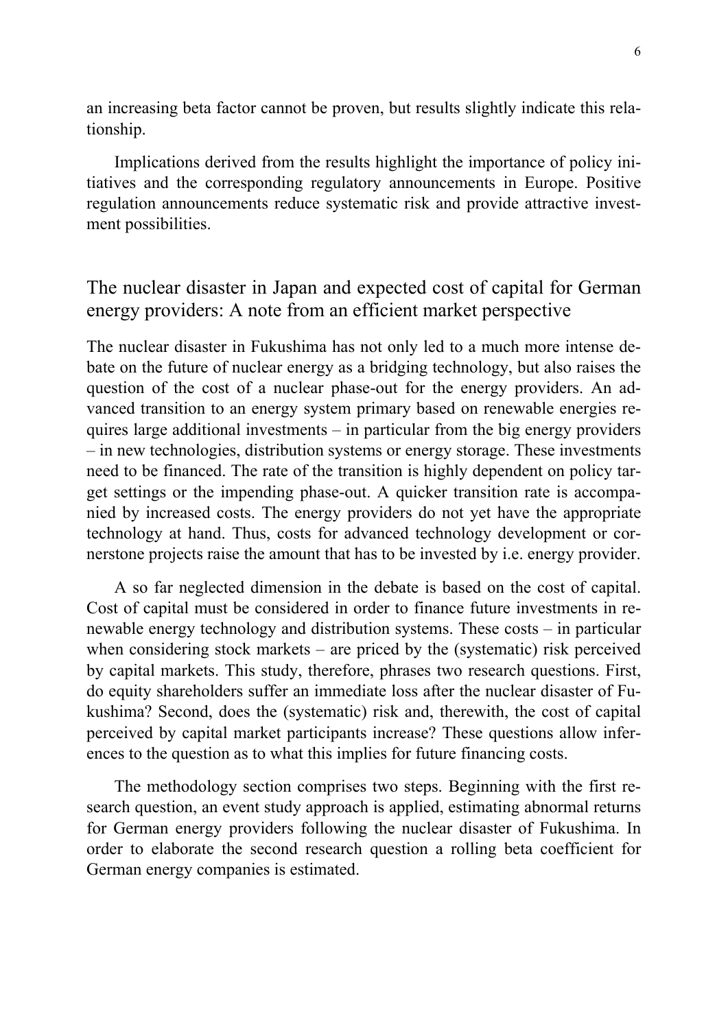an increasing beta factor cannot be proven, but results slightly indicate this relationship.

Implications derived from the results highlight the importance of policy initiatives and the corresponding regulatory announcements in Europe. Positive regulation announcements reduce systematic risk and provide attractive investment possibilities.

## The nuclear disaster in Japan and expected cost of capital for German energy providers: A note from an efficient market perspective

The nuclear disaster in Fukushima has not only led to a much more intense debate on the future of nuclear energy as a bridging technology, but also raises the question of the cost of a nuclear phase-out for the energy providers. An advanced transition to an energy system primary based on renewable energies requires large additional investments – in particular from the big energy providers – in new technologies, distribution systems or energy storage. These investments need to be financed. The rate of the transition is highly dependent on policy target settings or the impending phase-out. A quicker transition rate is accompanied by increased costs. The energy providers do not yet have the appropriate technology at hand. Thus, costs for advanced technology development or cornerstone projects raise the amount that has to be invested by i.e. energy provider.

A so far neglected dimension in the debate is based on the cost of capital. Cost of capital must be considered in order to finance future investments in renewable energy technology and distribution systems. These costs – in particular when considering stock markets – are priced by the (systematic) risk perceived by capital markets. This study, therefore, phrases two research questions. First, do equity shareholders suffer an immediate loss after the nuclear disaster of Fukushima? Second, does the (systematic) risk and, therewith, the cost of capital perceived by capital market participants increase? These questions allow inferences to the question as to what this implies for future financing costs.

The methodology section comprises two steps. Beginning with the first research question, an event study approach is applied, estimating abnormal returns for German energy providers following the nuclear disaster of Fukushima. In order to elaborate the second research question a rolling beta coefficient for German energy companies is estimated.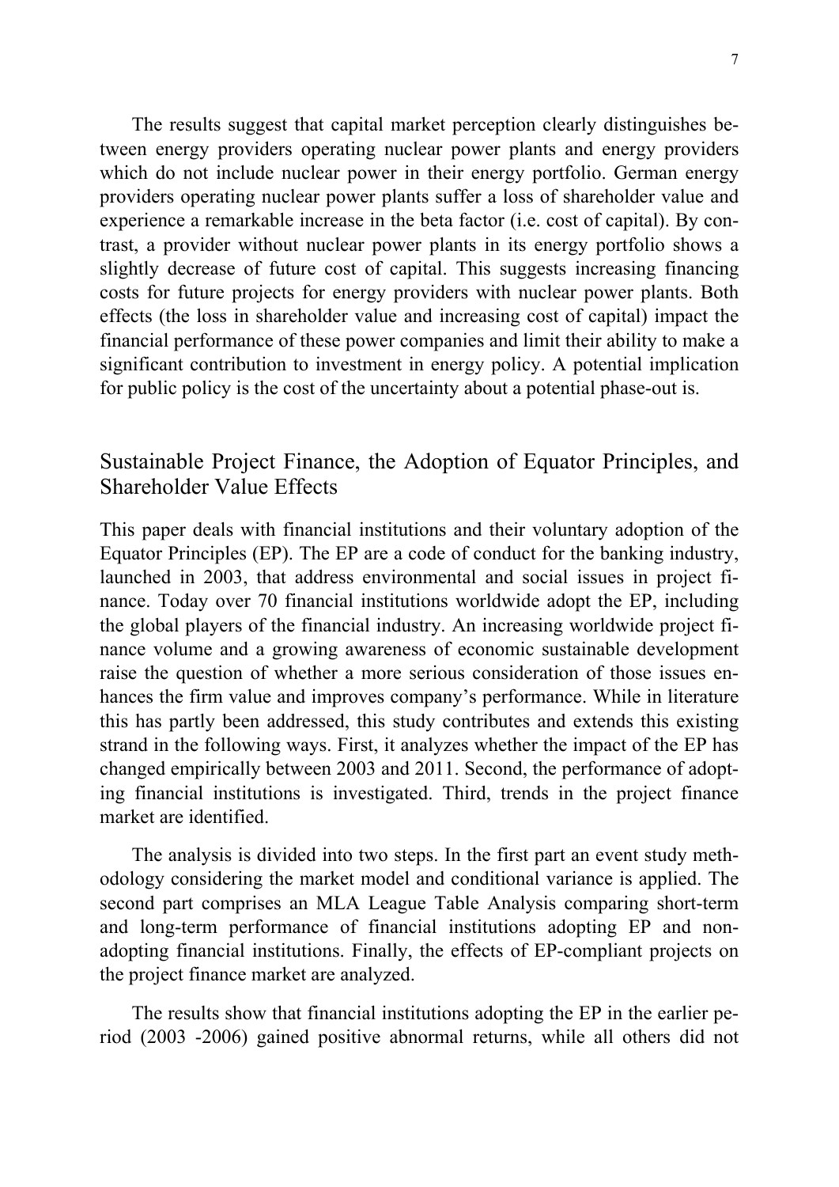The results suggest that capital market perception clearly distinguishes between energy providers operating nuclear power plants and energy providers which do not include nuclear power in their energy portfolio. German energy providers operating nuclear power plants suffer a loss of shareholder value and experience a remarkable increase in the beta factor (i.e. cost of capital). By contrast, a provider without nuclear power plants in its energy portfolio shows a slightly decrease of future cost of capital. This suggests increasing financing costs for future projects for energy providers with nuclear power plants. Both effects (the loss in shareholder value and increasing cost of capital) impact the financial performance of these power companies and limit their ability to make a significant contribution to investment in energy policy. A potential implication for public policy is the cost of the uncertainty about a potential phase-out is.

## Sustainable Project Finance, the Adoption of Equator Principles, and Shareholder Value Effects

This paper deals with financial institutions and their voluntary adoption of the Equator Principles (EP). The EP are a code of conduct for the banking industry, launched in 2003, that address environmental and social issues in project finance. Today over 70 financial institutions worldwide adopt the EP, including the global players of the financial industry. An increasing worldwide project finance volume and a growing awareness of economic sustainable development raise the question of whether a more serious consideration of those issues enhances the firm value and improves company's performance. While in literature this has partly been addressed, this study contributes and extends this existing strand in the following ways. First, it analyzes whether the impact of the EP has changed empirically between 2003 and 2011. Second, the performance of adopting financial institutions is investigated. Third, trends in the project finance market are identified.

The analysis is divided into two steps. In the first part an event study methodology considering the market model and conditional variance is applied. The second part comprises an MLA League Table Analysis comparing short-term and long-term performance of financial institutions adopting EP and non-adopting financial institutions. Finally, the effects of EP-compliant projects on the project finance market are analyzed.

The results show that financial institutions adopting the EP in the earlier period (2003 -2006) gained positive abnormal returns, while all others did not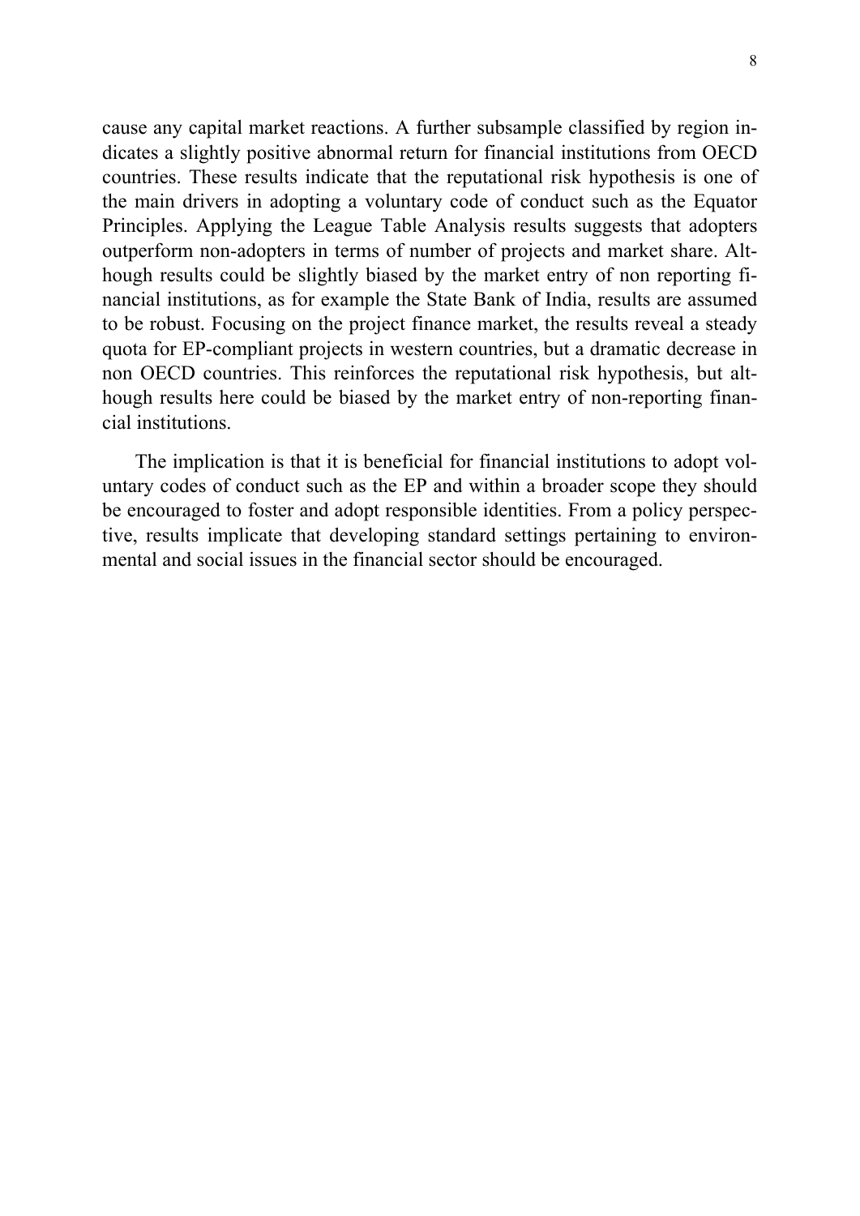cause any capital market reactions. A further subsample classified by region indicates a slightly positive abnormal return for financial institutions from OECD countries. These results indicate that the reputational risk hypothesis is one of the main drivers in adopting a voluntary code of conduct such as the Equator Principles. Applying the League Table Analysis results suggests that adopters outperform non-adopters in terms of number of projects and market share. Although results could be slightly biased by the market entry of non reporting financial institutions, as for example the State Bank of India, results are assumed to be robust. Focusing on the project finance market, the results reveal a steady quota for EP-compliant projects in western countries, but a dramatic decrease in non OECD countries. This reinforces the reputational risk hypothesis, but although results here could be biased by the market entry of non-reporting financial institutions.

The implication is that it is beneficial for financial institutions to adopt voluntary codes of conduct such as the EP and within a broader scope they should be encouraged to foster and adopt responsible identities. From a policy perspective, results implicate that developing standard settings pertaining to environmental and social issues in the financial sector should be encouraged.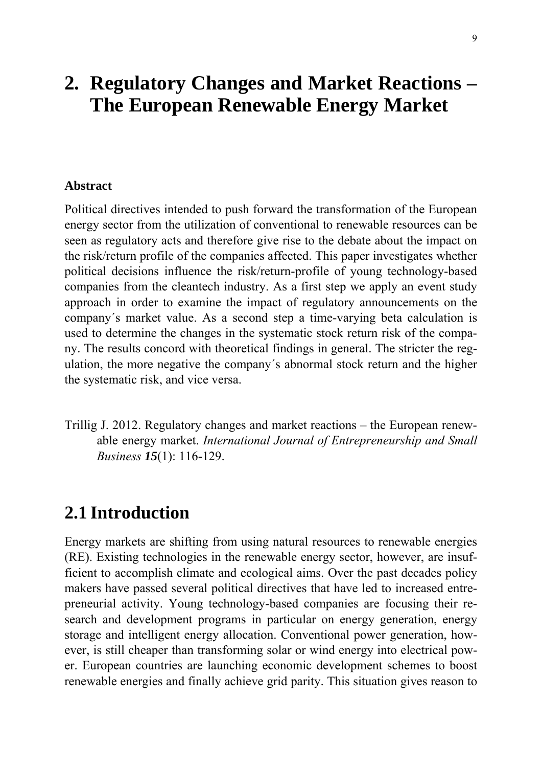// Note: hyphenated line breaks from the page have been rejoined for readability (e.g., "compa-ny" -> "company", "reg-ulation" -> "regulation").
# 2. Regulatory Changes and Market Reactions – The European Renewable Energy Market

#### Abstract

Political directives intended to push forward the transformation of the European energy sector from the utilization of conventional to renewable resources can be seen as regulatory acts and therefore give rise to the debate about the impact on the risk/return profile of the companies affected. This paper investigates whether political decisions influence the risk/return-profile of young technology-based companies from the cleantech industry. As a first step we apply an event study approach in order to examine the impact of regulatory announcements on the company´s market value. As a second step a time-varying beta calculation is used to determine the changes in the systematic stock return risk of the company. The results concord with theoretical findings in general. The stricter the regulation, the more negative the company´s abnormal stock return and the higher the systematic risk, and vice versa.

Trillig J. 2012. Regulatory changes and market reactions – the European renewable energy market. *International Journal of Entrepreneurship and Small Business* ***15***(1): 116-129.

## 2.1 Introduction

Energy markets are shifting from using natural resources to renewable energies (RE). Existing technologies in the renewable energy sector, however, are insufficient to accomplish climate and ecological aims. Over the past decades policy makers have passed several political directives that have led to increased entrepreneurial activity. Young technology-based companies are focusing their research and development programs in particular on energy generation, energy storage and intelligent energy allocation. Conventional power generation, however, is still cheaper than transforming solar or wind energy into electrical power. European countries are launching economic development schemes to boost renewable energies and finally achieve grid parity. This situation gives reason to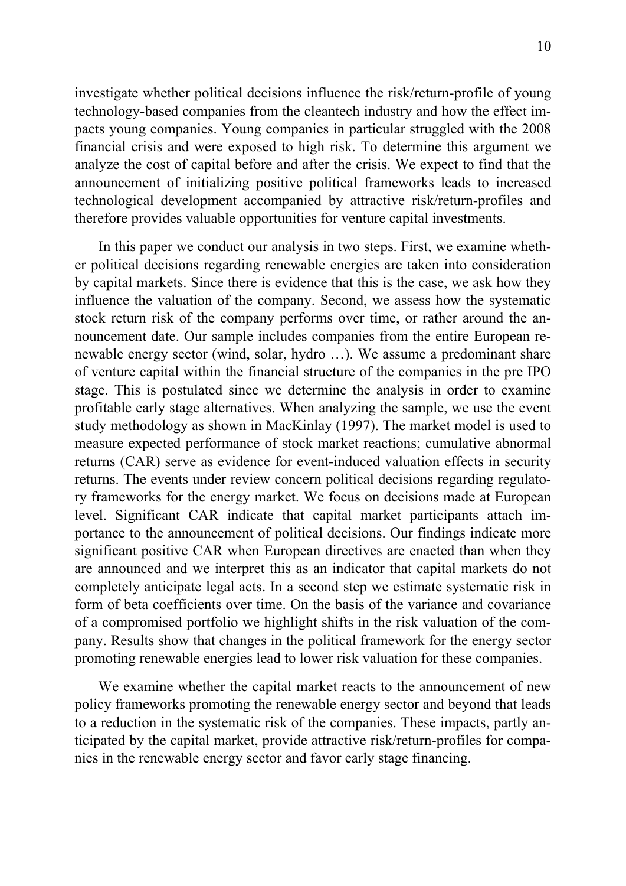investigate whether political decisions influence the risk/return-profile of young technology-based companies from the cleantech industry and how the effect impacts young companies. Young companies in particular struggled with the 2008 financial crisis and were exposed to high risk. To determine this argument we analyze the cost of capital before and after the crisis. We expect to find that the announcement of initializing positive political frameworks leads to increased technological development accompanied by attractive risk/return-profiles and therefore provides valuable opportunities for venture capital investments.

In this paper we conduct our analysis in two steps. First, we examine whether political decisions regarding renewable energies are taken into consideration by capital markets. Since there is evidence that this is the case, we ask how they influence the valuation of the company. Second, we assess how the systematic stock return risk of the company performs over time, or rather around the announcement date. Our sample includes companies from the entire European renewable energy sector (wind, solar, hydro …). We assume a predominant share of venture capital within the financial structure of the companies in the pre IPO stage. This is postulated since we determine the analysis in order to examine profitable early stage alternatives. When analyzing the sample, we use the event study methodology as shown in MacKinlay (1997). The market model is used to measure expected performance of stock market reactions; cumulative abnormal returns (CAR) serve as evidence for event-induced valuation effects in security returns. The events under review concern political decisions regarding regulatory frameworks for the energy market. We focus on decisions made at European level. Significant CAR indicate that capital market participants attach importance to the announcement of political decisions. Our findings indicate more significant positive CAR when European directives are enacted than when they are announced and we interpret this as an indicator that capital markets do not completely anticipate legal acts. In a second step we estimate systematic risk in form of beta coefficients over time. On the basis of the variance and covariance of a compromised portfolio we highlight shifts in the risk valuation of the company. Results show that changes in the political framework for the energy sector promoting renewable energies lead to lower risk valuation for these companies.

We examine whether the capital market reacts to the announcement of new policy frameworks promoting the renewable energy sector and beyond that leads to a reduction in the systematic risk of the companies. These impacts, partly anticipated by the capital market, provide attractive risk/return-profiles for companies in the renewable energy sector and favor early stage financing.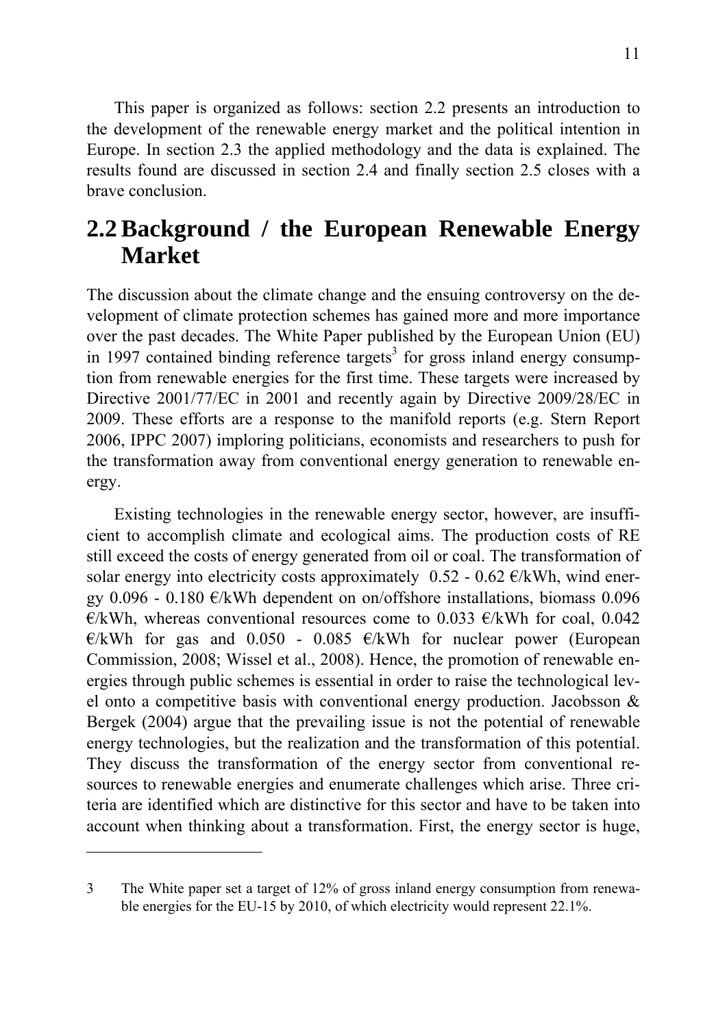This paper is organized as follows: section 2.2 presents an introduction to the development of the renewable energy market and the political intention in Europe. In section 2.3 the applied methodology and the data is explained. The results found are discussed in section 2.4 and finally section 2.5 closes with a brave conclusion.

## 2.2 Background / the European Renewable Energy Market

The discussion about the climate change and the ensuing controversy on the development of climate protection schemes has gained more and more importance over the past decades. The White Paper published by the European Union (EU) in 1997 contained binding reference targets[3] for gross inland energy consumption from renewable energies for the first time. These targets were increased by Directive 2001/77/EC in 2001 and recently again by Directive 2009/28/EC in 2009. These efforts are a response to the manifold reports (e.g. Stern Report 2006, IPPC 2007) imploring politicians, economists and researchers to push for the transformation away from conventional energy generation to renewable energy.

Existing technologies in the renewable energy sector, however, are insufficient to accomplish climate and ecological aims. The production costs of RE still exceed the costs of energy generated from oil or coal. The transformation of solar energy into electricity costs approximately 0.52 - 0.62 €/kWh, wind energy 0.096 - 0.180 €/kWh dependent on on/offshore installations, biomass 0.096 €/kWh, whereas conventional resources come to 0.033 €/kWh for coal, 0.042 €/kWh for gas and 0.050 - 0.085 €/kWh for nuclear power (European Commission, 2008; Wissel et al., 2008). Hence, the promotion of renewable energies through public schemes is essential in order to raise the technological level onto a competitive basis with conventional energy production. Jacobsson & Bergek (2004) argue that the prevailing issue is not the potential of renewable energy technologies, but the realization and the transformation of this potential. They discuss the transformation of the energy sector from conventional resources to renewable energies and enumerate challenges which arise. Three criteria are identified which are distinctive for this sector and have to be taken into account when thinking about a transformation. First, the energy sector is huge,

---

3 The White paper set a target of 12% of gross inland energy consumption from renewable energies for the EU-15 by 2010, of which electricity would represent 22.1%.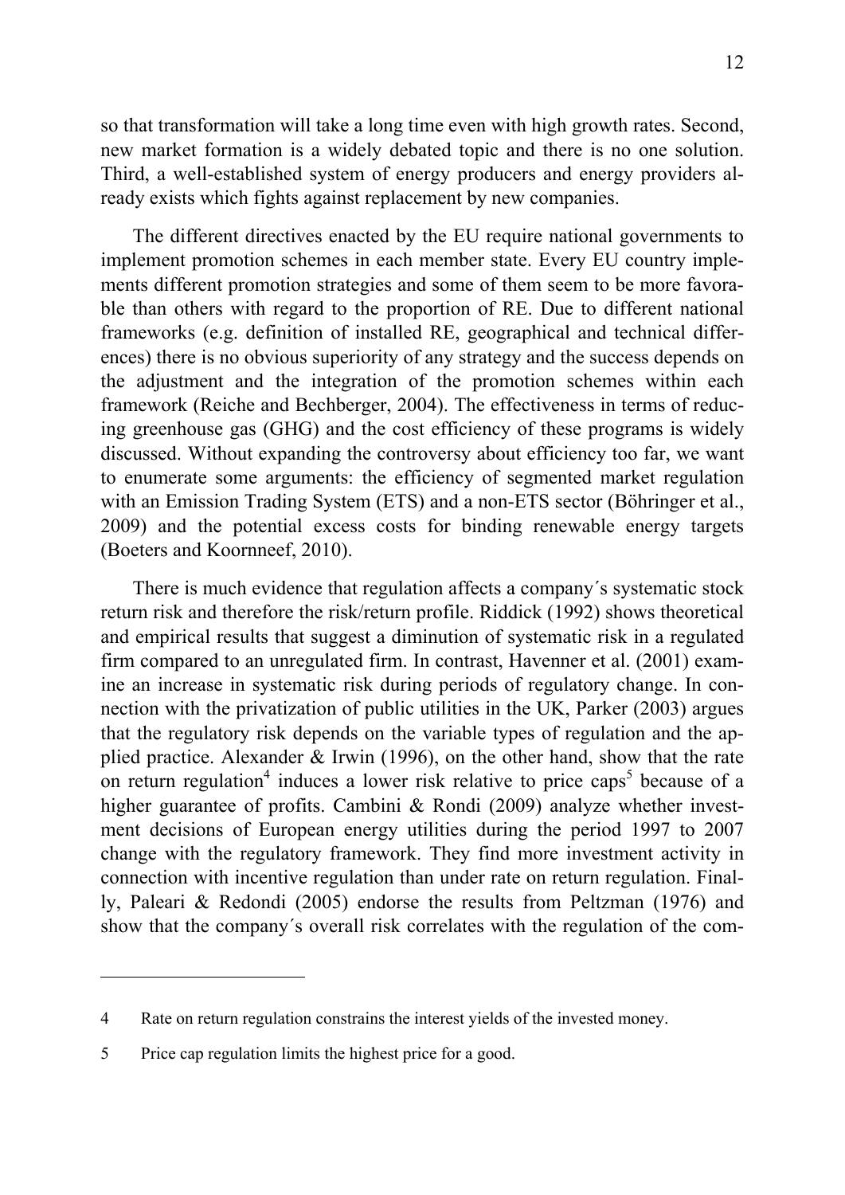so that transformation will take a long time even with high growth rates. Second, new market formation is a widely debated topic and there is no one solution. Third, a well-established system of energy producers and energy providers already exists which fights against replacement by new companies.

The different directives enacted by the EU require national governments to implement promotion schemes in each member state. Every EU country implements different promotion strategies and some of them seem to be more favorable than others with regard to the proportion of RE. Due to different national frameworks (e.g. definition of installed RE, geographical and technical differences) there is no obvious superiority of any strategy and the success depends on the adjustment and the integration of the promotion schemes within each framework (Reiche and Bechberger, 2004). The effectiveness in terms of reducing greenhouse gas (GHG) and the cost efficiency of these programs is widely discussed. Without expanding the controversy about efficiency too far, we want to enumerate some arguments: the efficiency of segmented market regulation with an Emission Trading System (ETS) and a non-ETS sector (Böhringer et al., 2009) and the potential excess costs for binding renewable energy targets (Boeters and Koornneef, 2010).

There is much evidence that regulation affects a company´s systematic stock return risk and therefore the risk/return profile. Riddick (1992) shows theoretical and empirical results that suggest a diminution of systematic risk in a regulated firm compared to an unregulated firm. In contrast, Havenner et al. (2001) examine an increase in systematic risk during periods of regulatory change. In connection with the privatization of public utilities in the UK, Parker (2003) argues that the regulatory risk depends on the variable types of regulation and the applied practice. Alexander & Irwin (1996), on the other hand, show that the rate on return regulation[4] induces a lower risk relative to price caps[5] because of a higher guarantee of profits. Cambini & Rondi (2009) analyze whether investment decisions of European energy utilities during the period 1997 to 2007 change with the regulatory framework. They find more investment activity in connection with incentive regulation than under rate on return regulation. Finally, Paleari & Redondi (2005) endorse the results from Peltzman (1976) and show that the company´s overall risk correlates with the regulation of the com-

---

4 Rate on return regulation constrains the interest yields of the invested money.

5 Price cap regulation limits the highest price for a good.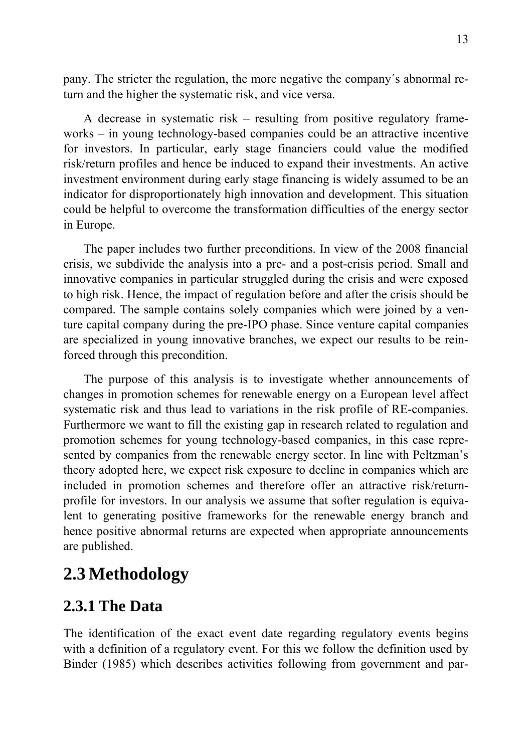pany. The stricter the regulation, the more negative the company´s abnormal return and the higher the systematic risk, and vice versa.

A decrease in systematic risk – resulting from positive regulatory frameworks – in young technology-based companies could be an attractive incentive for investors. In particular, early stage financiers could value the modified risk/return profiles and hence be induced to expand their investments. An active investment environment during early stage financing is widely assumed to be an indicator for disproportionately high innovation and development. This situation could be helpful to overcome the transformation difficulties of the energy sector in Europe.

The paper includes two further preconditions. In view of the 2008 financial crisis, we subdivide the analysis into a pre- and a post-crisis period. Small and innovative companies in particular struggled during the crisis and were exposed to high risk. Hence, the impact of regulation before and after the crisis should be compared. The sample contains solely companies which were joined by a venture capital company during the pre-IPO phase. Since venture capital companies are specialized in young innovative branches, we expect our results to be reinforced through this precondition.

The purpose of this analysis is to investigate whether announcements of changes in promotion schemes for renewable energy on a European level affect systematic risk and thus lead to variations in the risk profile of RE-companies. Furthermore we want to fill the existing gap in research related to regulation and promotion schemes for young technology-based companies, in this case represented by companies from the renewable energy sector. In line with Peltzman's theory adopted here, we expect risk exposure to decline in companies which are included in promotion schemes and therefore offer an attractive risk/return-profile for investors. In our analysis we assume that softer regulation is equivalent to generating positive frameworks for the renewable energy branch and hence positive abnormal returns are expected when appropriate announcements are published.

## 2.3 Methodology

### 2.3.1 The Data

The identification of the exact event date regarding regulatory events begins with a definition of a regulatory event. For this we follow the definition used by Binder (1985) which describes activities following from government and par-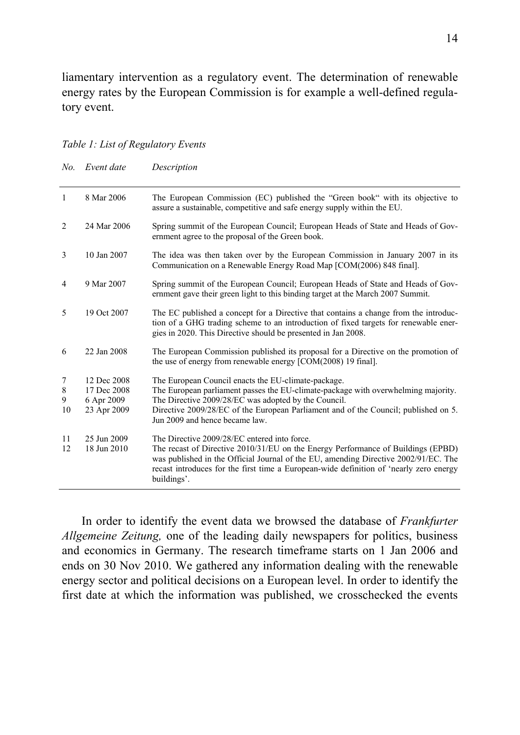liamentary intervention as a regulatory event. The determination of renewable energy rates by the European Commission is for example a well-defined regulatory event.

*Table 1: List of Regulatory Events*

| *No.* | *Event date* | *Description* |
|---|---|---|
| 1 | 8 Mar 2006 | The European Commission (EC) published the "Green book" with its objective to assure a sustainable, competitive and safe energy supply within the EU. |
| 2 | 24 Mar 2006 | Spring summit of the European Council; European Heads of State and Heads of Government agree to the proposal of the Green book. |
| 3 | 10 Jan 2007 | The idea was then taken over by the European Commission in January 2007 in its Communication on a Renewable Energy Road Map [COM(2006) 848 final]. |
| 4 | 9 Mar 2007 | Spring summit of the European Council; European Heads of State and Heads of Government gave their green light to this binding target at the March 2007 Summit. |
| 5 | 19 Oct 2007 | The EC published a concept for a Directive that contains a change from the introduction of a GHG trading scheme to an introduction of fixed targets for renewable energies in 2020. This Directive should be presented in Jan 2008. |
| 6 | 22 Jan 2008 | The European Commission published its proposal for a Directive on the promotion of the use of energy from renewable energy [COM(2008) 19 final]. |
| 7 | 12 Dec 2008 | The European Council enacts the EU-climate-package. |
| 8 | 17 Dec 2008 | The European parliament passes the EU-climate-package with overwhelming majority. |
| 9 | 6 Apr 2009 | The Directive 2009/28/EC was adopted by the Council. |
| 10 | 23 Apr 2009 | Directive 2009/28/EC of the European Parliament and of the Council; published on 5. Jun 2009 and hence became law. |
| 11 | 25 Jun 2009 | The Directive 2009/28/EC entered into force. |
| 12 | 18 Jun 2010 | The recast of Directive 2010/31/EU on the Energy Performance of Buildings (EPBD) was published in the Official Journal of the EU, amending Directive 2002/91/EC. The recast introduces for the first time a European-wide definition of 'nearly zero energy buildings'. |

In order to identify the event data we browsed the database of *Frankfurter Allgemeine Zeitung,* one of the leading daily newspapers for politics, business and economics in Germany. The research timeframe starts on 1 Jan 2006 and ends on 30 Nov 2010. We gathered any information dealing with the renewable energy sector and political decisions on a European level. In order to identify the first date at which the information was published, we crosschecked the events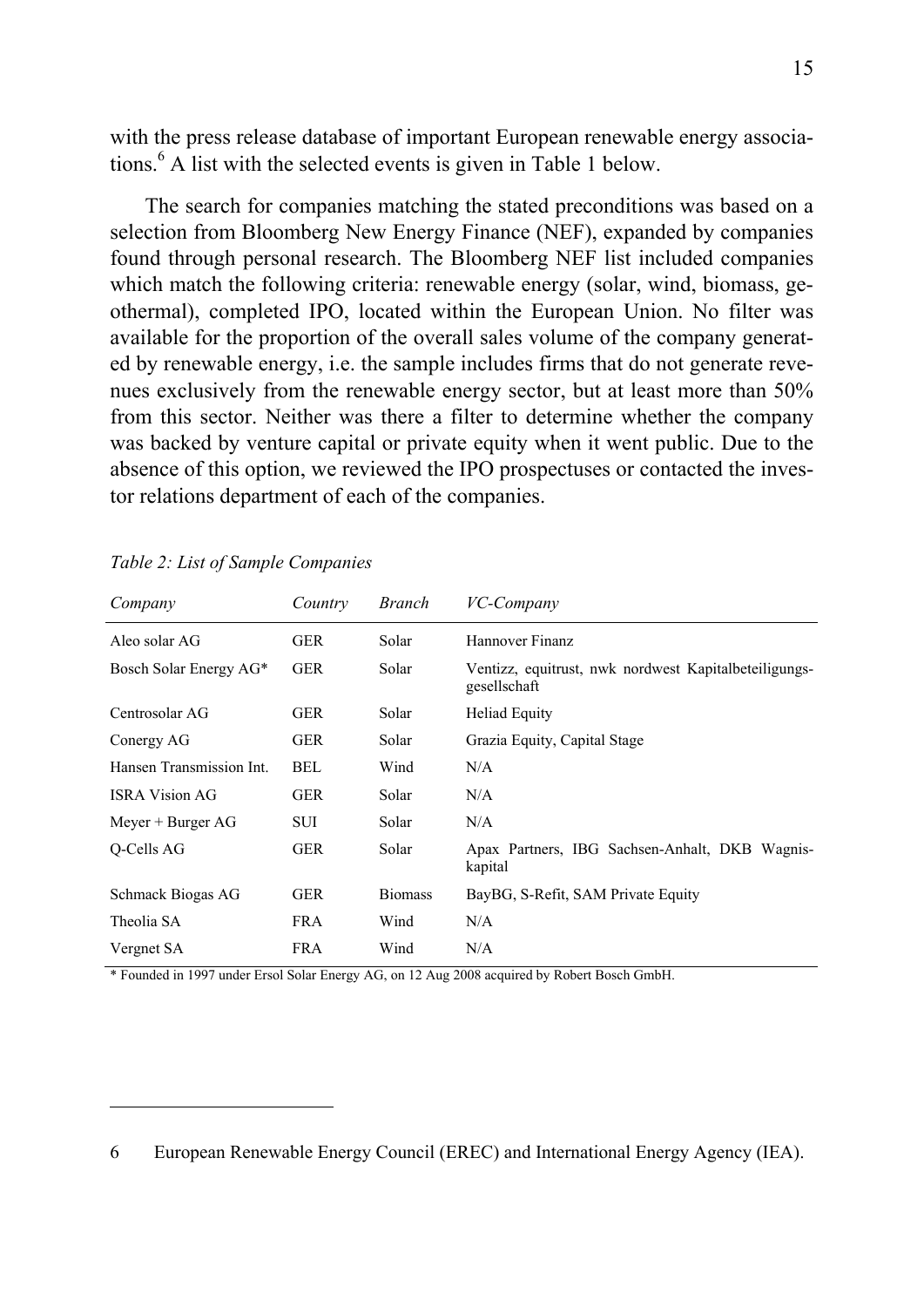with the press release database of important European renewable energy associations.[6] A list with the selected events is given in Table 1 below.

The search for companies matching the stated preconditions was based on a selection from Bloomberg New Energy Finance (NEF), expanded by companies found through personal research. The Bloomberg NEF list included companies which match the following criteria: renewable energy (solar, wind, biomass, geothermal), completed IPO, located within the European Union. No filter was available for the proportion of the overall sales volume of the company generated by renewable energy, i.e. the sample includes firms that do not generate revenues exclusively from the renewable energy sector, but at least more than 50% from this sector. Neither was there a filter to determine whether the company was backed by venture capital or private equity when it went public. Due to the absence of this option, we reviewed the IPO prospectuses or contacted the investor relations department of each of the companies.

*Table 2: List of Sample Companies*

| *Company* | *Country* | *Branch* | *VC-Company* |
|---|---|---|---|
| Aleo solar AG | GER | Solar | Hannover Finanz |
| Bosch Solar Energy AG* | GER | Solar | Ventizz, equitrust, nwk nordwest Kapitalbeteiligungs-gesellschaft |
| Centrosolar AG | GER | Solar | Heliad Equity |
| Conergy AG | GER | Solar | Grazia Equity, Capital Stage |
| Hansen Transmission Int. | BEL | Wind | N/A |
| ISRA Vision AG | GER | Solar | N/A |
| Meyer + Burger AG | SUI | Solar | N/A |
| Q-Cells AG | GER | Solar | Apax Partners, IBG Sachsen-Anhalt, DKB Wagnis-kapital |
| Schmack Biogas AG | GER | Biomass | BayBG, S-Refit, SAM Private Equity |
| Theolia SA | FRA | Wind | N/A |
| Vergnet SA | FRA | Wind | N/A |

\* Founded in 1997 under Ersol Solar Energy AG, on 12 Aug 2008 acquired by Robert Bosch GmbH.

6 European Renewable Energy Council (EREC) and International Energy Agency (IEA).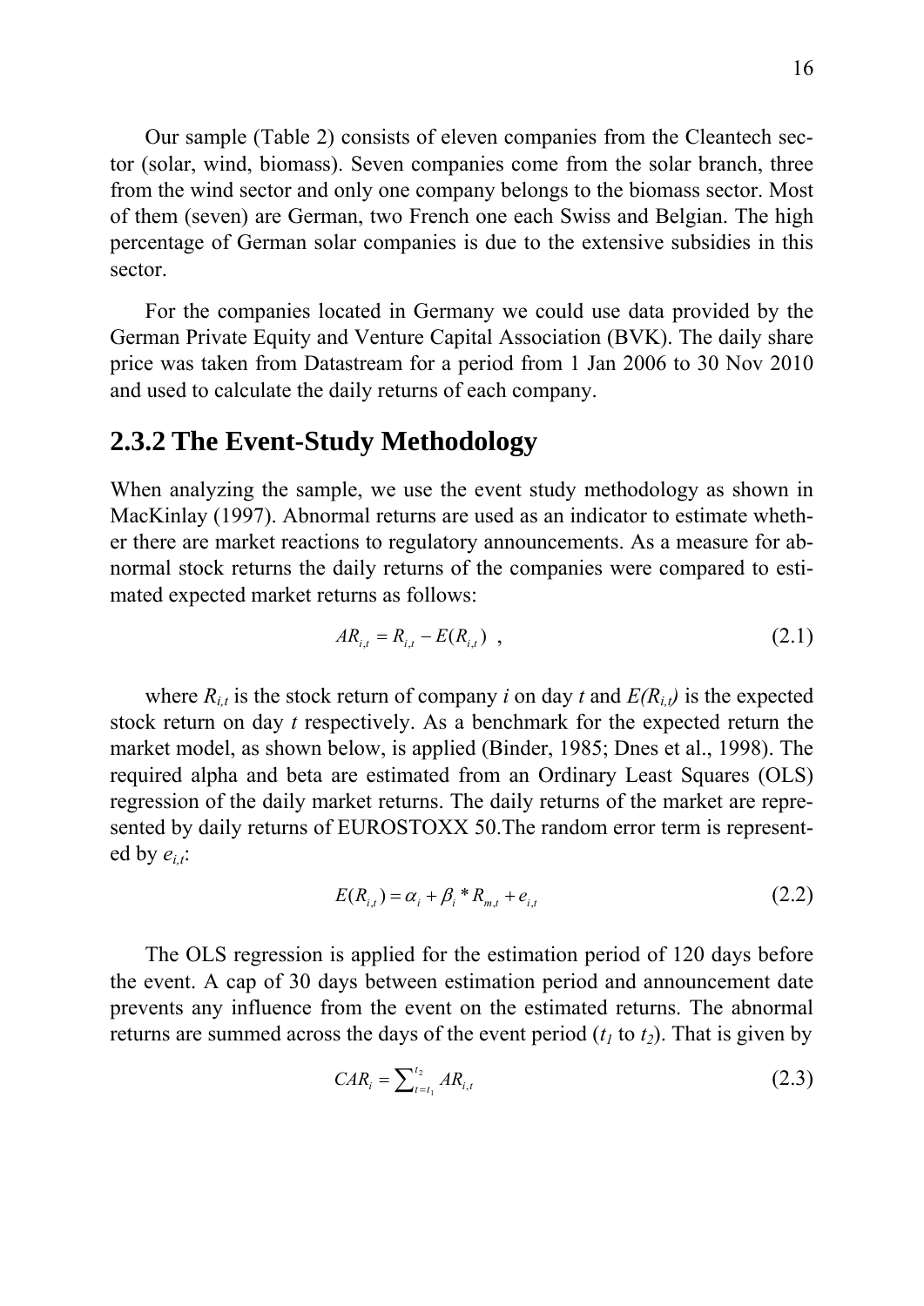Our sample (Table 2) consists of eleven companies from the Cleantech sector (solar, wind, biomass). Seven companies come from the solar branch, three from the wind sector and only one company belongs to the biomass sector. Most of them (seven) are German, two French one each Swiss and Belgian. The high percentage of German solar companies is due to the extensive subsidies in this sector.

For the companies located in Germany we could use data provided by the German Private Equity and Venture Capital Association (BVK). The daily share price was taken from Datastream for a period from 1 Jan 2006 to 30 Nov 2010 and used to calculate the daily returns of each company.

## 2.3.2 The Event-Study Methodology

When analyzing the sample, we use the event study methodology as shown in MacKinlay (1997). Abnormal returns are used as an indicator to estimate whether there are market reactions to regulatory announcements. As a measure for abnormal stock returns the daily returns of the companies were compared to estimated expected market returns as follows:

$$AR_{i,t} = R_{i,t} - E(R_{i,t}) \quad , \tag{2.1}$$

where $R_{i,t}$ is the stock return of company $i$ on day $t$ and $E(R_{i,t})$ is the expected stock return on day $t$ respectively. As a benchmark for the expected return the market model, as shown below, is applied (Binder, 1985; Dnes et al., 1998). The required alpha and beta are estimated from an Ordinary Least Squares (OLS) regression of the daily market returns. The daily returns of the market are represented by daily returns of EUROSTOXX 50.The random error term is represented by $e_{i,t}$:

$$E(R_{i,t}) = \alpha_i + \beta_i * R_{m,t} + e_{i,t} \tag{2.2}$$

The OLS regression is applied for the estimation period of 120 days before the event. A cap of 30 days between estimation period and announcement date prevents any influence from the event on the estimated returns. The abnormal returns are summed across the days of the event period ($t_1$ to $t_2$). That is given by

$$CAR_i = \sum_{t=t_1}^{t_2} AR_{i,t} \tag{2.3}$$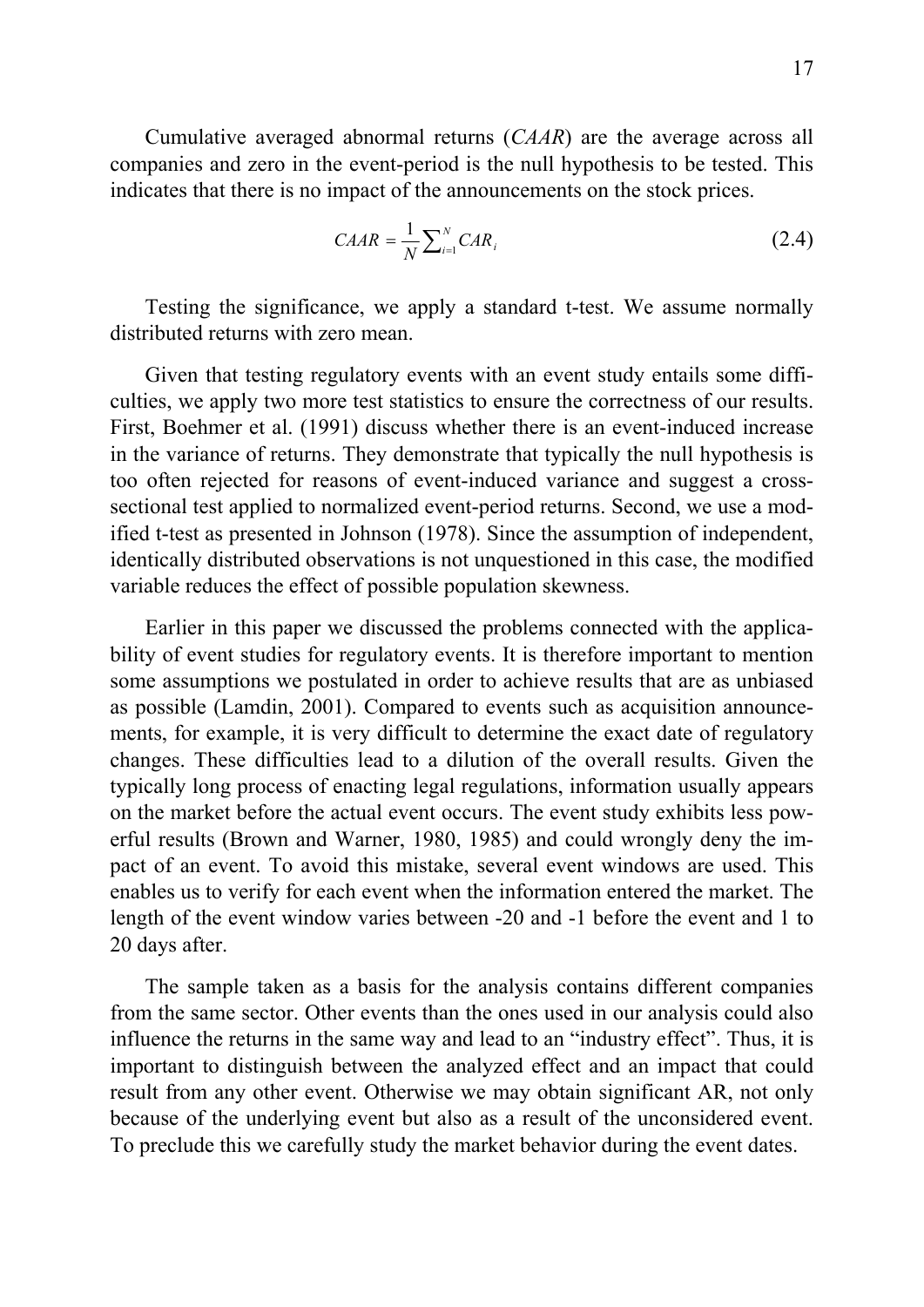Cumulative averaged abnormal returns (*CAAR*) are the average across all companies and zero in the event-period is the null hypothesis to be tested. This indicates that there is no impact of the announcements on the stock prices.

$$CAAR = \frac{1}{N}\sum_{i=1}^{N} CAR_i \tag{2.4}$$

Testing the significance, we apply a standard t-test. We assume normally distributed returns with zero mean.

Given that testing regulatory events with an event study entails some difficulties, we apply two more test statistics to ensure the correctness of our results. First, Boehmer et al. (1991) discuss whether there is an event-induced increase in the variance of returns. They demonstrate that typically the null hypothesis is too often rejected for reasons of event-induced variance and suggest a cross-sectional test applied to normalized event-period returns. Second, we use a modified t-test as presented in Johnson (1978). Since the assumption of independent, identically distributed observations is not unquestioned in this case, the modified variable reduces the effect of possible population skewness.

Earlier in this paper we discussed the problems connected with the applicability of event studies for regulatory events. It is therefore important to mention some assumptions we postulated in order to achieve results that are as unbiased as possible (Lamdin, 2001). Compared to events such as acquisition announcements, for example, it is very difficult to determine the exact date of regulatory changes. These difficulties lead to a dilution of the overall results. Given the typically long process of enacting legal regulations, information usually appears on the market before the actual event occurs. The event study exhibits less powerful results (Brown and Warner, 1980, 1985) and could wrongly deny the impact of an event. To avoid this mistake, several event windows are used. This enables us to verify for each event when the information entered the market. The length of the event window varies between -20 and -1 before the event and 1 to 20 days after.

The sample taken as a basis for the analysis contains different companies from the same sector. Other events than the ones used in our analysis could also influence the returns in the same way and lead to an "industry effect". Thus, it is important to distinguish between the analyzed effect and an impact that could result from any other event. Otherwise we may obtain significant AR, not only because of the underlying event but also as a result of the unconsidered event. To preclude this we carefully study the market behavior during the event dates.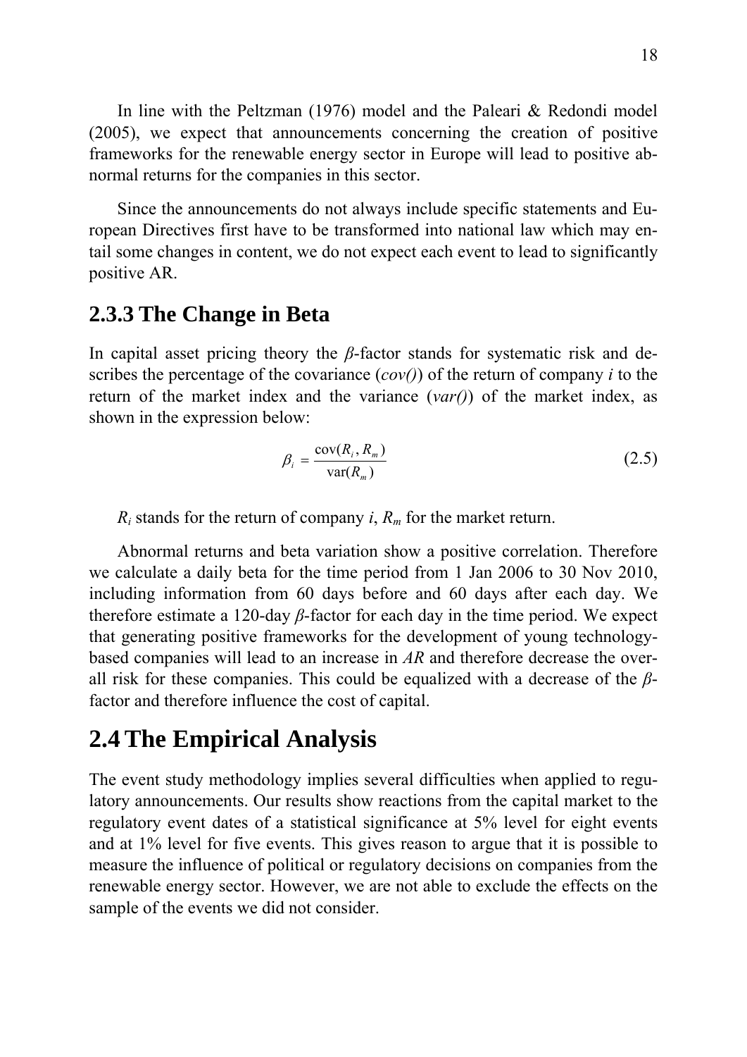In line with the Peltzman (1976) model and the Paleari & Redondi model (2005), we expect that announcements concerning the creation of positive frameworks for the renewable energy sector in Europe will lead to positive abnormal returns for the companies in this sector.

Since the announcements do not always include specific statements and European Directives first have to be transformed into national law which may entail some changes in content, we do not expect each event to lead to significantly positive AR.

### 2.3.3 The Change in Beta

In capital asset pricing theory the *β*-factor stands for systematic risk and describes the percentage of the covariance (*cov()*) of the return of company *i* to the return of the market index and the variance (*var()*) of the market index, as shown in the expression below:

$$\beta_i = \frac{\text{cov}(R_i, R_m)}{\text{var}(R_m)} \tag{2.5}$$

$R_i$ stands for the return of company *i*, $R_m$ for the market return.

Abnormal returns and beta variation show a positive correlation. Therefore we calculate a daily beta for the time period from 1 Jan 2006 to 30 Nov 2010, including information from 60 days before and 60 days after each day. We therefore estimate a 120-day *β*-factor for each day in the time period. We expect that generating positive frameworks for the development of young technology-based companies will lead to an increase in *AR* and therefore decrease the overall risk for these companies. This could be equalized with a decrease of the *β*-factor and therefore influence the cost of capital.

## 2.4 The Empirical Analysis

The event study methodology implies several difficulties when applied to regulatory announcements. Our results show reactions from the capital market to the regulatory event dates of a statistical significance at 5% level for eight events and at 1% level for five events. This gives reason to argue that it is possible to measure the influence of political or regulatory decisions on companies from the renewable energy sector. However, we are not able to exclude the effects on the sample of the events we did not consider.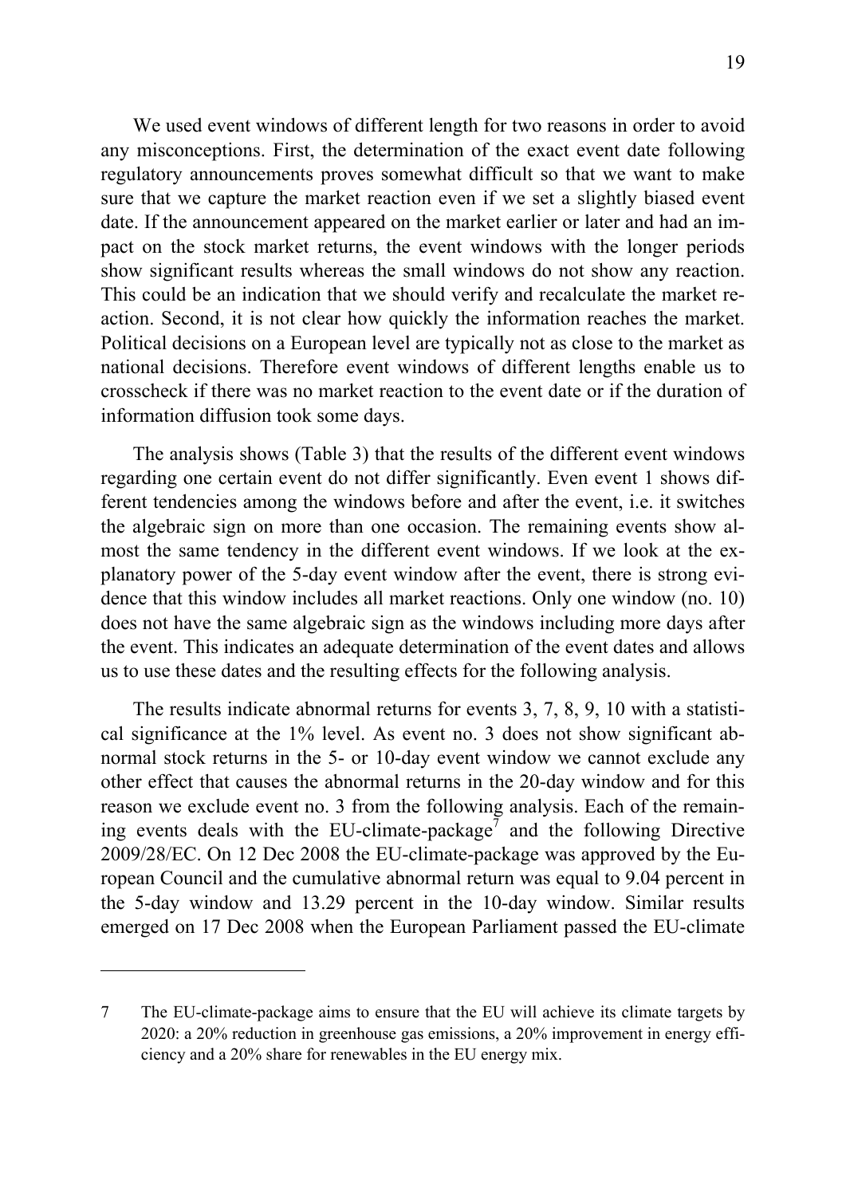We used event windows of different length for two reasons in order to avoid any misconceptions. First, the determination of the exact event date following regulatory announcements proves somewhat difficult so that we want to make sure that we capture the market reaction even if we set a slightly biased event date. If the announcement appeared on the market earlier or later and had an impact on the stock market returns, the event windows with the longer periods show significant results whereas the small windows do not show any reaction. This could be an indication that we should verify and recalculate the market reaction. Second, it is not clear how quickly the information reaches the market. Political decisions on a European level are typically not as close to the market as national decisions. Therefore event windows of different lengths enable us to crosscheck if there was no market reaction to the event date or if the duration of information diffusion took some days.

The analysis shows (Table 3) that the results of the different event windows regarding one certain event do not differ significantly. Even event 1 shows different tendencies among the windows before and after the event, i.e. it switches the algebraic sign on more than one occasion. The remaining events show almost the same tendency in the different event windows. If we look at the explanatory power of the 5-day event window after the event, there is strong evidence that this window includes all market reactions. Only one window (no. 10) does not have the same algebraic sign as the windows including more days after the event. This indicates an adequate determination of the event dates and allows us to use these dates and the resulting effects for the following analysis.

The results indicate abnormal returns for events 3, 7, 8, 9, 10 with a statistical significance at the 1% level. As event no. 3 does not show significant abnormal stock returns in the 5- or 10-day event window we cannot exclude any other effect that causes the abnormal returns in the 20-day window and for this reason we exclude event no. 3 from the following analysis. Each of the remaining events deals with the EU-climate-package[7] and the following Directive 2009/28/EC. On 12 Dec 2008 the EU-climate-package was approved by the European Council and the cumulative abnormal return was equal to 9.04 percent in the 5-day window and 13.29 percent in the 10-day window. Similar results emerged on 17 Dec 2008 when the European Parliament passed the EU-climate

---

7 The EU-climate-package aims to ensure that the EU will achieve its climate targets by 2020: a 20% reduction in greenhouse gas emissions, a 20% improvement in energy efficiency and a 20% share for renewables in the EU energy mix.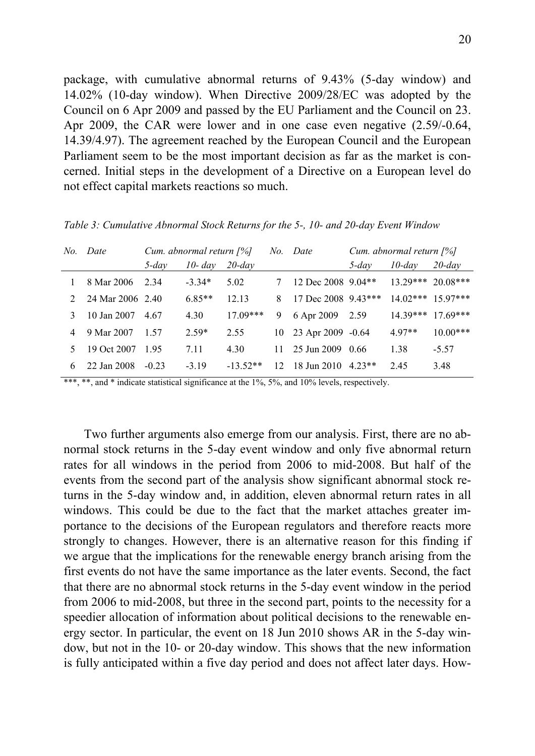package, with cumulative abnormal returns of 9.43% (5-day window) and 14.02% (10-day window). When Directive 2009/28/EC was adopted by the Council on 6 Apr 2009 and passed by the EU Parliament and the Council on 23. Apr 2009, the CAR were lower and in one case even negative (2.59/-0.64, 14.39/4.97). The agreement reached by the European Council and the European Parliament seem to be the most important decision as far as the market is concerned. Initial steps in the development of a Directive on a European level do not effect capital markets reactions so much.

*Table 3: Cumulative Abnormal Stock Returns for the 5-, 10- and 20-day Event Window*

| *No.* | *Date* | *Cum. abnormal return [%]* | | | *No.* | *Date* | *Cum. abnormal return [%]* | | |
|---|---|---|---|---|---|---|---|---|---|
| | | *5-day* | *10- day* | *20-day* | | | *5-day* | *10-day* | *20-day* |
| 1 | 8 Mar 2006 | 2.34 | -3.34* | 5.02 | 7 | 12 Dec 2008 | 9.04** | 13.29*** | 20.08*** |
| 2 | 24 Mar 2006 | 2.40 | 6.85** | 12.13 | 8 | 17 Dec 2008 | 9.43*** | 14.02*** | 15.97*** |
| 3 | 10 Jan 2007 | 4.67 | 4.30 | 17.09*** | 9 | 6 Apr 2009 | 2.59 | 14.39*** | 17.69*** |
| 4 | 9 Mar 2007 | 1.57 | 2.59* | 2.55 | 10 | 23 Apr 2009 | -0.64 | 4.97** | 10.00*** |
| 5 | 19 Oct 2007 | 1.95 | 7.11 | 4.30 | 11 | 25 Jun 2009 | 0.66 | 1.38 | -5.57 |
| 6 | 22 Jan 2008 | -0.23 | -3.19 | -13.52** | 12 | 18 Jun 2010 | 4.23** | 2.45 | 3.48 |

***, **, and * indicate statistical significance at the 1%, 5%, and 10% levels, respectively.

Two further arguments also emerge from our analysis. First, there are no abnormal stock returns in the 5-day event window and only five abnormal return rates for all windows in the period from 2006 to mid-2008. But half of the events from the second part of the analysis show significant abnormal stock returns in the 5-day window and, in addition, eleven abnormal return rates in all windows. This could be due to the fact that the market attaches greater importance to the decisions of the European regulators and therefore reacts more strongly to changes. However, there is an alternative reason for this finding if we argue that the implications for the renewable energy branch arising from the first events do not have the same importance as the later events. Second, the fact that there are no abnormal stock returns in the 5-day event window in the period from 2006 to mid-2008, but three in the second part, points to the necessity for a speedier allocation of information about political decisions to the renewable energy sector. In particular, the event on 18 Jun 2010 shows AR in the 5-day window, but not in the 10- or 20-day window. This shows that the new information is fully anticipated within a five day period and does not affect later days. How-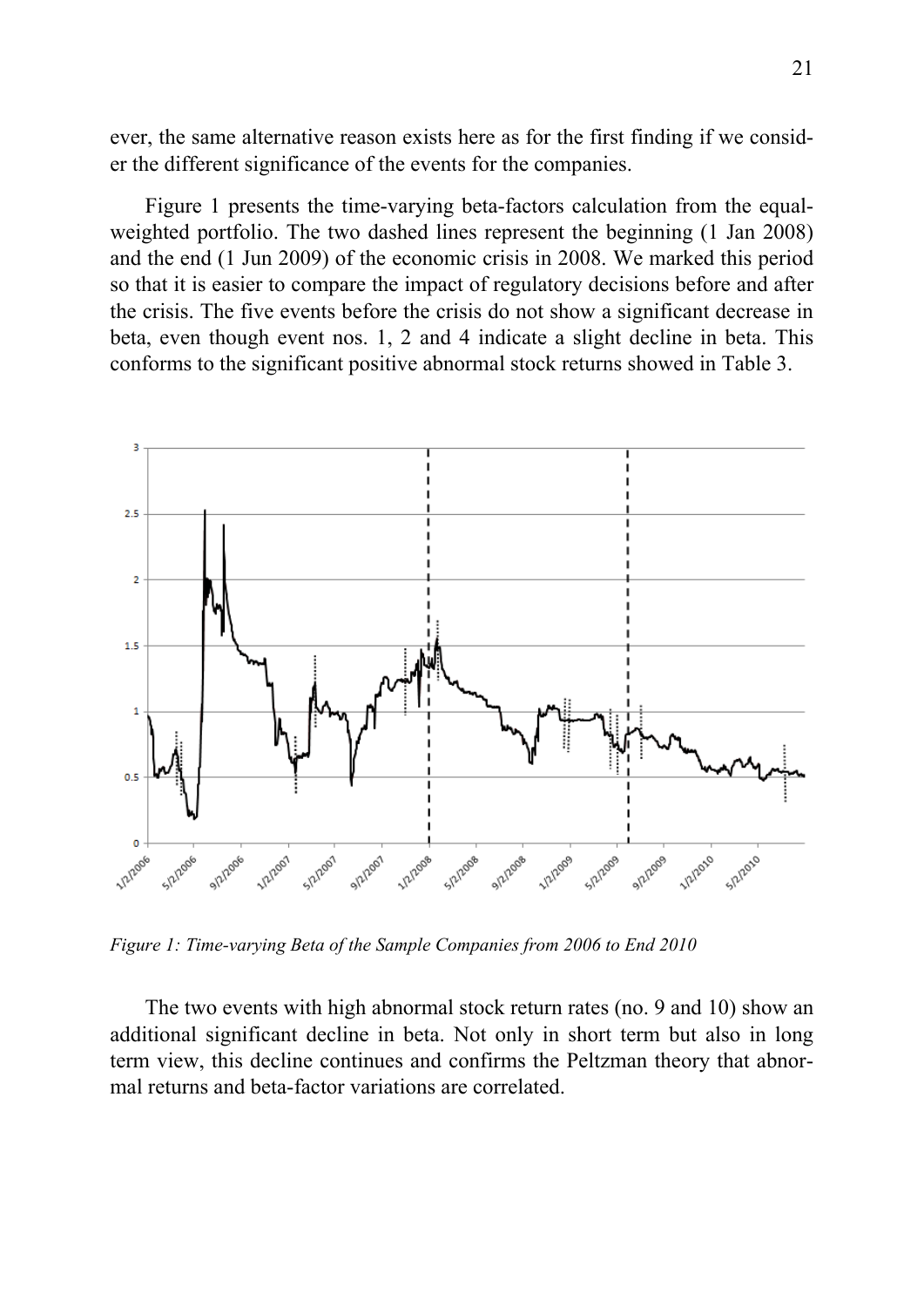ever, the same alternative reason exists here as for the first finding if we consider the different significance of the events for the companies.

Figure 1 presents the time-varying beta-factors calculation from the equal-weighted portfolio. The two dashed lines represent the beginning (1 Jan 2008) and the end (1 Jun 2009) of the economic crisis in 2008. We marked this period so that it is easier to compare the impact of regulatory decisions before and after the crisis. The five events before the crisis do not show a significant decrease in beta, even though event nos. 1, 2 and 4 indicate a slight decline in beta. This conforms to the significant positive abnormal stock returns showed in Table 3.

*Figure 1: Time-varying Beta of the Sample Companies from 2006 to End 2010*

The two events with high abnormal stock return rates (no. 9 and 10) show an additional significant decline in beta. Not only in short term but also in long term view, this decline continues and confirms the Peltzman theory that abnormal returns and beta-factor variations are correlated.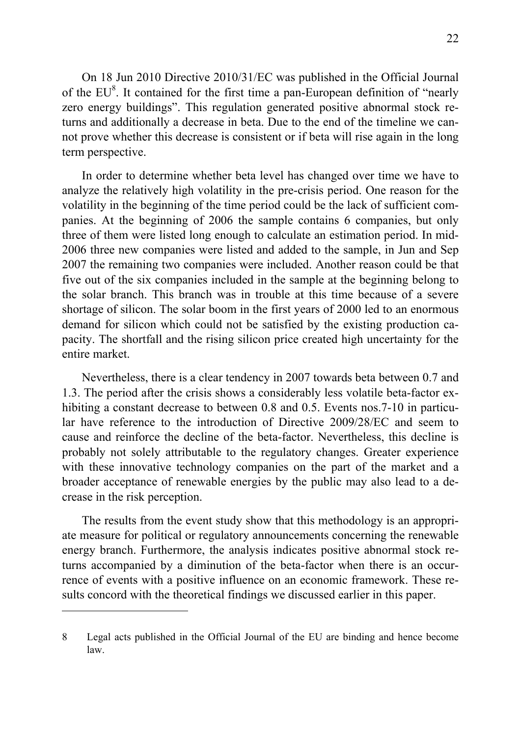On 18 Jun 2010 Directive 2010/31/EC was published in the Official Journal of the EU[8]. It contained for the first time a pan-European definition of "nearly zero energy buildings". This regulation generated positive abnormal stock returns and additionally a decrease in beta. Due to the end of the timeline we cannot prove whether this decrease is consistent or if beta will rise again in the long term perspective.

In order to determine whether beta level has changed over time we have to analyze the relatively high volatility in the pre-crisis period. One reason for the volatility in the beginning of the time period could be the lack of sufficient companies. At the beginning of 2006 the sample contains 6 companies, but only three of them were listed long enough to calculate an estimation period. In mid-2006 three new companies were listed and added to the sample, in Jun and Sep 2007 the remaining two companies were included. Another reason could be that five out of the six companies included in the sample at the beginning belong to the solar branch. This branch was in trouble at this time because of a severe shortage of silicon. The solar boom in the first years of 2000 led to an enormous demand for silicon which could not be satisfied by the existing production capacity. The shortfall and the rising silicon price created high uncertainty for the entire market.

Nevertheless, there is a clear tendency in 2007 towards beta between 0.7 and 1.3. The period after the crisis shows a considerably less volatile beta-factor exhibiting a constant decrease to between 0.8 and 0.5. Events nos.7-10 in particular have reference to the introduction of Directive 2009/28/EC and seem to cause and reinforce the decline of the beta-factor. Nevertheless, this decline is probably not solely attributable to the regulatory changes. Greater experience with these innovative technology companies on the part of the market and a broader acceptance of renewable energies by the public may also lead to a decrease in the risk perception.

The results from the event study show that this methodology is an appropriate measure for political or regulatory announcements concerning the renewable energy branch. Furthermore, the analysis indicates positive abnormal stock returns accompanied by a diminution of the beta-factor when there is an occurrence of events with a positive influence on an economic framework. These results concord with the theoretical findings we discussed earlier in this paper.

---

8 Legal acts published in the Official Journal of the EU are binding and hence become law.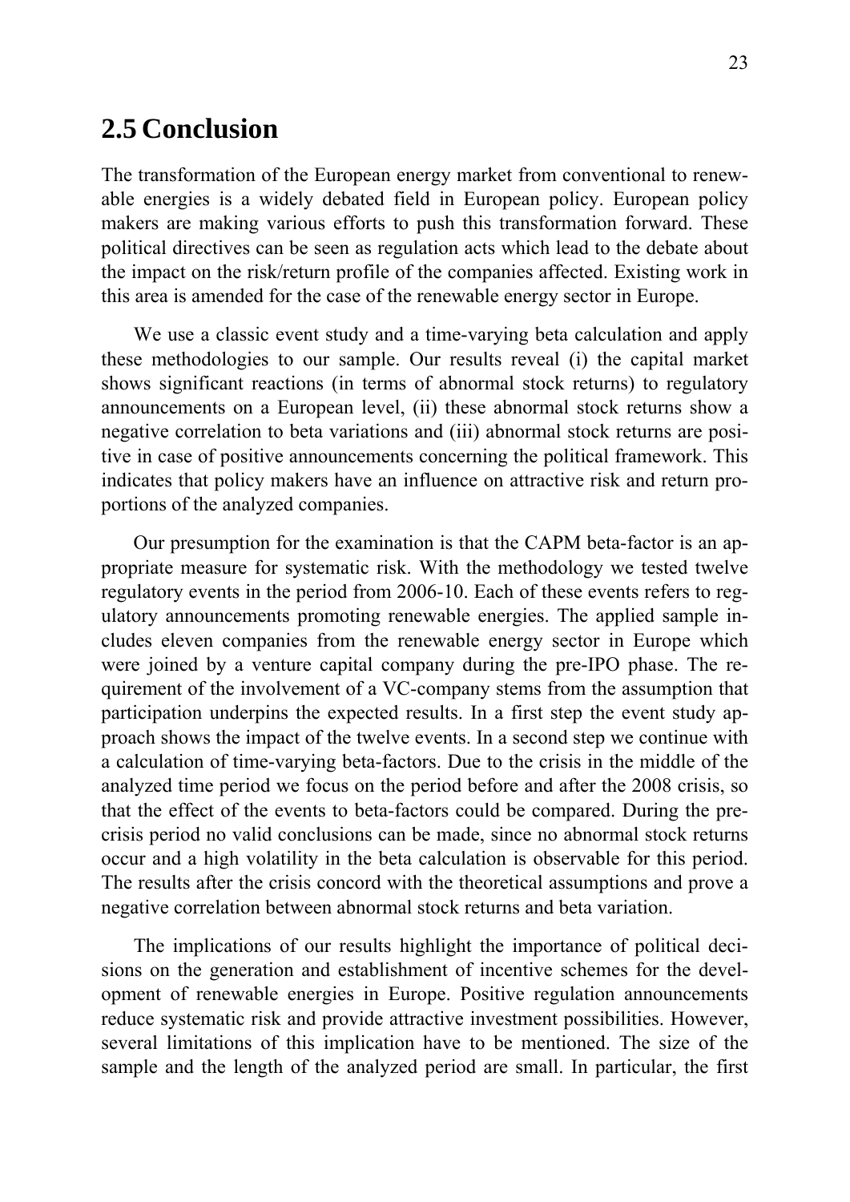## 2.5 Conclusion

The transformation of the European energy market from conventional to renewable energies is a widely debated field in European policy. European policy makers are making various efforts to push this transformation forward. These political directives can be seen as regulation acts which lead to the debate about the impact on the risk/return profile of the companies affected. Existing work in this area is amended for the case of the renewable energy sector in Europe.

We use a classic event study and a time-varying beta calculation and apply these methodologies to our sample. Our results reveal (i) the capital market shows significant reactions (in terms of abnormal stock returns) to regulatory announcements on a European level, (ii) these abnormal stock returns show a negative correlation to beta variations and (iii) abnormal stock returns are positive in case of positive announcements concerning the political framework. This indicates that policy makers have an influence on attractive risk and return proportions of the analyzed companies.

Our presumption for the examination is that the CAPM beta-factor is an appropriate measure for systematic risk. With the methodology we tested twelve regulatory events in the period from 2006-10. Each of these events refers to regulatory announcements promoting renewable energies. The applied sample includes eleven companies from the renewable energy sector in Europe which were joined by a venture capital company during the pre-IPO phase. The requirement of the involvement of a VC-company stems from the assumption that participation underpins the expected results. In a first step the event study approach shows the impact of the twelve events. In a second step we continue with a calculation of time-varying beta-factors. Due to the crisis in the middle of the analyzed time period we focus on the period before and after the 2008 crisis, so that the effect of the events to beta-factors could be compared. During the pre-crisis period no valid conclusions can be made, since no abnormal stock returns occur and a high volatility in the beta calculation is observable for this period. The results after the crisis concord with the theoretical assumptions and prove a negative correlation between abnormal stock returns and beta variation.

The implications of our results highlight the importance of political decisions on the generation and establishment of incentive schemes for the development of renewable energies in Europe. Positive regulation announcements reduce systematic risk and provide attractive investment possibilities. However, several limitations of this implication have to be mentioned. The size of the sample and the length of the analyzed period are small. In particular, the first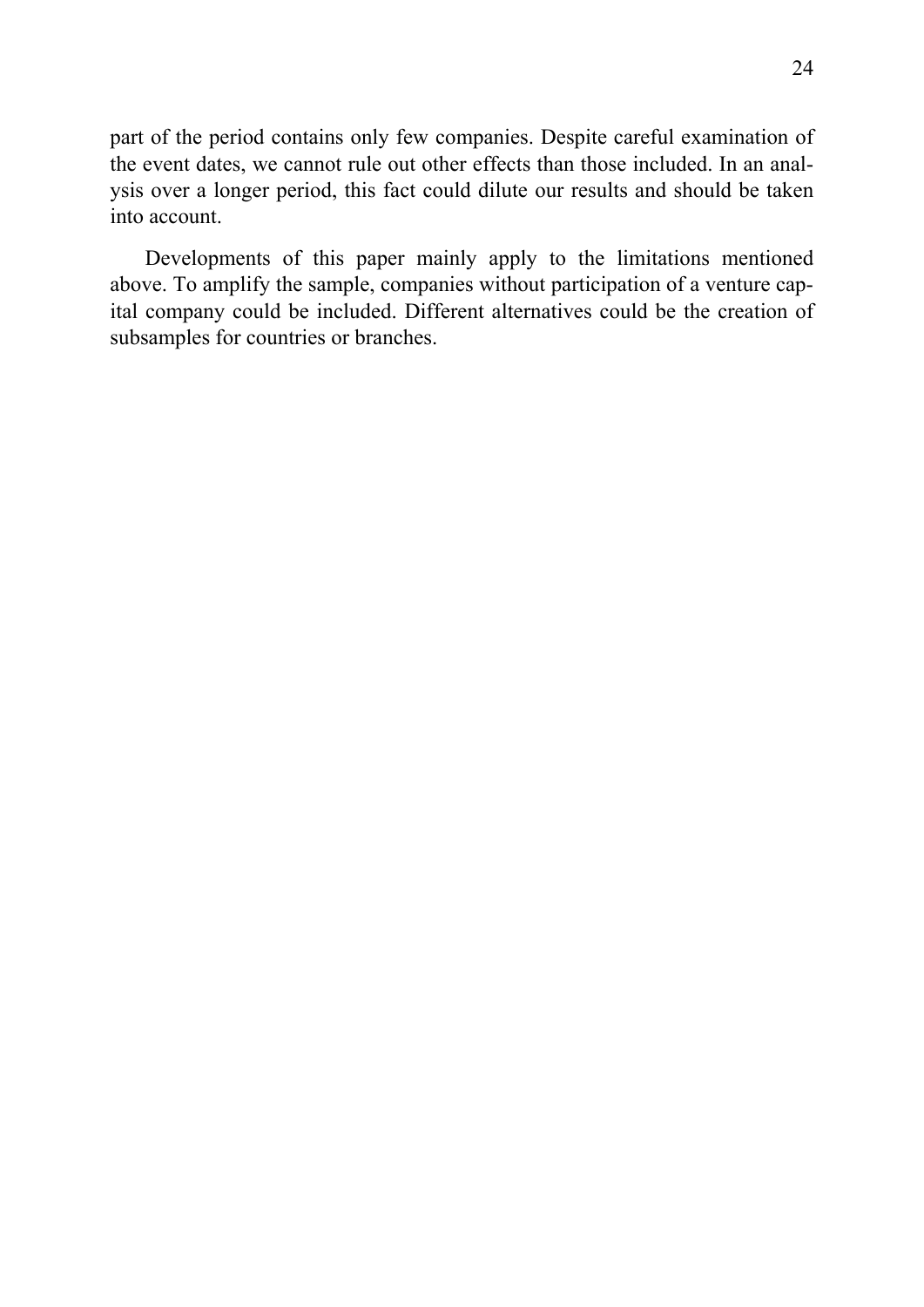part of the period contains only few companies. Despite careful examination of the event dates, we cannot rule out other effects than those included. In an analysis over a longer period, this fact could dilute our results and should be taken into account.

Developments of this paper mainly apply to the limitations mentioned above. To amplify the sample, companies without participation of a venture capital company could be included. Different alternatives could be the creation of subsamples for countries or branches.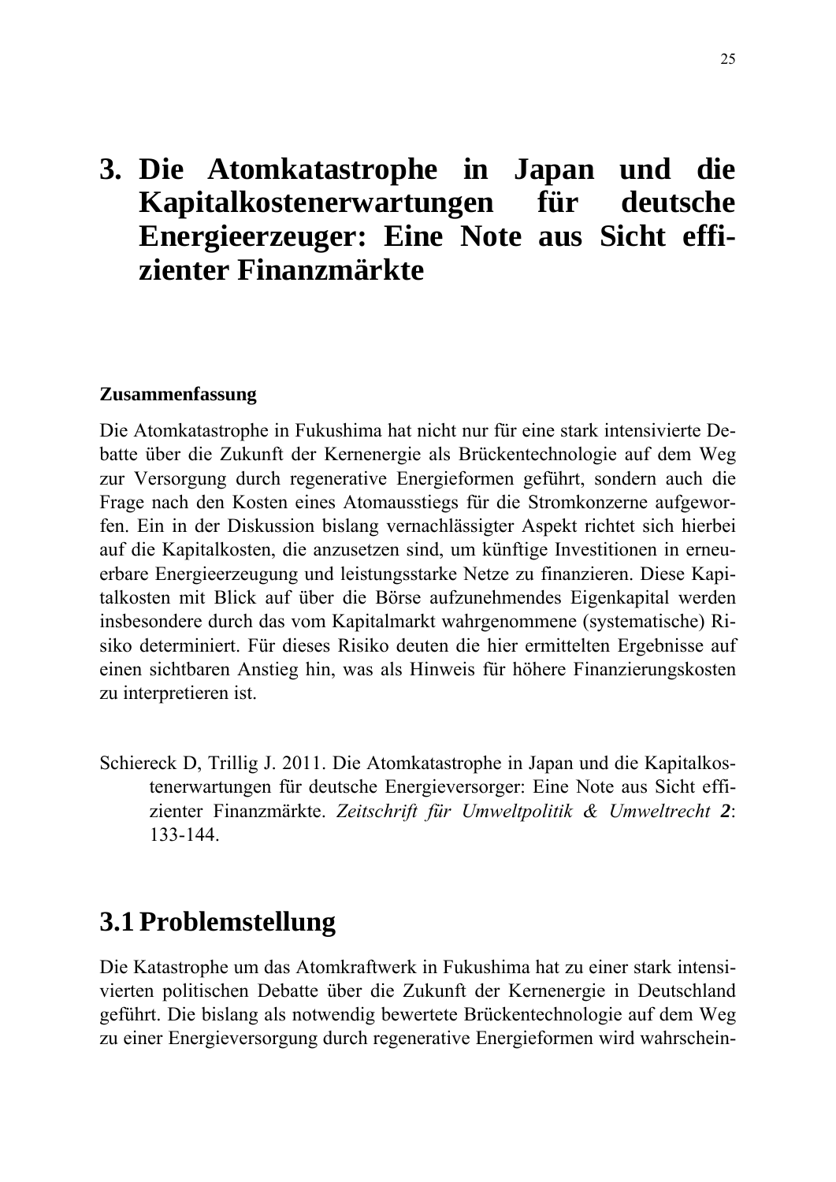# 3. Die Atomkatastrophe in Japan und die Kapitalkostenerwartungen für deutsche Energieerzeuger: Eine Note aus Sicht effizienter Finanzmärkte

**Zusammenfassung**

Die Atomkatastrophe in Fukushima hat nicht nur für eine stark intensivierte Debatte über die Zukunft der Kernenergie als Brückentechnologie auf dem Weg zur Versorgung durch regenerative Energieformen geführt, sondern auch die Frage nach den Kosten eines Atomausstiegs für die Stromkonzerne aufgeworfen. Ein in der Diskussion bislang vernachlässigter Aspekt richtet sich hierbei auf die Kapitalkosten, die anzusetzen sind, um künftige Investitionen in erneuerbare Energieerzeugung und leistungsstarke Netze zu finanzieren. Diese Kapitalkosten mit Blick auf über die Börse aufzunehmendes Eigenkapital werden insbesondere durch das vom Kapitalmarkt wahrgenommene (systematische) Risiko determiniert. Für dieses Risiko deuten die hier ermittelten Ergebnisse auf einen sichtbaren Anstieg hin, was als Hinweis für höhere Finanzierungskosten zu interpretieren ist.

Schiereck D, Trillig J. 2011. Die Atomkatastrophe in Japan und die Kapitalkostenerwartungen für deutsche Energieversorger: Eine Note aus Sicht effizienter Finanzmärkte. *Zeitschrift für Umweltpolitik & Umweltrecht* ***2***: 133-144.

## 3.1 Problemstellung

Die Katastrophe um das Atomkraftwerk in Fukushima hat zu einer stark intensivierten politischen Debatte über die Zukunft der Kernenergie in Deutschland geführt. Die bislang als notwendig bewertete Brückentechnologie auf dem Weg zu einer Energieversorgung durch regenerative Energieformen wird wahrschein-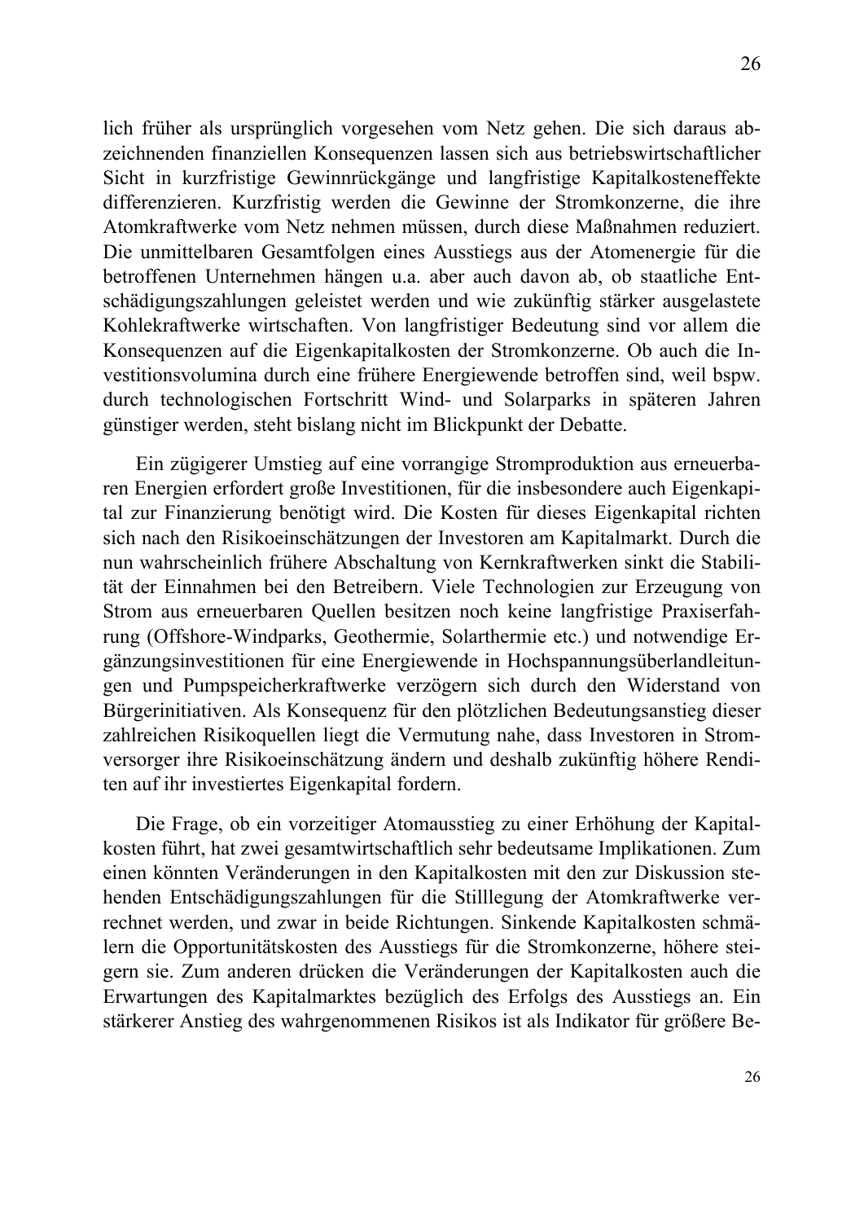lich früher als ursprünglich vorgesehen vom Netz gehen. Die sich daraus abzeichnenden finanziellen Konsequenzen lassen sich aus betriebswirtschaftlicher Sicht in kurzfristige Gewinnrückgänge und langfristige Kapitalkosteneffekte differenzieren. Kurzfristig werden die Gewinne der Stromkonzerne, die ihre Atomkraftwerke vom Netz nehmen müssen, durch diese Maßnahmen reduziert. Die unmittelbaren Gesamtfolgen eines Ausstiegs aus der Atomenergie für die betroffenen Unternehmen hängen u.a. aber auch davon ab, ob staatliche Entschädigungszahlungen geleistet werden und wie zukünftig stärker ausgelastete Kohlekraftwerke wirtschaften. Von langfristiger Bedeutung sind vor allem die Konsequenzen auf die Eigenkapitalkosten der Stromkonzerne. Ob auch die Investitionsvolumina durch eine frühere Energiewende betroffen sind, weil bspw. durch technologischen Fortschritt Wind- und Solarparks in späteren Jahren günstiger werden, steht bislang nicht im Blickpunkt der Debatte.

Ein zügigerer Umstieg auf eine vorrangige Stromproduktion aus erneuerbaren Energien erfordert große Investitionen, für die insbesondere auch Eigenkapital zur Finanzierung benötigt wird. Die Kosten für dieses Eigenkapital richten sich nach den Risikoeinschätzungen der Investoren am Kapitalmarkt. Durch die nun wahrscheinlich frühere Abschaltung von Kernkraftwerken sinkt die Stabilität der Einnahmen bei den Betreibern. Viele Technologien zur Erzeugung von Strom aus erneuerbaren Quellen besitzen noch keine langfristige Praxiserfahrung (Offshore-Windparks, Geothermie, Solarthermie etc.) und notwendige Ergänzungsinvestitionen für eine Energiewende in Hochspannungsüberlandleitungen und Pumpspeicherkraftwerke verzögern sich durch den Widerstand von Bürgerinitiativen. Als Konsequenz für den plötzlichen Bedeutungsanstieg dieser zahlreichen Risikoquellen liegt die Vermutung nahe, dass Investoren in Stromversorger ihre Risikoeinschätzung ändern und deshalb zukünftig höhere Renditen auf ihr investiertes Eigenkapital fordern.

Die Frage, ob ein vorzeitiger Atomausstieg zu einer Erhöhung der Kapitalkosten führt, hat zwei gesamtwirtschaftlich sehr bedeutsame Implikationen. Zum einen könnten Veränderungen in den Kapitalkosten mit den zur Diskussion stehenden Entschädigungszahlungen für die Stilllegung der Atomkraftwerke verrechnet werden, und zwar in beide Richtungen. Sinkende Kapitalkosten schmälern die Opportunitätskosten des Ausstiegs für die Stromkonzerne, höhere steigern sie. Zum anderen drücken die Veränderungen der Kapitalkosten auch die Erwartungen des Kapitalmarktes bezüglich des Erfolgs des Ausstiegs an. Ein stärkerer Anstieg des wahrgenommenen Risikos ist als Indikator für größere Be-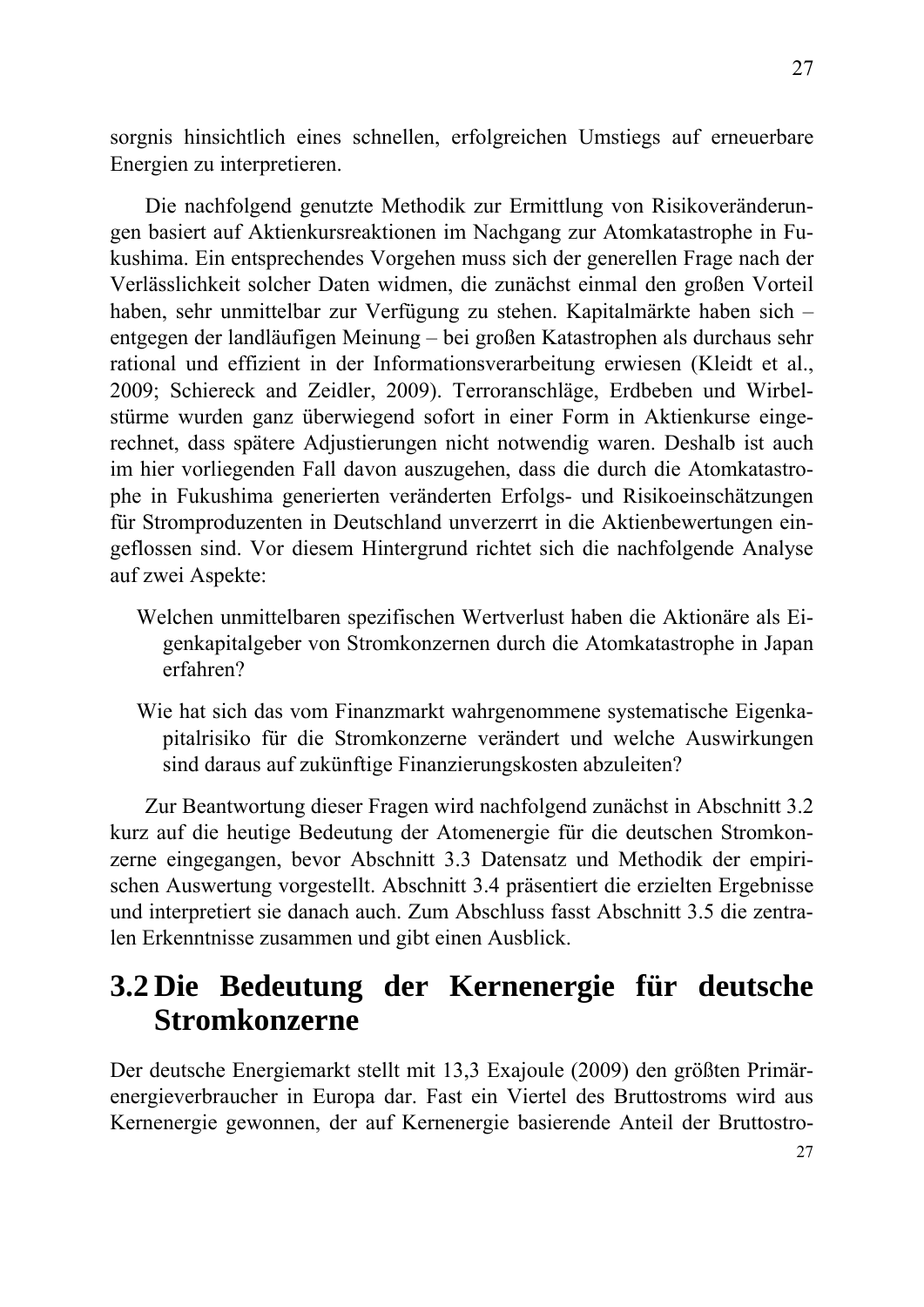sorgnis hinsichtlich eines schnellen, erfolgreichen Umstiegs auf erneuerbare Energien zu interpretieren.

Die nachfolgend genutzte Methodik zur Ermittlung von Risikoveränderungen basiert auf Aktienkursreaktionen im Nachgang zur Atomkatastrophe in Fukushima. Ein entsprechendes Vorgehen muss sich der generellen Frage nach der Verlässlichkeit solcher Daten widmen, die zunächst einmal den großen Vorteil haben, sehr unmittelbar zur Verfügung zu stehen. Kapitalmärkte haben sich – entgegen der landläufigen Meinung – bei großen Katastrophen als durchaus sehr rational und effizient in der Informationsverarbeitung erwiesen (Kleidt et al., 2009; Schiereck and Zeidler, 2009). Terroranschläge, Erdbeben und Wirbelstürme wurden ganz überwiegend sofort in einer Form in Aktienkurse eingerechnet, dass spätere Adjustierungen nicht notwendig waren. Deshalb ist auch im hier vorliegenden Fall davon auszugehen, dass die durch die Atomkatastrophe in Fukushima generierten veränderten Erfolgs- und Risikoeinschätzungen für Stromproduzenten in Deutschland unverzerrt in die Aktienbewertungen eingeflossen sind. Vor diesem Hintergrund richtet sich die nachfolgende Analyse auf zwei Aspekte:

Welchen unmittelbaren spezifischen Wertverlust haben die Aktionäre als Eigenkapitalgeber von Stromkonzernen durch die Atomkatastrophe in Japan erfahren?

Wie hat sich das vom Finanzmarkt wahrgenommene systematische Eigenkapitalrisiko für die Stromkonzerne verändert und welche Auswirkungen sind daraus auf zukünftige Finanzierungskosten abzuleiten?

Zur Beantwortung dieser Fragen wird nachfolgend zunächst in Abschnitt 3.2 kurz auf die heutige Bedeutung der Atomenergie für die deutschen Stromkonzerne eingegangen, bevor Abschnitt 3.3 Datensatz und Methodik der empirischen Auswertung vorgestellt. Abschnitt 3.4 präsentiert die erzielten Ergebnisse und interpretiert sie danach auch. Zum Abschluss fasst Abschnitt 3.5 die zentralen Erkenntnisse zusammen und gibt einen Ausblick.

## 3.2 Die Bedeutung der Kernenergie für deutsche Stromkonzerne

Der deutsche Energiemarkt stellt mit 13,3 Exajoule (2009) den größten Primärenergieverbraucher in Europa dar. Fast ein Viertel des Bruttostroms wird aus Kernenergie gewonnen, der auf Kernenergie basierende Anteil der Bruttostro-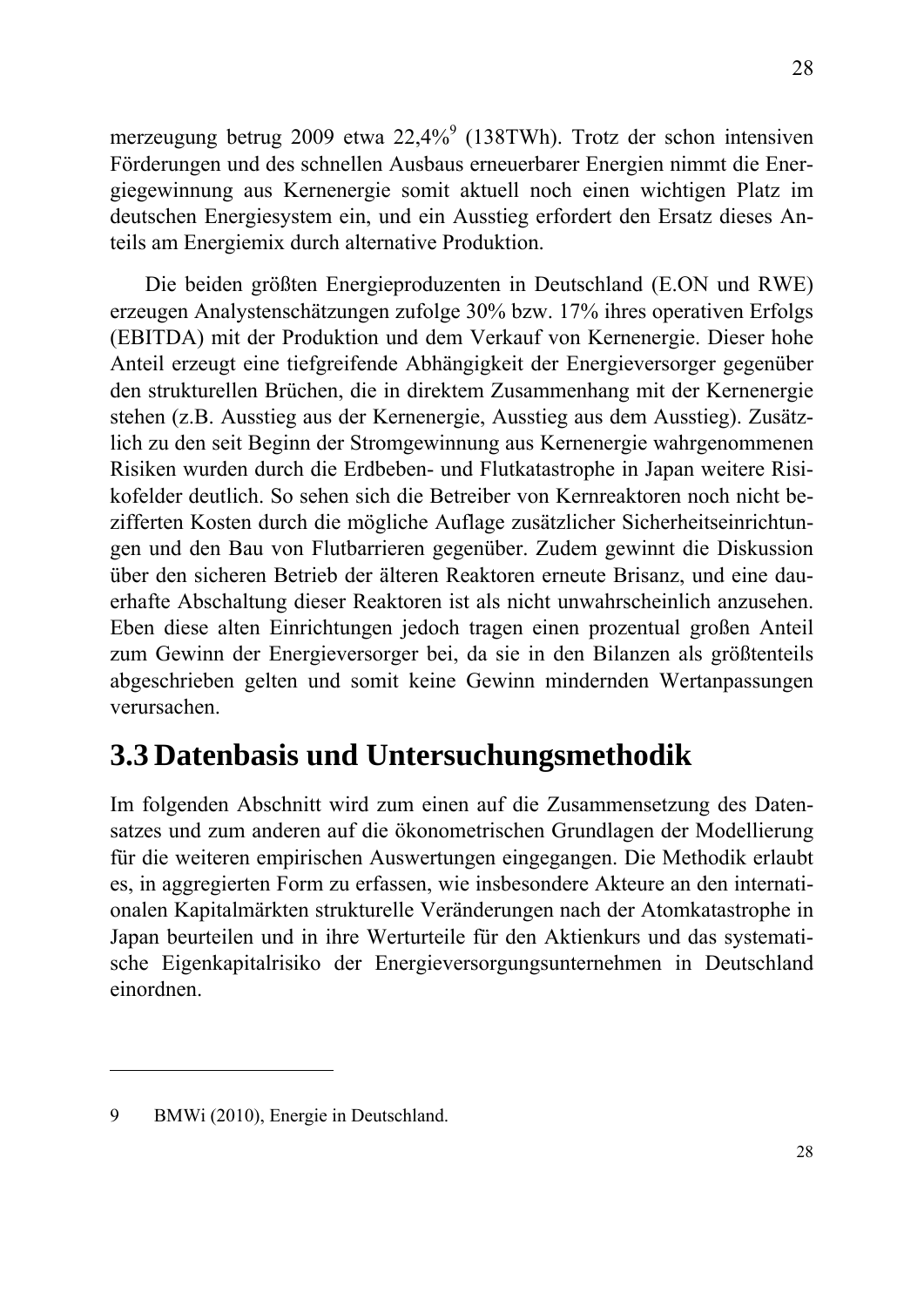merzeugung betrug 2009 etwa 22,4%[9] (138TWh). Trotz der schon intensiven Förderungen und des schnellen Ausbaus erneuerbarer Energien nimmt die Energiegewinnung aus Kernenergie somit aktuell noch einen wichtigen Platz im deutschen Energiesystem ein, und ein Ausstieg erfordert den Ersatz dieses Anteils am Energiemix durch alternative Produktion.

Die beiden größten Energieproduzenten in Deutschland (E.ON und RWE) erzeugen Analystenschätzungen zufolge 30% bzw. 17% ihres operativen Erfolgs (EBITDA) mit der Produktion und dem Verkauf von Kernenergie. Dieser hohe Anteil erzeugt eine tiefgreifende Abhängigkeit der Energieversorger gegenüber den strukturellen Brüchen, die in direktem Zusammenhang mit der Kernenergie stehen (z.B. Ausstieg aus der Kernenergie, Ausstieg aus dem Ausstieg). Zusätzlich zu den seit Beginn der Stromgewinnung aus Kernenergie wahrgenommenen Risiken wurden durch die Erdbeben- und Flutkatastrophe in Japan weitere Risikofelder deutlich. So sehen sich die Betreiber von Kernreaktoren noch nicht bezifferten Kosten durch die mögliche Auflage zusätzlicher Sicherheitseinrichtungen und den Bau von Flutbarrieren gegenüber. Zudem gewinnt die Diskussion über den sicheren Betrieb der älteren Reaktoren erneute Brisanz, und eine dauerhafte Abschaltung dieser Reaktoren ist als nicht unwahrscheinlich anzusehen. Eben diese alten Einrichtungen jedoch tragen einen prozentual großen Anteil zum Gewinn der Energieversorger bei, da sie in den Bilanzen als größtenteils abgeschrieben gelten und somit keine Gewinn mindernden Wertanpassungen verursachen.

## 3.3 Datenbasis und Untersuchungsmethodik

Im folgenden Abschnitt wird zum einen auf die Zusammensetzung des Datensatzes und zum anderen auf die ökonometrischen Grundlagen der Modellierung für die weiteren empirischen Auswertungen eingegangen. Die Methodik erlaubt es, in aggregierten Form zu erfassen, wie insbesondere Akteure an den internationalen Kapitalmärkten strukturelle Veränderungen nach der Atomkatastrophe in Japan beurteilen und in ihre Werturteile für den Aktienkurs und das systematische Eigenkapitalrisiko der Energieversorgungsunternehmen in Deutschland einordnen.

---

9 BMWi (2010), Energie in Deutschland.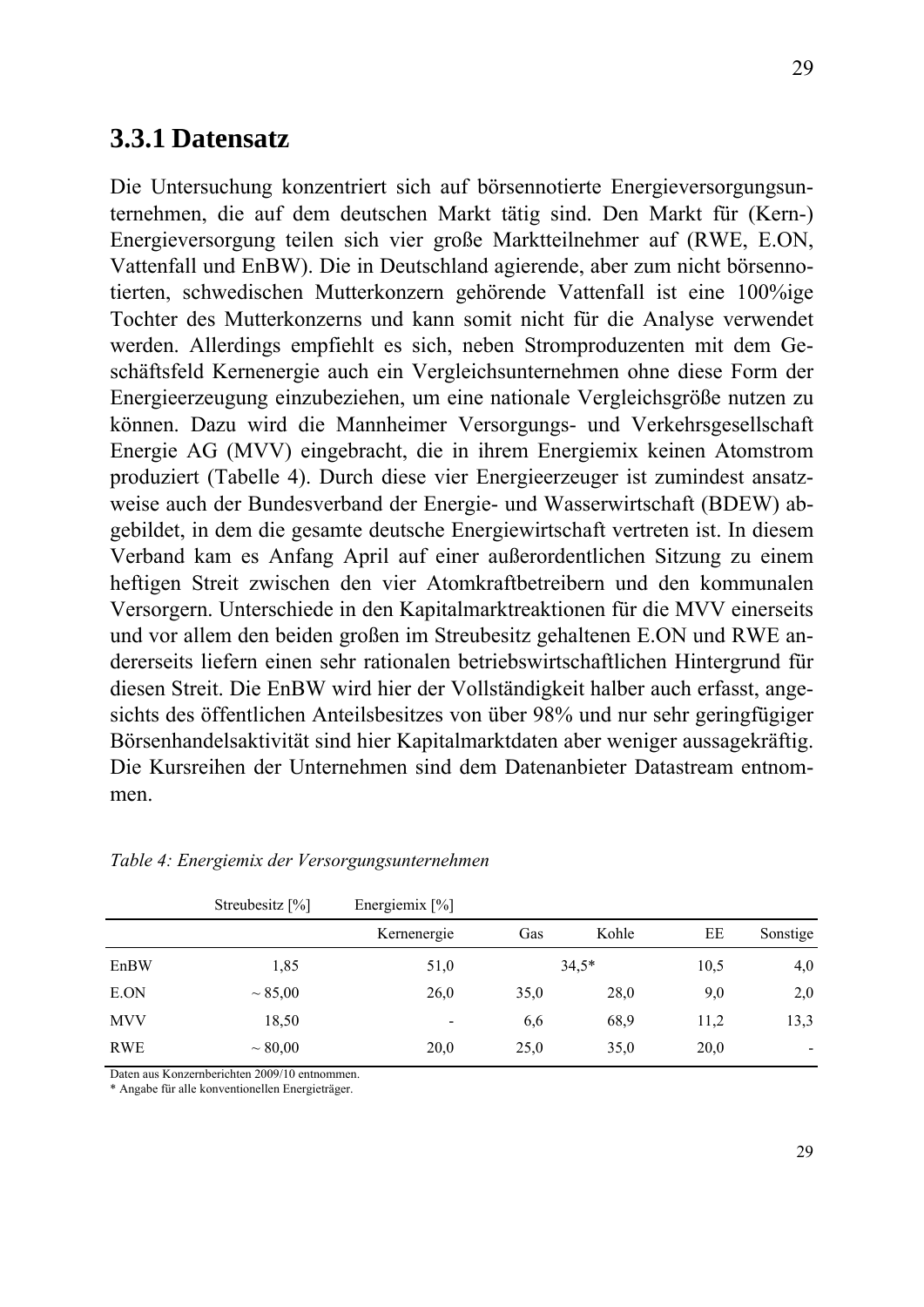### 3.3.1 Datensatz

Die Untersuchung konzentriert sich auf börsennotierte Energieversorgungsunternehmen, die auf dem deutschen Markt tätig sind. Den Markt für (Kern-) Energieversorgung teilen sich vier große Marktteilnehmer auf (RWE, E.ON, Vattenfall und EnBW). Die in Deutschland agierende, aber zum nicht börsennotierten, schwedischen Mutterkonzern gehörende Vattenfall ist eine 100%ige Tochter des Mutterkonzerns und kann somit nicht für die Analyse verwendet werden. Allerdings empfiehlt es sich, neben Stromproduzenten mit dem Geschäftsfeld Kernenergie auch ein Vergleichsunternehmen ohne diese Form der Energieerzeugung einzubeziehen, um eine nationale Vergleichsgröße nutzen zu können. Dazu wird die Mannheimer Versorgungs- und Verkehrsgesellschaft Energie AG (MVV) eingebracht, die in ihrem Energiemix keinen Atomstrom produziert (Tabelle 4). Durch diese vier Energieerzeuger ist zumindest ansatzweise auch der Bundesverband der Energie- und Wasserwirtschaft (BDEW) abgebildet, in dem die gesamte deutsche Energiewirtschaft vertreten ist. In diesem Verband kam es Anfang April auf einer außerordentlichen Sitzung zu einem heftigen Streit zwischen den vier Atomkraftbetreibern und den kommunalen Versorgern. Unterschiede in den Kapitalmarktreaktionen für die MVV einerseits und vor allem den beiden großen im Streubesitz gehaltenen E.ON und RWE andererseits liefern einen sehr rationalen betriebswirtschaftlichen Hintergrund für diesen Streit. Die EnBW wird hier der Vollständigkeit halber auch erfasst, angesichts des öffentlichen Anteilsbesitzes von über 98% und nur sehr geringfügiger Börsenhandelsaktivität sind hier Kapitalmarktdaten aber weniger aussagekräftig. Die Kursreihen der Unternehmen sind dem Datenanbieter Datastream entnommen.

*Table 4: Energiemix der Versorgungsunternehmen*

| | Streubesitz [%] | Energiemix [%] | | | | |
|---|---|---|---|---|---|---|
| | | Kernenergie | Gas | Kohle | EE | Sonstige |
| EnBW | 1,85 | 51,0 | 34,5* | | 10,5 | 4,0 |
| E.ON | ~ 85,00 | 26,0 | 35,0 | 28,0 | 9,0 | 2,0 |
| MVV | 18,50 | - | 6,6 | 68,9 | 11,2 | 13,3 |
| RWE | ~ 80,00 | 20,0 | 25,0 | 35,0 | 20,0 | - |

Daten aus Konzernberichten 2009/10 entnommen.
* Angabe für alle konventionellen Energieträger.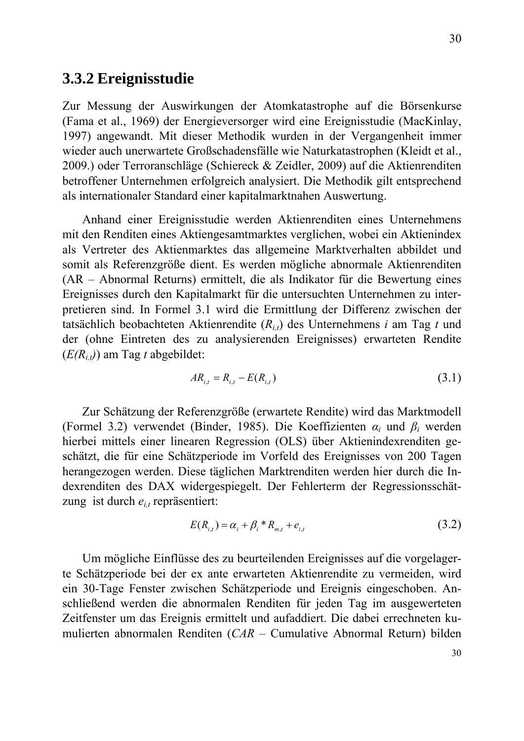### 3.3.2 Ereignisstudie

Zur Messung der Auswirkungen der Atomkatastrophe auf die Börsenkurse (Fama et al., 1969) der Energieversorger wird eine Ereignisstudie (MacKinlay, 1997) angewandt. Mit dieser Methodik wurden in der Vergangenheit immer wieder auch unerwartete Großschadensfälle wie Naturkatastrophen (Kleidt et al., 2009.) oder Terroranschläge (Schiereck & Zeidler, 2009) auf die Aktienrenditen betroffener Unternehmen erfolgreich analysiert. Die Methodik gilt entsprechend als internationaler Standard einer kapitalmarktnahen Auswertung.

Anhand einer Ereignisstudie werden Aktienrenditen eines Unternehmens mit den Renditen eines Aktiengesamtmarktes verglichen, wobei ein Aktienindex als Vertreter des Aktienmarktes das allgemeine Marktverhalten abbildet und somit als Referenzgröße dient. Es werden mögliche abnormale Aktienrenditen (AR – Abnormal Returns) ermittelt, die als Indikator für die Bewertung eines Ereignisses durch den Kapitalmarkt für die untersuchten Unternehmen zu interpretieren sind. In Formel 3.1 wird die Ermittlung der Differenz zwischen der tatsächlich beobachteten Aktienrendite ($R_{i,t}$) des Unternehmens $i$ am Tag $t$ und der (ohne Eintreten des zu analysierenden Ereignisses) erwarteten Rendite ($E(R_{i,t})$) am Tag $t$ abgebildet:

$$AR_{i,t} = R_{i,t} - E(R_{i,t}) \tag{3.1}$$

Zur Schätzung der Referenzgröße (erwartete Rendite) wird das Marktmodell (Formel 3.2) verwendet (Binder, 1985). Die Koeffizienten $\alpha_i$ und $\beta_i$ werden hierbei mittels einer linearen Regression (OLS) über Aktienindexrenditen geschätzt, die für eine Schätzperiode im Vorfeld des Ereignisses von 200 Tagen herangezogen werden. Diese täglichen Marktrenditen werden hier durch die Indexrenditen des DAX widergespiegelt. Der Fehlerterm der Regressionsschätzung ist durch $e_{i,t}$ repräsentiert:

$$E(R_{i,t}) = \alpha_i + \beta_i * R_{m,t} + e_{i,t} \tag{3.2}$$

Um mögliche Einflüsse des zu beurteilenden Ereignisses auf die vorgelagerte Schätzperiode bei der ex ante erwarteten Aktienrendite zu vermeiden, wird ein 30-Tage Fenster zwischen Schätzperiode und Ereignis eingeschoben. Anschließend werden die abnormalen Renditen für jeden Tag im ausgewerteten Zeitfenster um das Ereignis ermittelt und aufaddiert. Die dabei errechneten kumulierten abnormalen Renditen (*CAR* – Cumulative Abnormal Return) bilden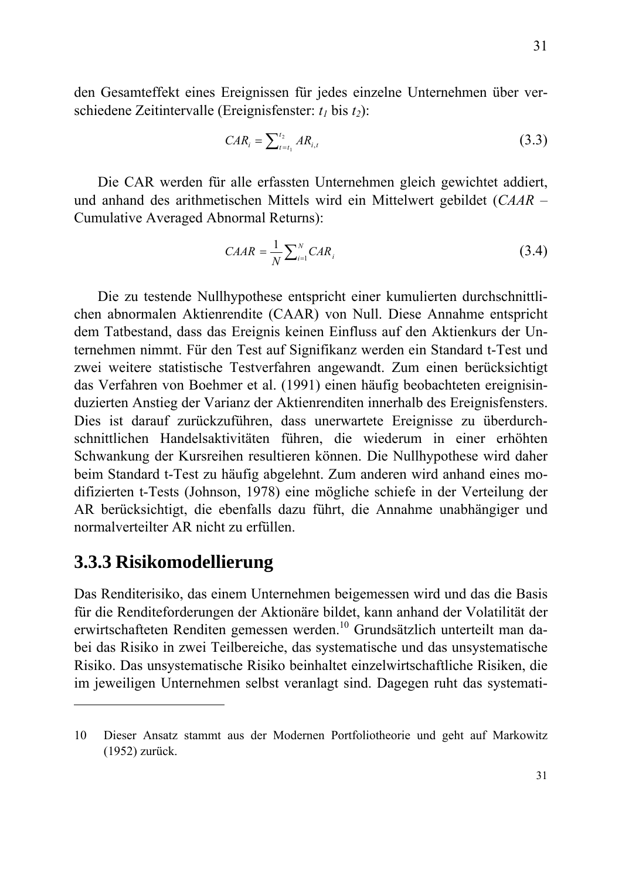den Gesamteffekt eines Ereignissen für jedes einzelne Unternehmen über verschiedene Zeitintervalle (Ereignisfenster: $t_1$ bis $t_2$):

$$CAR_i = \sum_{t=t_1}^{t_2} AR_{i,t} \tag{3.3}$$

Die CAR werden für alle erfassten Unternehmen gleich gewichtet addiert, und anhand des arithmetischen Mittels wird ein Mittelwert gebildet (*CAAR* – Cumulative Averaged Abnormal Returns):

$$CAAR = \frac{1}{N} \sum_{i=1}^{N} CAR_i \tag{3.4}$$

Die zu testende Nullhypothese entspricht einer kumulierten durchschnittlichen abnormalen Aktienrendite (CAAR) von Null. Diese Annahme entspricht dem Tatbestand, dass das Ereignis keinen Einfluss auf den Aktienkurs der Unternehmen nimmt. Für den Test auf Signifikanz werden ein Standard t-Test und zwei weitere statistische Testverfahren angewandt. Zum einen berücksichtigt das Verfahren von Boehmer et al. (1991) einen häufig beobachteten ereignisinduzierten Anstieg der Varianz der Aktienrenditen innerhalb des Ereignisfensters. Dies ist darauf zurückzuführen, dass unerwartete Ereignisse zu überdurchschnittlichen Handelsaktivitäten führen, die wiederum in einer erhöhten Schwankung der Kursreihen resultieren können. Die Nullhypothese wird daher beim Standard t-Test zu häufig abgelehnt. Zum anderen wird anhand eines modifizierten t-Tests (Johnson, 1978) eine mögliche schiefe in der Verteilung der AR berücksichtigt, die ebenfalls dazu führt, die Annahme unabhängiger und normalverteilter AR nicht zu erfüllen.

### 3.3.3 Risikomodellierung

Das Renditerisiko, das einem Unternehmen beigemessen wird und das die Basis für die Renditeforderungen der Aktionäre bildet, kann anhand der Volatilität der erwirtschafteten Renditen gemessen werden.[10] Grundsätzlich unterteilt man dabei das Risiko in zwei Teilbereiche, das systematische und das unsystematische Risiko. Das unsystematische Risiko beinhaltet einzelwirtschaftliche Risiken, die im jeweiligen Unternehmen selbst veranlagt sind. Dagegen ruht das systemati-

---

10 Dieser Ansatz stammt aus der Modernen Portfoliotheorie und geht auf Markowitz (1952) zurück.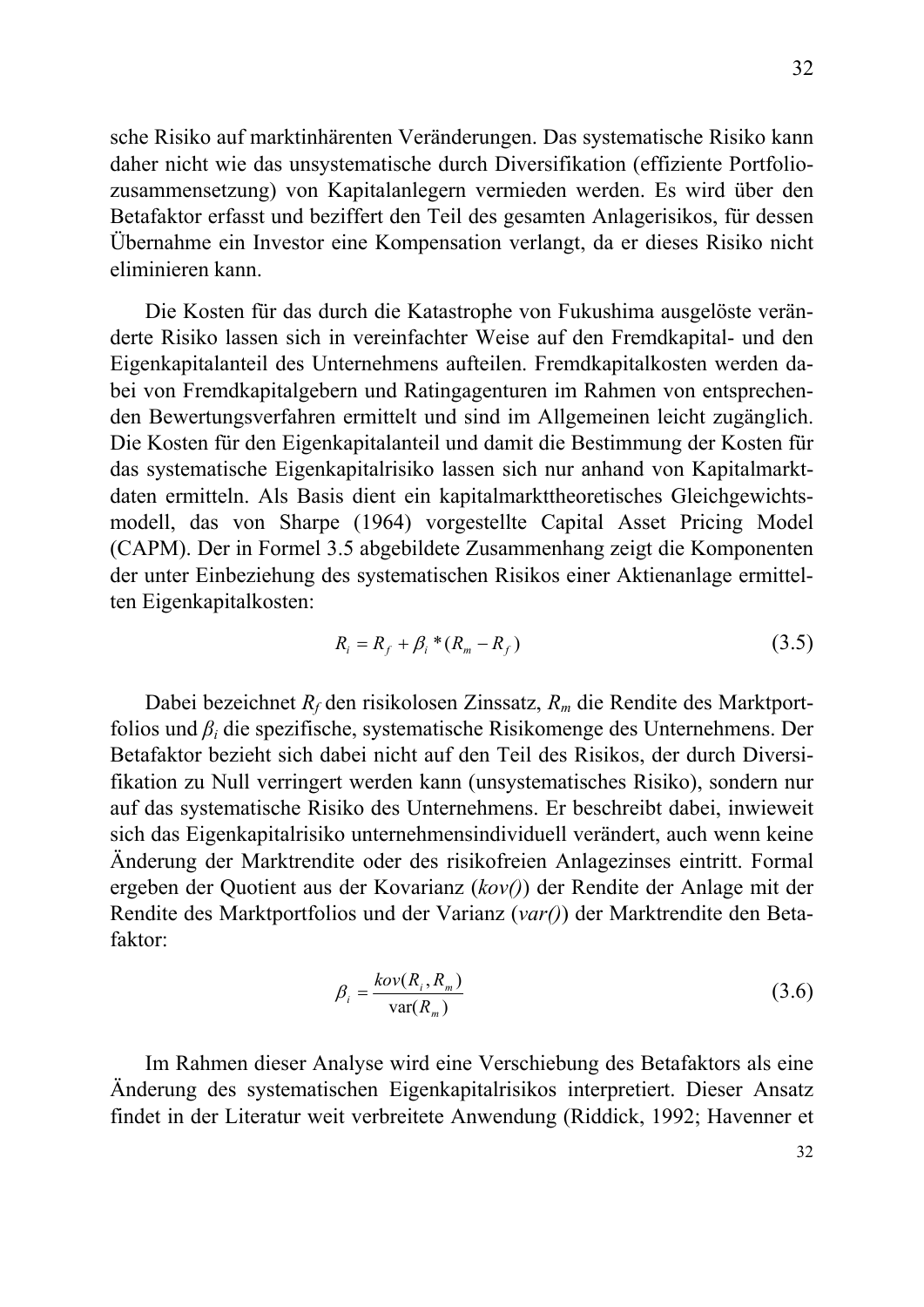sche Risiko auf marktinhärenten Veränderungen. Das systematische Risiko kann daher nicht wie das unsystematische durch Diversifikation (effiziente Portfoliozusammensetzung) von Kapitalanlegern vermieden werden. Es wird über den Betafaktor erfasst und beziffert den Teil des gesamten Anlagerisikos, für dessen Übernahme ein Investor eine Kompensation verlangt, da er dieses Risiko nicht eliminieren kann.

Die Kosten für das durch die Katastrophe von Fukushima ausgelöste veränderte Risiko lassen sich in vereinfachter Weise auf den Fremdkapital- und den Eigenkapitalanteil des Unternehmens aufteilen. Fremdkapitalkosten werden dabei von Fremdkapitalgebern und Ratingagenturen im Rahmen von entsprechenden Bewertungsverfahren ermittelt und sind im Allgemeinen leicht zugänglich. Die Kosten für den Eigenkapitalanteil und damit die Bestimmung der Kosten für das systematische Eigenkapitalrisiko lassen sich nur anhand von Kapitalmarktdaten ermitteln. Als Basis dient ein kapitalmarkttheoretisches Gleichgewichtsmodell, das von Sharpe (1964) vorgestellte Capital Asset Pricing Model (CAPM). Der in Formel 3.5 abgebildete Zusammenhang zeigt die Komponenten der unter Einbeziehung des systematischen Risikos einer Aktienanlage ermittelten Eigenkapitalkosten:

$$R_i = R_f + \beta_i * (R_m - R_f) \tag{3.5}$$

Dabei bezeichnet $R_f$ den risikolosen Zinssatz, $R_m$ die Rendite des Marktportfolios und $\beta_i$ die spezifische, systematische Risikomenge des Unternehmens. Der Betafaktor bezieht sich dabei nicht auf den Teil des Risikos, der durch Diversifikation zu Null verringert werden kann (unsystematisches Risiko), sondern nur auf das systematische Risiko des Unternehmens. Er beschreibt dabei, inwieweit sich das Eigenkapitalrisiko unternehmensindividuell verändert, auch wenn keine Änderung der Marktrendite oder des risikofreien Anlagezinses eintritt. Formal ergeben der Quotient aus der Kovarianz (*kov()*) der Rendite der Anlage mit der Rendite des Marktportfolios und der Varianz (*var()*) der Marktrendite den Betafaktor:

$$\beta_i = \frac{kov(R_i, R_m)}{\text{var}(R_m)} \tag{3.6}$$

Im Rahmen dieser Analyse wird eine Verschiebung des Betafaktors als eine Änderung des systematischen Eigenkapitalrisikos interpretiert. Dieser Ansatz findet in der Literatur weit verbreitete Anwendung (Riddick, 1992; Havenner et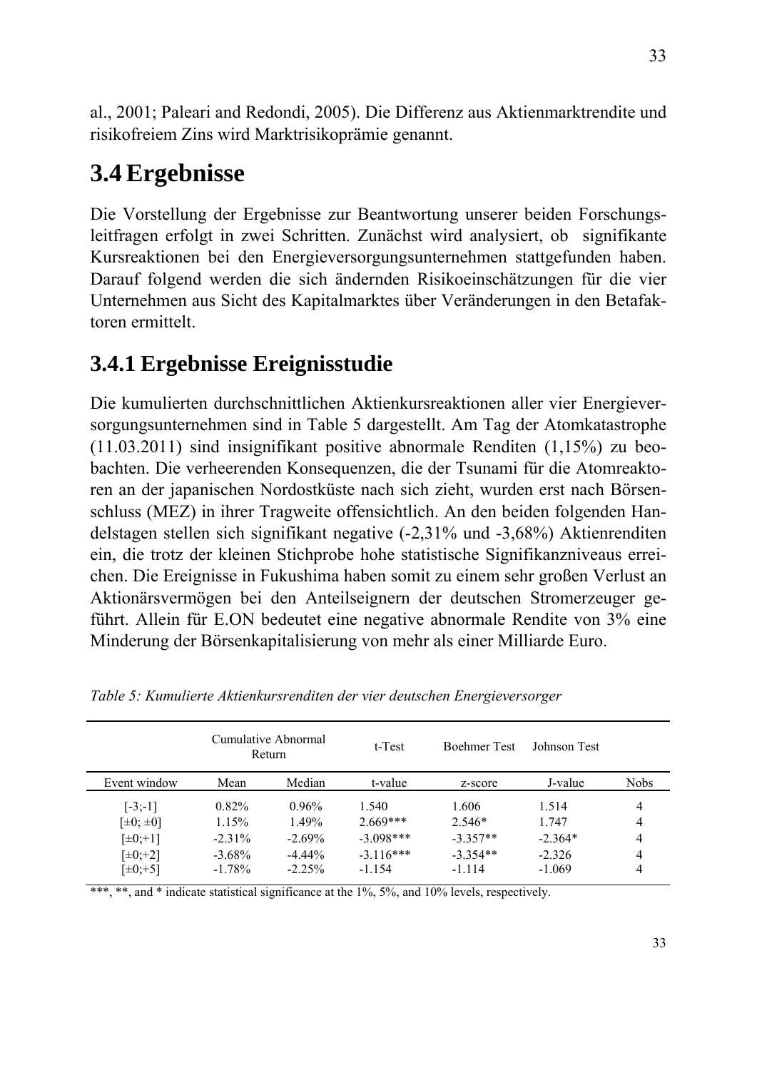al., 2001; Paleari and Redondi, 2005). Die Differenz aus Aktienmarktrendite und risikofreiem Zins wird Marktrisikoprämie genannt.

# 3.4 Ergebnisse

Die Vorstellung der Ergebnisse zur Beantwortung unserer beiden Forschungsleitfragen erfolgt in zwei Schritten. Zunächst wird analysiert, ob signifikante Kursreaktionen bei den Energieversorgungsunternehmen stattgefunden haben. Darauf folgend werden die sich ändernden Risikoeinschätzungen für die vier Unternehmen aus Sicht des Kapitalmarktes über Veränderungen in den Betafaktoren ermittelt.

## 3.4.1 Ergebnisse Ereignisstudie

Die kumulierten durchschnittlichen Aktienkursreaktionen aller vier Energieversorgungsunternehmen sind in Table 5 dargestellt. Am Tag der Atomkatastrophe (11.03.2011) sind insignifikant positive abnormale Renditen (1,15%) zu beobachten. Die verheerenden Konsequenzen, die der Tsunami für die Atomreaktoren an der japanischen Nordostküste nach sich zieht, wurden erst nach Börsenschluss (MEZ) in ihrer Tragweite offensichtlich. An den beiden folgenden Handelstagen stellen sich signifikant negative (-2,31% und -3,68%) Aktienrenditen ein, die trotz der kleinen Stichprobe hohe statistische Signifikanzniveaus erreichen. Die Ereignisse in Fukushima haben somit zu einem sehr großen Verlust an Aktionärsvermögen bei den Anteilseignern der deutschen Stromerzeuger geführt. Allein für E.ON bedeutet eine negative abnormale Rendite von 3% eine Minderung der Börsenkapitalisierung von mehr als einer Milliarde Euro.

*Table 5: Kumulierte Aktienkursrenditen der vier deutschen Energieversorger*

| | Cumulative Abnormal Return | | t-Test | Boehmer Test | Johnson Test | |
|---|---|---|---|---|---|---|
| Event window | Mean | Median | t-value | z-score | J-value | Nobs |
| [-3;-1] | 0.82% | 0.96% | 1.540 | 1.606 | 1.514 | 4 |
| [±0; ±0] | 1.15% | 1.49% | 2.669*** | 2.546* | 1.747 | 4 |
| [±0;+1] | -2.31% | -2.69% | -3.098*** | -3.357** | -2.364* | 4 |
| [±0;+2] | -3.68% | -4.44% | -3.116*** | -3.354** | -2.326 | 4 |
| [±0;+5] | -1.78% | -2.25% | -1.154 | -1.114 | -1.069 | 4 |

***, **, and * indicate statistical significance at the 1%, 5%, and 10% levels, respectively.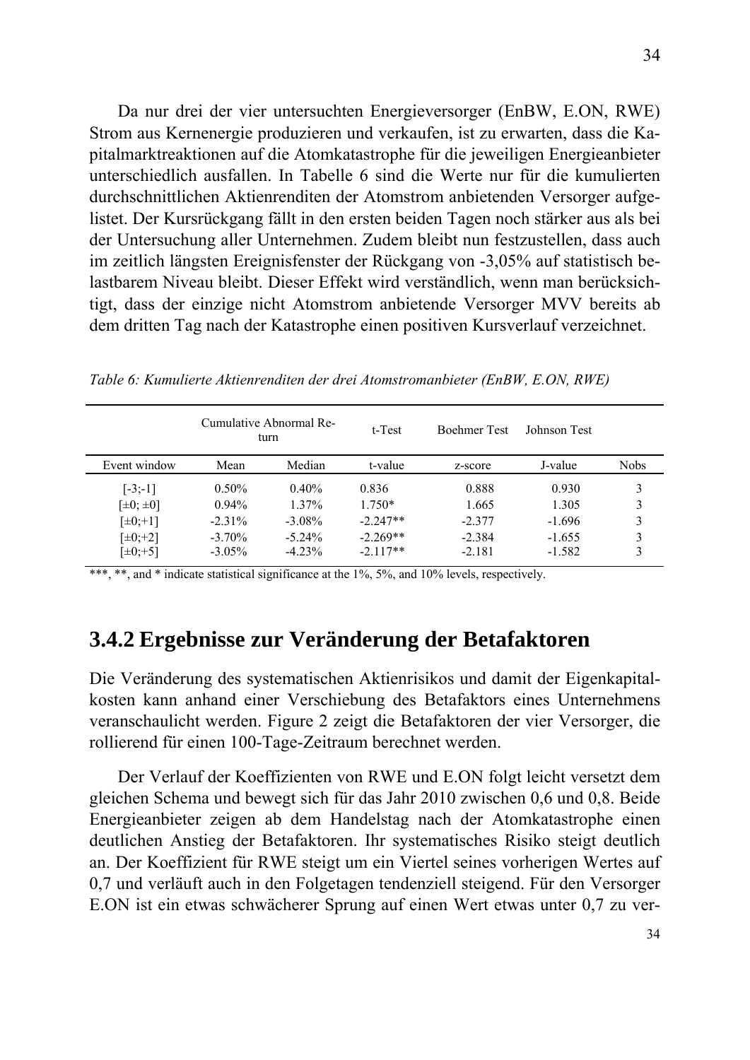Da nur drei der vier untersuchten Energieversorger (EnBW, E.ON, RWE) Strom aus Kernenergie produzieren und verkaufen, ist zu erwarten, dass die Kapitalmarktreaktionen auf die Atomkatastrophe für die jeweiligen Energieanbieter unterschiedlich ausfallen. In Tabelle 6 sind die Werte nur für die kumulierten durchschnittlichen Aktienrenditen der Atomstrom anbietenden Versorger aufgelistet. Der Kursrückgang fällt in den ersten beiden Tagen noch stärker aus als bei der Untersuchung aller Unternehmen. Zudem bleibt nun festzustellen, dass auch im zeitlich längsten Ereignisfenster der Rückgang von -3,05% auf statistisch belastbarem Niveau bleibt. Dieser Effekt wird verständlich, wenn man berücksichtigt, dass der einzige nicht Atomstrom anbietende Versorger MVV bereits ab dem dritten Tag nach der Katastrophe einen positiven Kursverlauf verzeichnet.

*Table 6: Kumulierte Aktienrenditen der drei Atomstromanbieter (EnBW, E.ON, RWE)*

| | Cumulative Abnormal Return | | t-Test | Boehmer Test | Johnson Test | |
|---|---|---|---|---|---|---|
| Event window | Mean | Median | t-value | z-score | J-value | Nobs |
| [-3;-1] | 0.50% | 0.40% | 0.836 | 0.888 | 0.930 | 3 |
| [±0; ±0] | 0.94% | 1.37% | 1.750* | 1.665 | 1.305 | 3 |
| [±0;+1] | -2.31% | -3.08% | -2.247** | -2.377 | -1.696 | 3 |
| [±0;+2] | -3.70% | -5.24% | -2.269** | -2.384 | -1.655 | 3 |
| [±0;+5] | -3.05% | -4.23% | -2.117** | -2.181 | -1.582 | 3 |

***, **, and * indicate statistical significance at the 1%, 5%, and 10% levels, respectively.

### 3.4.2 Ergebnisse zur Veränderung der Betafaktoren

Die Veränderung des systematischen Aktienrisikos und damit der Eigenkapitalkosten kann anhand einer Verschiebung des Betafaktors eines Unternehmens veranschaulicht werden. Figure 2 zeigt die Betafaktoren der vier Versorger, die rollierend für einen 100-Tage-Zeitraum berechnet werden.

Der Verlauf der Koeffizienten von RWE und E.ON folgt leicht versetzt dem gleichen Schema und bewegt sich für das Jahr 2010 zwischen 0,6 und 0,8. Beide Energieanbieter zeigen ab dem Handelstag nach der Atomkatastrophe einen deutlichen Anstieg der Betafaktoren. Ihr systematisches Risiko steigt deutlich an. Der Koeffizient für RWE steigt um ein Viertel seines vorherigen Wertes auf 0,7 und verläuft auch in den Folgetagen tendenziell steigend. Für den Versorger E.ON ist ein etwas schwächerer Sprung auf einen Wert etwas unter 0,7 zu ver-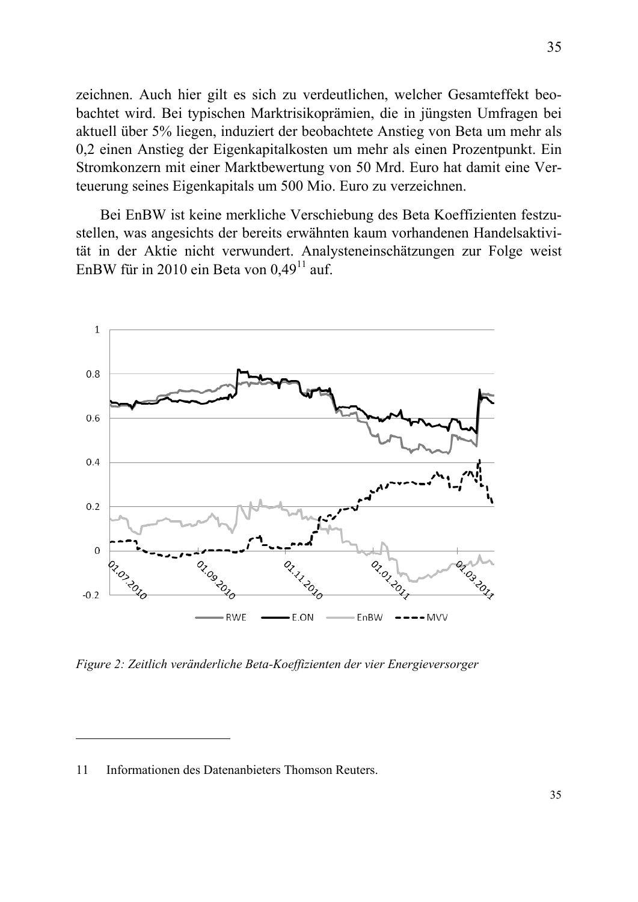zeichnen. Auch hier gilt es sich zu verdeutlichen, welcher Gesamteffekt beobachtet wird. Bei typischen Marktrisikoprämien, die in jüngsten Umfragen bei aktuell über 5% liegen, induziert der beobachtete Anstieg von Beta um mehr als 0,2 einen Anstieg der Eigenkapitalkosten um mehr als einen Prozentpunkt. Ein Stromkonzern mit einer Marktbewertung von 50 Mrd. Euro hat damit eine Verteuerung seines Eigenkapitals um 500 Mio. Euro zu verzeichnen.

Bei EnBW ist keine merkliche Verschiebung des Beta Koeffizienten festzustellen, was angesichts der bereits erwähnten kaum vorhandenen Handelsaktivität in der Aktie nicht verwundert. Analysteneinschätzungen zur Folge weist EnBW für in 2010 ein Beta von 0,49[11] auf.

*Figure 2: Zeitlich veränderliche Beta-Koeffizienten der vier Energieversorger*

---

11 Informationen des Datenanbieters Thomson Reuters.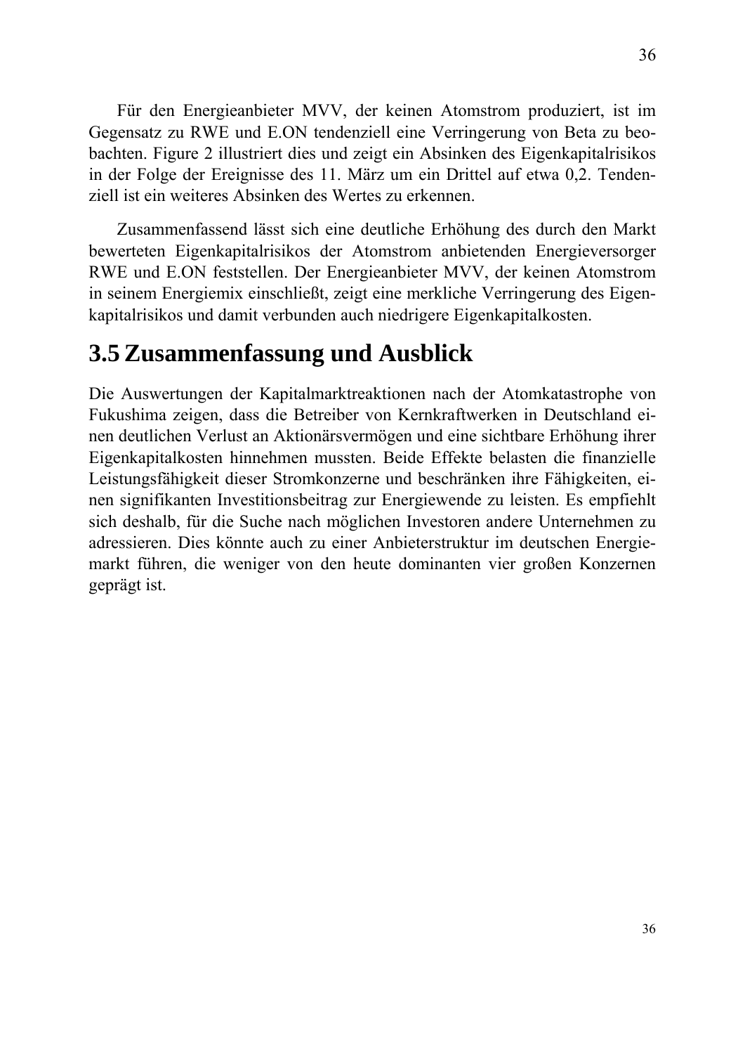Für den Energieanbieter MVV, der keinen Atomstrom produziert, ist im Gegensatz zu RWE und E.ON tendenziell eine Verringerung von Beta zu beobachten. Figure 2 illustriert dies und zeigt ein Absinken des Eigenkapitalrisikos in der Folge der Ereignisse des 11. März um ein Drittel auf etwa 0,2. Tendenziell ist ein weiteres Absinken des Wertes zu erkennen.

Zusammenfassend lässt sich eine deutliche Erhöhung des durch den Markt bewerteten Eigenkapitalrisikos der Atomstrom anbietenden Energieversorger RWE und E.ON feststellen. Der Energieanbieter MVV, der keinen Atomstrom in seinem Energiemix einschließt, zeigt eine merkliche Verringerung des Eigenkapitalrisikos und damit verbunden auch niedrigere Eigenkapitalkosten.

## 3.5 Zusammenfassung und Ausblick

Die Auswertungen der Kapitalmarktreaktionen nach der Atomkatastrophe von Fukushima zeigen, dass die Betreiber von Kernkraftwerken in Deutschland einen deutlichen Verlust an Aktionärsvermögen und eine sichtbare Erhöhung ihrer Eigenkapitalkosten hinnehmen mussten. Beide Effekte belasten die finanzielle Leistungsfähigkeit dieser Stromkonzerne und beschränken ihre Fähigkeiten, einen signifikanten Investitionsbeitrag zur Energiewende zu leisten. Es empfiehlt sich deshalb, für die Suche nach möglichen Investoren andere Unternehmen zu adressieren. Dies könnte auch zu einer Anbieterstruktur im deutschen Energiemarkt führen, die weniger von den heute dominanten vier großen Konzernen geprägt ist.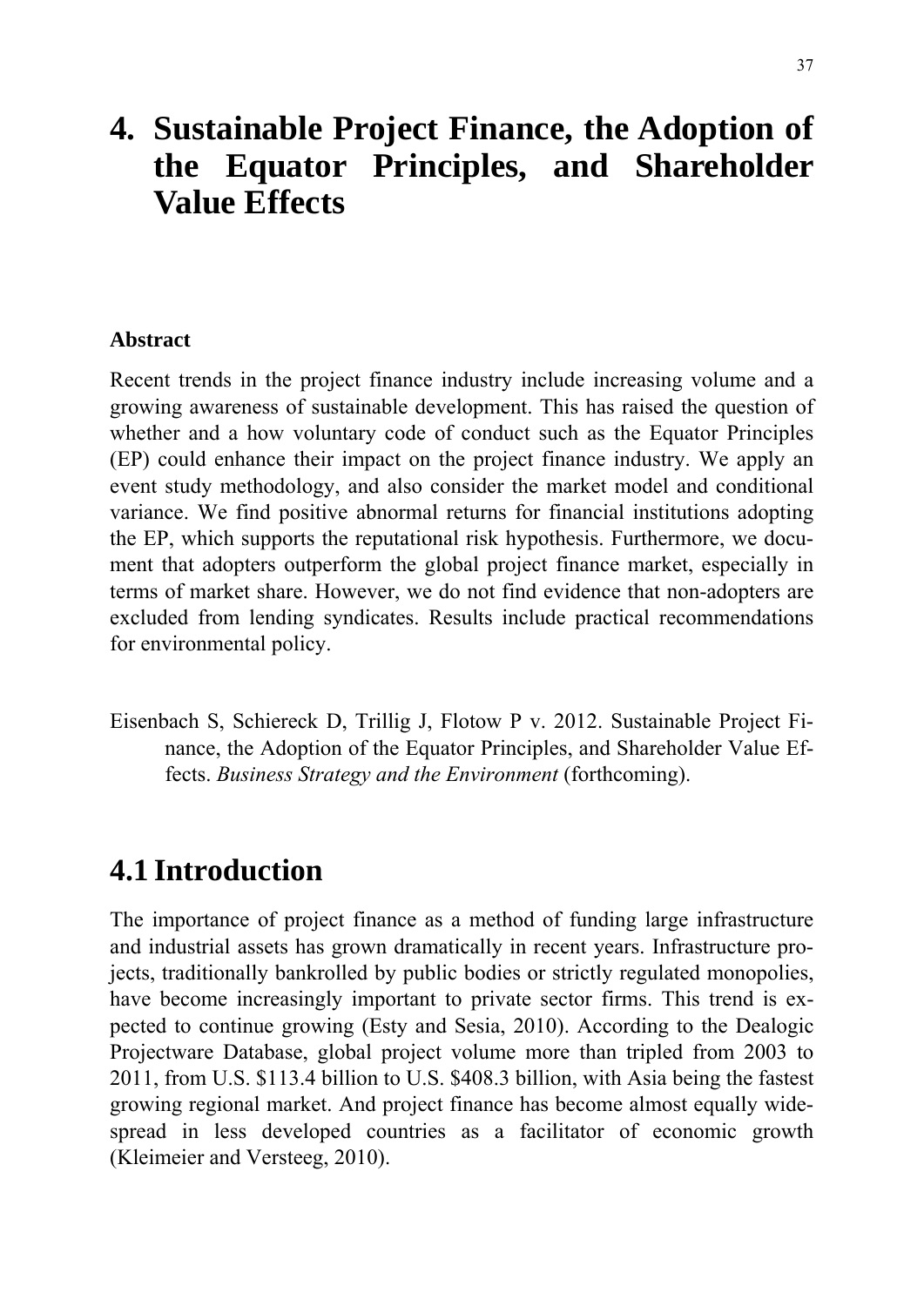# 4. Sustainable Project Finance, the Adoption of the Equator Principles, and Shareholder Value Effects

### Abstract

Recent trends in the project finance industry include increasing volume and a growing awareness of sustainable development. This has raised the question of whether and a how voluntary code of conduct such as the Equator Principles (EP) could enhance their impact on the project finance industry. We apply an event study methodology, and also consider the market model and conditional variance. We find positive abnormal returns for financial institutions adopting the EP, which supports the reputational risk hypothesis. Furthermore, we document that adopters outperform the global project finance market, especially in terms of market share. However, we do not find evidence that non-adopters are excluded from lending syndicates. Results include practical recommendations for environmental policy.

Eisenbach S, Schiereck D, Trillig J, Flotow P v. 2012. Sustainable Project Finance, the Adoption of the Equator Principles, and Shareholder Value Effects. *Business Strategy and the Environment* (forthcoming).

## 4.1 Introduction

The importance of project finance as a method of funding large infrastructure and industrial assets has grown dramatically in recent years. Infrastructure projects, traditionally bankrolled by public bodies or strictly regulated monopolies, have become increasingly important to private sector firms. This trend is expected to continue growing (Esty and Sesia, 2010). According to the Dealogic Projectware Database, global project volume more than tripled from 2003 to 2011, from U.S. $113.4 billion to U.S. $408.3 billion, with Asia being the fastest growing regional market. And project finance has become almost equally widespread in less developed countries as a facilitator of economic growth (Kleimeier and Versteeg, 2010).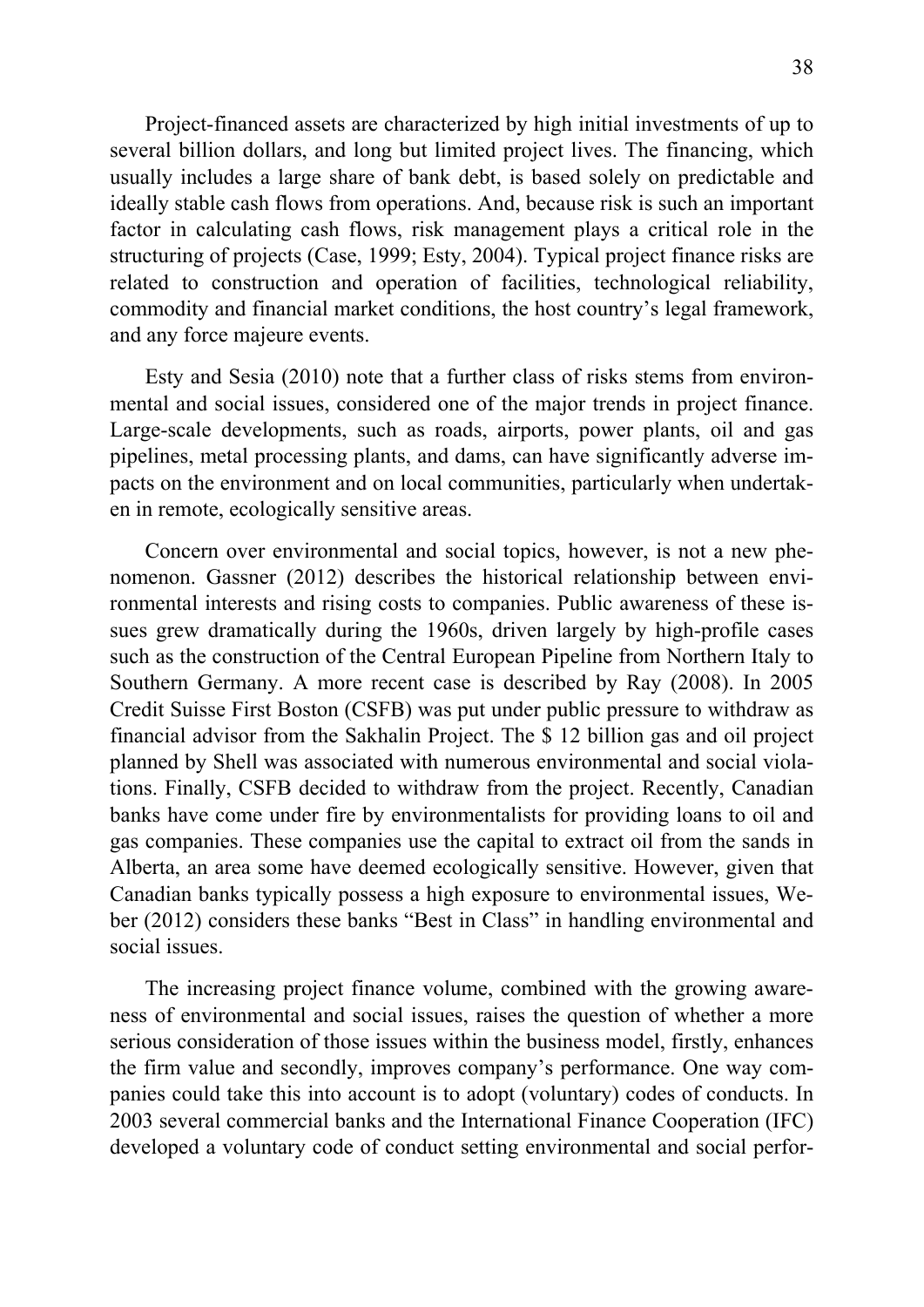Project-financed assets are characterized by high initial investments of up to several billion dollars, and long but limited project lives. The financing, which usually includes a large share of bank debt, is based solely on predictable and ideally stable cash flows from operations. And, because risk is such an important factor in calculating cash flows, risk management plays a critical role in the structuring of projects (Case, 1999; Esty, 2004). Typical project finance risks are related to construction and operation of facilities, technological reliability, commodity and financial market conditions, the host country's legal framework, and any force majeure events.

Esty and Sesia (2010) note that a further class of risks stems from environmental and social issues, considered one of the major trends in project finance. Large-scale developments, such as roads, airports, power plants, oil and gas pipelines, metal processing plants, and dams, can have significantly adverse impacts on the environment and on local communities, particularly when undertaken in remote, ecologically sensitive areas.

Concern over environmental and social topics, however, is not a new phenomenon. Gassner (2012) describes the historical relationship between environmental interests and rising costs to companies. Public awareness of these issues grew dramatically during the 1960s, driven largely by high-profile cases such as the construction of the Central European Pipeline from Northern Italy to Southern Germany. A more recent case is described by Ray (2008). In 2005 Credit Suisse First Boston (CSFB) was put under public pressure to withdraw as financial advisor from the Sakhalin Project. The $ 12 billion gas and oil project planned by Shell was associated with numerous environmental and social violations. Finally, CSFB decided to withdraw from the project. Recently, Canadian banks have come under fire by environmentalists for providing loans to oil and gas companies. These companies use the capital to extract oil from the sands in Alberta, an area some have deemed ecologically sensitive. However, given that Canadian banks typically possess a high exposure to environmental issues, Weber (2012) considers these banks "Best in Class" in handling environmental and social issues.

The increasing project finance volume, combined with the growing awareness of environmental and social issues, raises the question of whether a more serious consideration of those issues within the business model, firstly, enhances the firm value and secondly, improves company's performance. One way companies could take this into account is to adopt (voluntary) codes of conducts. In 2003 several commercial banks and the International Finance Cooperation (IFC) developed a voluntary code of conduct setting environmental and social perfor-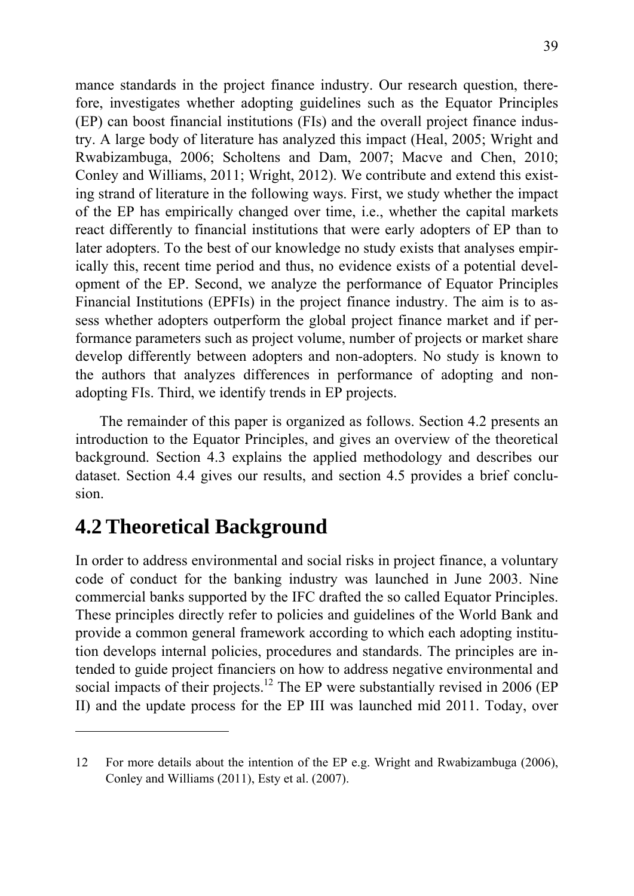mance standards in the project finance industry. Our research question, therefore, investigates whether adopting guidelines such as the Equator Principles (EP) can boost financial institutions (FIs) and the overall project finance industry. A large body of literature has analyzed this impact (Heal, 2005; Wright and Rwabizambuga, 2006; Scholtens and Dam, 2007; Macve and Chen, 2010; Conley and Williams, 2011; Wright, 2012). We contribute and extend this existing strand of literature in the following ways. First, we study whether the impact of the EP has empirically changed over time, i.e., whether the capital markets react differently to financial institutions that were early adopters of EP than to later adopters. To the best of our knowledge no study exists that analyses empirically this, recent time period and thus, no evidence exists of a potential development of the EP. Second, we analyze the performance of Equator Principles Financial Institutions (EPFIs) in the project finance industry. The aim is to assess whether adopters outperform the global project finance market and if performance parameters such as project volume, number of projects or market share develop differently between adopters and non-adopters. No study is known to the authors that analyzes differences in performance of adopting and non-adopting FIs. Third, we identify trends in EP projects.

The remainder of this paper is organized as follows. Section 4.2 presents an introduction to the Equator Principles, and gives an overview of the theoretical background. Section 4.3 explains the applied methodology and describes our dataset. Section 4.4 gives our results, and section 4.5 provides a brief conclusion.

## 4.2 Theoretical Background

In order to address environmental and social risks in project finance, a voluntary code of conduct for the banking industry was launched in June 2003. Nine commercial banks supported by the IFC drafted the so called Equator Principles. These principles directly refer to policies and guidelines of the World Bank and provide a common general framework according to which each adopting institution develops internal policies, procedures and standards. The principles are intended to guide project financiers on how to address negative environmental and social impacts of their projects.[12] The EP were substantially revised in 2006 (EP II) and the update process for the EP III was launched mid 2011. Today, over

---

12 For more details about the intention of the EP e.g. Wright and Rwabizambuga (2006), Conley and Williams (2011), Esty et al. (2007).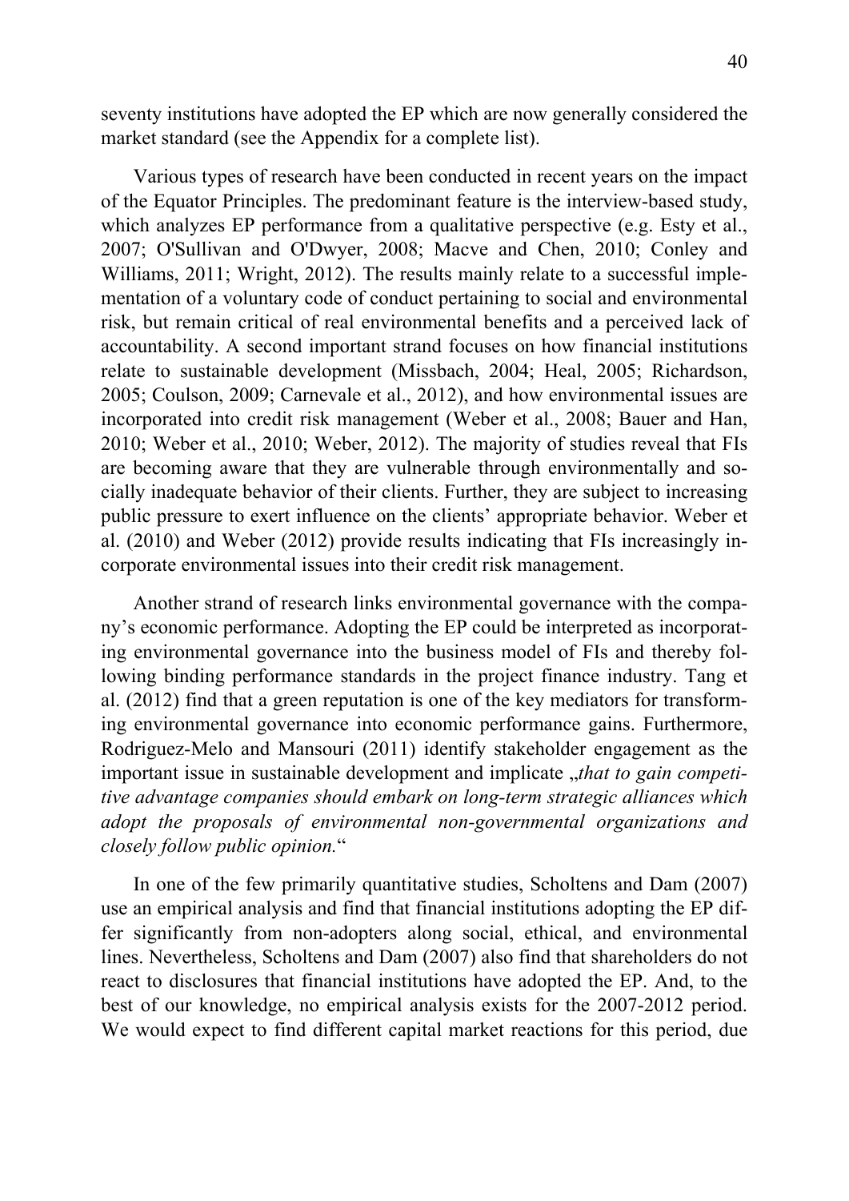seventy institutions have adopted the EP which are now generally considered the market standard (see the Appendix for a complete list).

Various types of research have been conducted in recent years on the impact of the Equator Principles. The predominant feature is the interview-based study, which analyzes EP performance from a qualitative perspective (e.g. Esty et al., 2007; O'Sullivan and O'Dwyer, 2008; Macve and Chen, 2010; Conley and Williams, 2011; Wright, 2012). The results mainly relate to a successful implementation of a voluntary code of conduct pertaining to social and environmental risk, but remain critical of real environmental benefits and a perceived lack of accountability. A second important strand focuses on how financial institutions relate to sustainable development (Missbach, 2004; Heal, 2005; Richardson, 2005; Coulson, 2009; Carnevale et al., 2012), and how environmental issues are incorporated into credit risk management (Weber et al., 2008; Bauer and Han, 2010; Weber et al., 2010; Weber, 2012). The majority of studies reveal that FIs are becoming aware that they are vulnerable through environmentally and socially inadequate behavior of their clients. Further, they are subject to increasing public pressure to exert influence on the clients' appropriate behavior. Weber et al. (2010) and Weber (2012) provide results indicating that FIs increasingly incorporate environmental issues into their credit risk management.

Another strand of research links environmental governance with the company's economic performance. Adopting the EP could be interpreted as incorporating environmental governance into the business model of FIs and thereby following binding performance standards in the project finance industry. Tang et al. (2012) find that a green reputation is one of the key mediators for transforming environmental governance into economic performance gains. Furthermore, Rodriguez-Melo and Mansouri (2011) identify stakeholder engagement as the important issue in sustainable development and implicate „*that to gain competitive advantage companies should embark on long-term strategic alliances which adopt the proposals of environmental non-governmental organizations and closely follow public opinion.*"

In one of the few primarily quantitative studies, Scholtens and Dam (2007) use an empirical analysis and find that financial institutions adopting the EP differ significantly from non-adopters along social, ethical, and environmental lines. Nevertheless, Scholtens and Dam (2007) also find that shareholders do not react to disclosures that financial institutions have adopted the EP. And, to the best of our knowledge, no empirical analysis exists for the 2007-2012 period. We would expect to find different capital market reactions for this period, due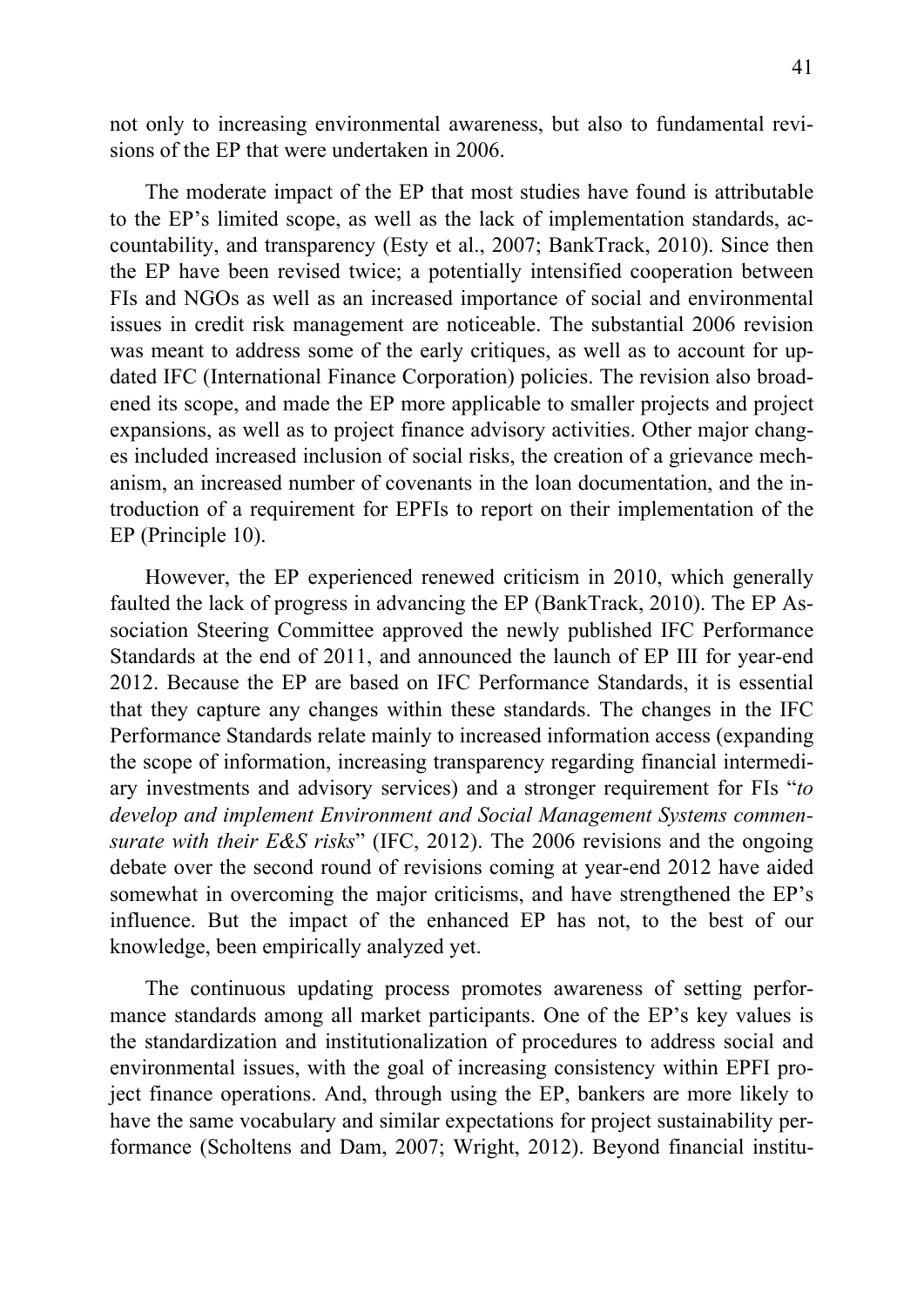not only to increasing environmental awareness, but also to fundamental revisions of the EP that were undertaken in 2006.

The moderate impact of the EP that most studies have found is attributable to the EP's limited scope, as well as the lack of implementation standards, accountability, and transparency (Esty et al., 2007; BankTrack, 2010). Since then the EP have been revised twice; a potentially intensified cooperation between FIs and NGOs as well as an increased importance of social and environmental issues in credit risk management are noticeable. The substantial 2006 revision was meant to address some of the early critiques, as well as to account for updated IFC (International Finance Corporation) policies. The revision also broadened its scope, and made the EP more applicable to smaller projects and project expansions, as well as to project finance advisory activities. Other major changes included increased inclusion of social risks, the creation of a grievance mechanism, an increased number of covenants in the loan documentation, and the introduction of a requirement for EPFIs to report on their implementation of the EP (Principle 10).

However, the EP experienced renewed criticism in 2010, which generally faulted the lack of progress in advancing the EP (BankTrack, 2010). The EP Association Steering Committee approved the newly published IFC Performance Standards at the end of 2011, and announced the launch of EP III for year-end 2012. Because the EP are based on IFC Performance Standards, it is essential that they capture any changes within these standards. The changes in the IFC Performance Standards relate mainly to increased information access (expanding the scope of information, increasing transparency regarding financial intermediary investments and advisory services) and a stronger requirement for FIs "*to develop and implement Environment and Social Management Systems commensurate with their E&S risks*" (IFC, 2012). The 2006 revisions and the ongoing debate over the second round of revisions coming at year-end 2012 have aided somewhat in overcoming the major criticisms, and have strengthened the EP's influence. But the impact of the enhanced EP has not, to the best of our knowledge, been empirically analyzed yet.

The continuous updating process promotes awareness of setting performance standards among all market participants. One of the EP's key values is the standardization and institutionalization of procedures to address social and environmental issues, with the goal of increasing consistency within EPFI project finance operations. And, through using the EP, bankers are more likely to have the same vocabulary and similar expectations for project sustainability performance (Scholtens and Dam, 2007; Wright, 2012). Beyond financial institu-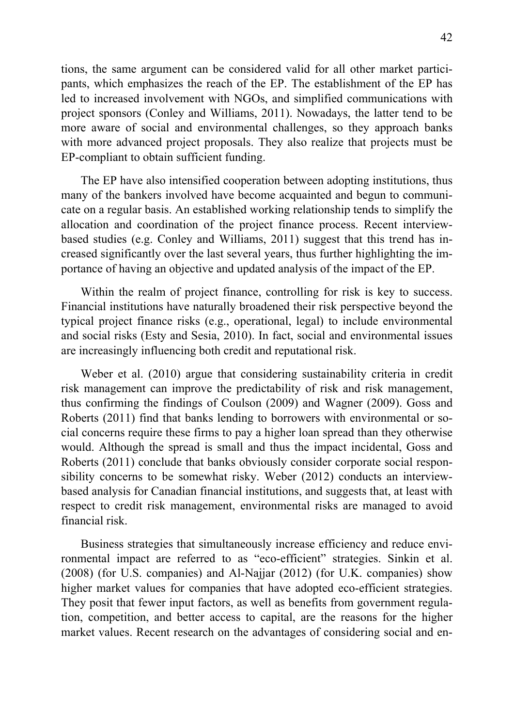tions, the same argument can be considered valid for all other market participants, which emphasizes the reach of the EP. The establishment of the EP has led to increased involvement with NGOs, and simplified communications with project sponsors (Conley and Williams, 2011). Nowadays, the latter tend to be more aware of social and environmental challenges, so they approach banks with more advanced project proposals. They also realize that projects must be EP-compliant to obtain sufficient funding.

The EP have also intensified cooperation between adopting institutions, thus many of the bankers involved have become acquainted and begun to communicate on a regular basis. An established working relationship tends to simplify the allocation and coordination of the project finance process. Recent interview-based studies (e.g. Conley and Williams, 2011) suggest that this trend has increased significantly over the last several years, thus further highlighting the importance of having an objective and updated analysis of the impact of the EP.

Within the realm of project finance, controlling for risk is key to success. Financial institutions have naturally broadened their risk perspective beyond the typical project finance risks (e.g., operational, legal) to include environmental and social risks (Esty and Sesia, 2010). In fact, social and environmental issues are increasingly influencing both credit and reputational risk.

Weber et al. (2010) argue that considering sustainability criteria in credit risk management can improve the predictability of risk and risk management, thus confirming the findings of Coulson (2009) and Wagner (2009). Goss and Roberts (2011) find that banks lending to borrowers with environmental or social concerns require these firms to pay a higher loan spread than they otherwise would. Although the spread is small and thus the impact incidental, Goss and Roberts (2011) conclude that banks obviously consider corporate social responsibility concerns to be somewhat risky. Weber (2012) conducts an interview-based analysis for Canadian financial institutions, and suggests that, at least with respect to credit risk management, environmental risks are managed to avoid financial risk.

Business strategies that simultaneously increase efficiency and reduce environmental impact are referred to as "eco-efficient" strategies. Sinkin et al. (2008) (for U.S. companies) and Al-Najjar (2012) (for U.K. companies) show higher market values for companies that have adopted eco-efficient strategies. They posit that fewer input factors, as well as benefits from government regulation, competition, and better access to capital, are the reasons for the higher market values. Recent research on the advantages of considering social and en-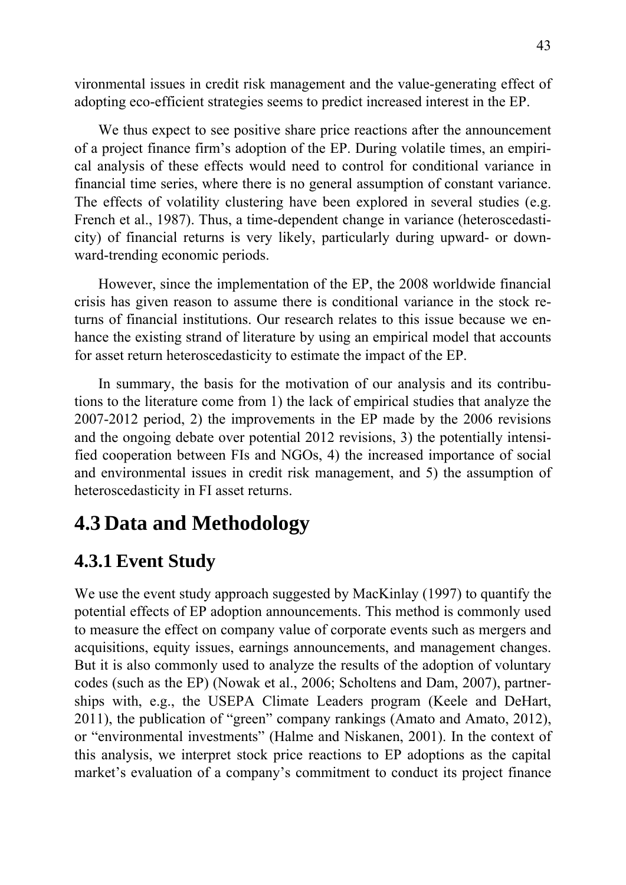vironmental issues in credit risk management and the value-generating effect of adopting eco-efficient strategies seems to predict increased interest in the EP.

We thus expect to see positive share price reactions after the announcement of a project finance firm's adoption of the EP. During volatile times, an empirical analysis of these effects would need to control for conditional variance in financial time series, where there is no general assumption of constant variance. The effects of volatility clustering have been explored in several studies (e.g. French et al., 1987). Thus, a time-dependent change in variance (heteroscedasticity) of financial returns is very likely, particularly during upward- or downward-trending economic periods.

However, since the implementation of the EP, the 2008 worldwide financial crisis has given reason to assume there is conditional variance in the stock returns of financial institutions. Our research relates to this issue because we enhance the existing strand of literature by using an empirical model that accounts for asset return heteroscedasticity to estimate the impact of the EP.

In summary, the basis for the motivation of our analysis and its contributions to the literature come from 1) the lack of empirical studies that analyze the 2007-2012 period, 2) the improvements in the EP made by the 2006 revisions and the ongoing debate over potential 2012 revisions, 3) the potentially intensified cooperation between FIs and NGOs, 4) the increased importance of social and environmental issues in credit risk management, and 5) the assumption of heteroscedasticity in FI asset returns.

## 4.3 Data and Methodology

### 4.3.1 Event Study

We use the event study approach suggested by MacKinlay (1997) to quantify the potential effects of EP adoption announcements. This method is commonly used to measure the effect on company value of corporate events such as mergers and acquisitions, equity issues, earnings announcements, and management changes. But it is also commonly used to analyze the results of the adoption of voluntary codes (such as the EP) (Nowak et al., 2006; Scholtens and Dam, 2007), partnerships with, e.g., the USEPA Climate Leaders program (Keele and DeHart, 2011), the publication of "green" company rankings (Amato and Amato, 2012), or "environmental investments" (Halme and Niskanen, 2001). In the context of this analysis, we interpret stock price reactions to EP adoptions as the capital market's evaluation of a company's commitment to conduct its project finance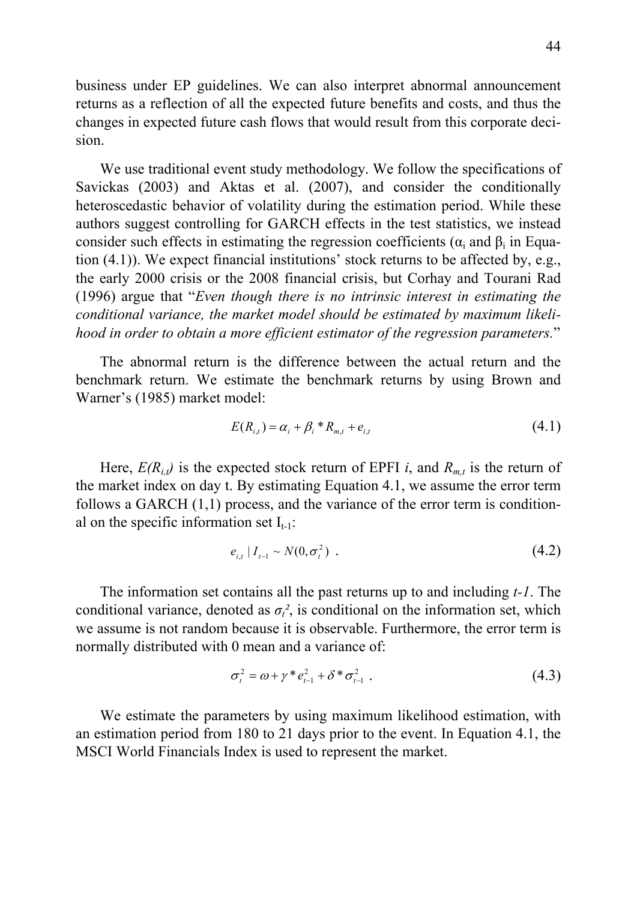business under EP guidelines. We can also interpret abnormal announcement returns as a reflection of all the expected future benefits and costs, and thus the changes in expected future cash flows that would result from this corporate decision.

We use traditional event study methodology. We follow the specifications of Savickas (2003) and Aktas et al. (2007), and consider the conditionally heteroscedastic behavior of volatility during the estimation period. While these authors suggest controlling for GARCH effects in the test statistics, we instead consider such effects in estimating the regression coefficients ($\alpha_i$ and $\beta_i$ in Equation (4.1)). We expect financial institutions' stock returns to be affected by, e.g., the early 2000 crisis or the 2008 financial crisis, but Corhay and Tourani Rad (1996) argue that "*Even though there is no intrinsic interest in estimating the conditional variance, the market model should be estimated by maximum likelihood in order to obtain a more efficient estimator of the regression parameters.*"

The abnormal return is the difference between the actual return and the benchmark return. We estimate the benchmark returns by using Brown and Warner's (1985) market model:

$$E(R_{i,t}) = \alpha_i + \beta_i * R_{m,t} + e_{i,t} \tag{4.1}$$

Here, $E(R_{i,t})$ is the expected stock return of EPFI *i*, and $R_{m,t}$ is the return of the market index on day t. By estimating Equation 4.1, we assume the error term follows a GARCH (1,1) process, and the variance of the error term is conditional on the specific information set $I_{t-1}$:

$$e_{i,t} \mid I_{t-1} \sim N(0, \sigma_t^2) \ . \tag{4.2}$$

The information set contains all the past returns up to and including *t-1*. The conditional variance, denoted as $\sigma_t^2$, is conditional on the information set, which we assume is not random because it is observable. Furthermore, the error term is normally distributed with 0 mean and a variance of:

$$\sigma_t^2 = \omega + \gamma * e_{t-1}^2 + \delta * \sigma_{t-1}^2 \ . \tag{4.3}$$

We estimate the parameters by using maximum likelihood estimation, with an estimation period from 180 to 21 days prior to the event. In Equation 4.1, the MSCI World Financials Index is used to represent the market.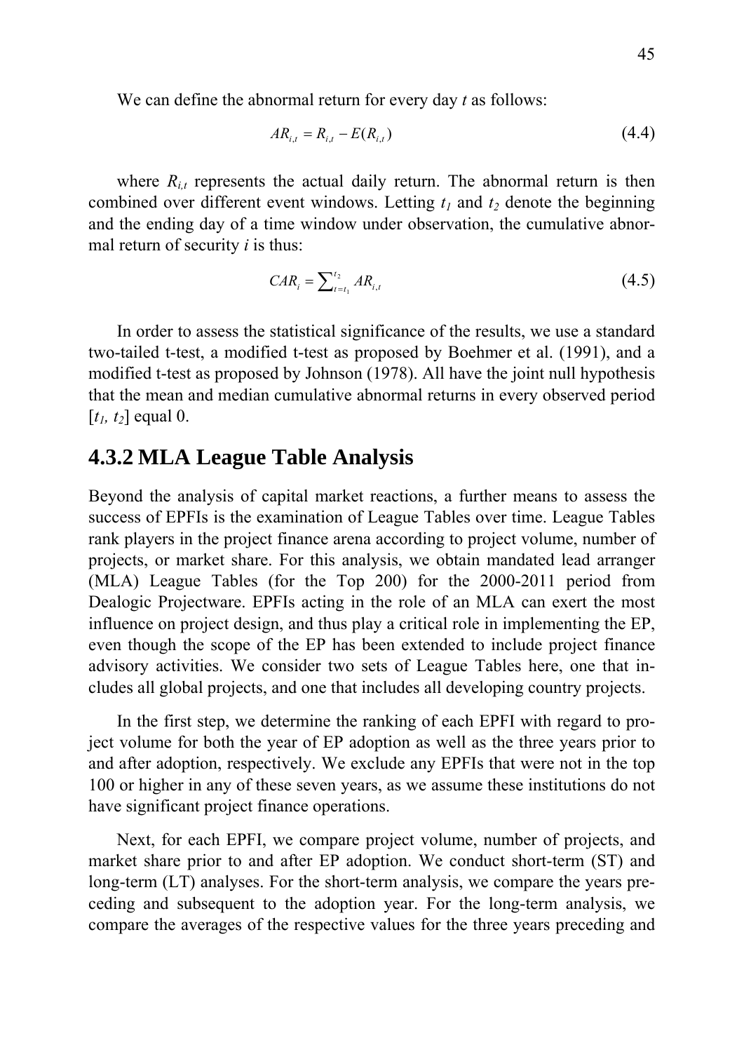We can define the abnormal return for every day *t* as follows:

$$AR_{i,t} = R_{i,t} - E(R_{i,t}) \tag{4.4}$$

where $R_{i,t}$ represents the actual daily return. The abnormal return is then combined over different event windows. Letting $t_1$ and $t_2$ denote the beginning and the ending day of a time window under observation, the cumulative abnormal return of security *i* is thus:

$$CAR_i = \sum_{t=t_1}^{t_2} AR_{i,t} \tag{4.5}$$

In order to assess the statistical significance of the results, we use a standard two-tailed t-test, a modified t-test as proposed by Boehmer et al. (1991), and a modified t-test as proposed by Johnson (1978). All have the joint null hypothesis that the mean and median cumulative abnormal returns in every observed period $[t_1, t_2]$ equal 0.

## 4.3.2 MLA League Table Analysis

Beyond the analysis of capital market reactions, a further means to assess the success of EPFIs is the examination of League Tables over time. League Tables rank players in the project finance arena according to project volume, number of projects, or market share. For this analysis, we obtain mandated lead arranger (MLA) League Tables (for the Top 200) for the 2000-2011 period from Dealogic Projectware. EPFIs acting in the role of an MLA can exert the most influence on project design, and thus play a critical role in implementing the EP, even though the scope of the EP has been extended to include project finance advisory activities. We consider two sets of League Tables here, one that includes all global projects, and one that includes all developing country projects.

In the first step, we determine the ranking of each EPFI with regard to project volume for both the year of EP adoption as well as the three years prior to and after adoption, respectively. We exclude any EPFIs that were not in the top 100 or higher in any of these seven years, as we assume these institutions do not have significant project finance operations.

Next, for each EPFI, we compare project volume, number of projects, and market share prior to and after EP adoption. We conduct short-term (ST) and long-term (LT) analyses. For the short-term analysis, we compare the years preceding and subsequent to the adoption year. For the long-term analysis, we compare the averages of the respective values for the three years preceding and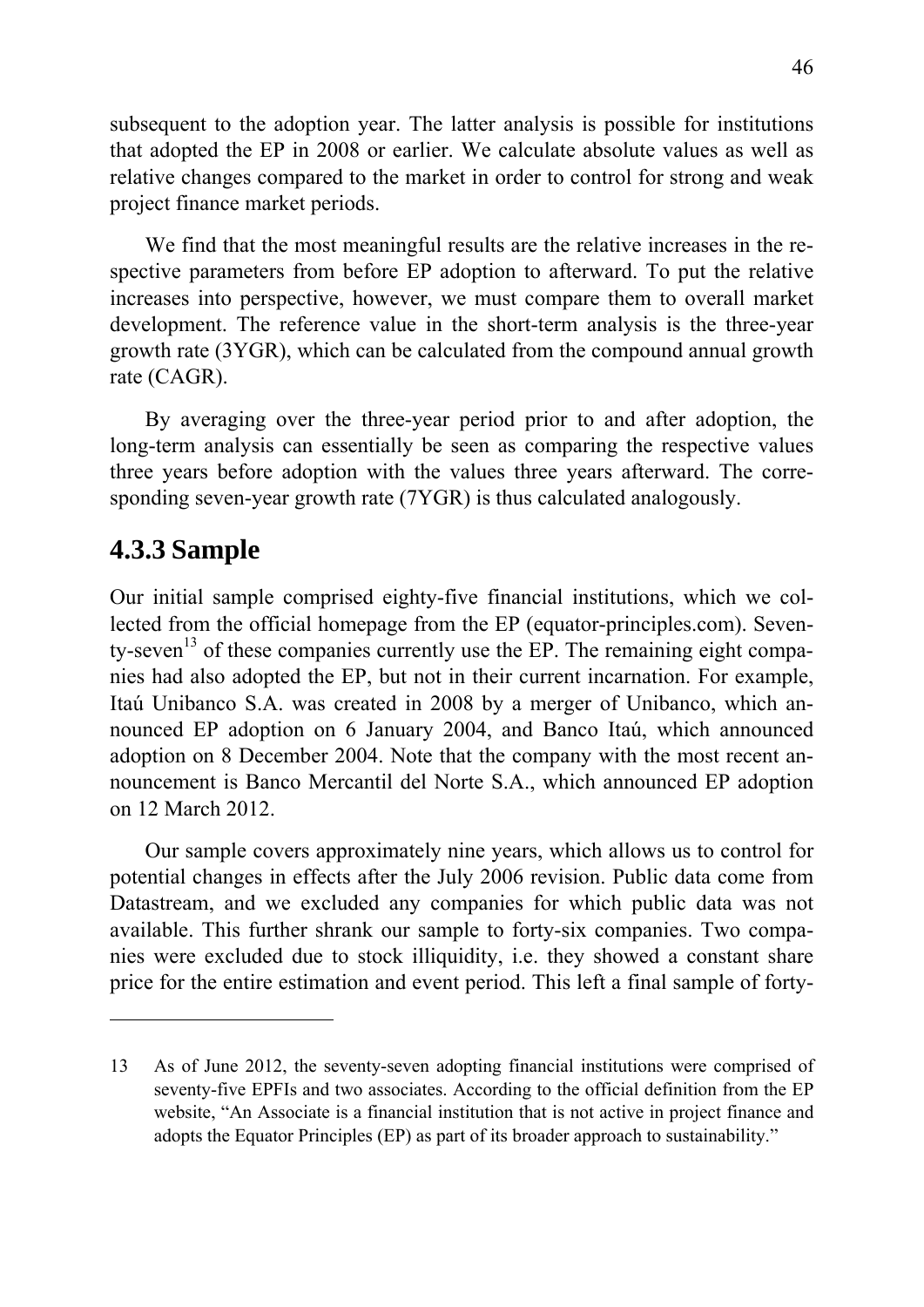subsequent to the adoption year. The latter analysis is possible for institutions that adopted the EP in 2008 or earlier. We calculate absolute values as well as relative changes compared to the market in order to control for strong and weak project finance market periods.

We find that the most meaningful results are the relative increases in the respective parameters from before EP adoption to afterward. To put the relative increases into perspective, however, we must compare them to overall market development. The reference value in the short-term analysis is the three-year growth rate (3YGR), which can be calculated from the compound annual growth rate (CAGR).

By averaging over the three-year period prior to and after adoption, the long-term analysis can essentially be seen as comparing the respective values three years before adoption with the values three years afterward. The corresponding seven-year growth rate (7YGR) is thus calculated analogously.

### 4.3.3 Sample

Our initial sample comprised eighty-five financial institutions, which we collected from the official homepage from the EP (equator-principles.com). Seventy-seven[13] of these companies currently use the EP. The remaining eight companies had also adopted the EP, but not in their current incarnation. For example, Itaú Unibanco S.A. was created in 2008 by a merger of Unibanco, which announced EP adoption on 6 January 2004, and Banco Itaú, which announced adoption on 8 December 2004. Note that the company with the most recent announcement is Banco Mercantil del Norte S.A., which announced EP adoption on 12 March 2012.

Our sample covers approximately nine years, which allows us to control for potential changes in effects after the July 2006 revision. Public data come from Datastream, and we excluded any companies for which public data was not available. This further shrank our sample to forty-six companies. Two companies were excluded due to stock illiquidity, i.e. they showed a constant share price for the entire estimation and event period. This left a final sample of forty-

---

13 As of June 2012, the seventy-seven adopting financial institutions were comprised of seventy-five EPFIs and two associates. According to the official definition from the EP website, "An Associate is a financial institution that is not active in project finance and adopts the Equator Principles (EP) as part of its broader approach to sustainability."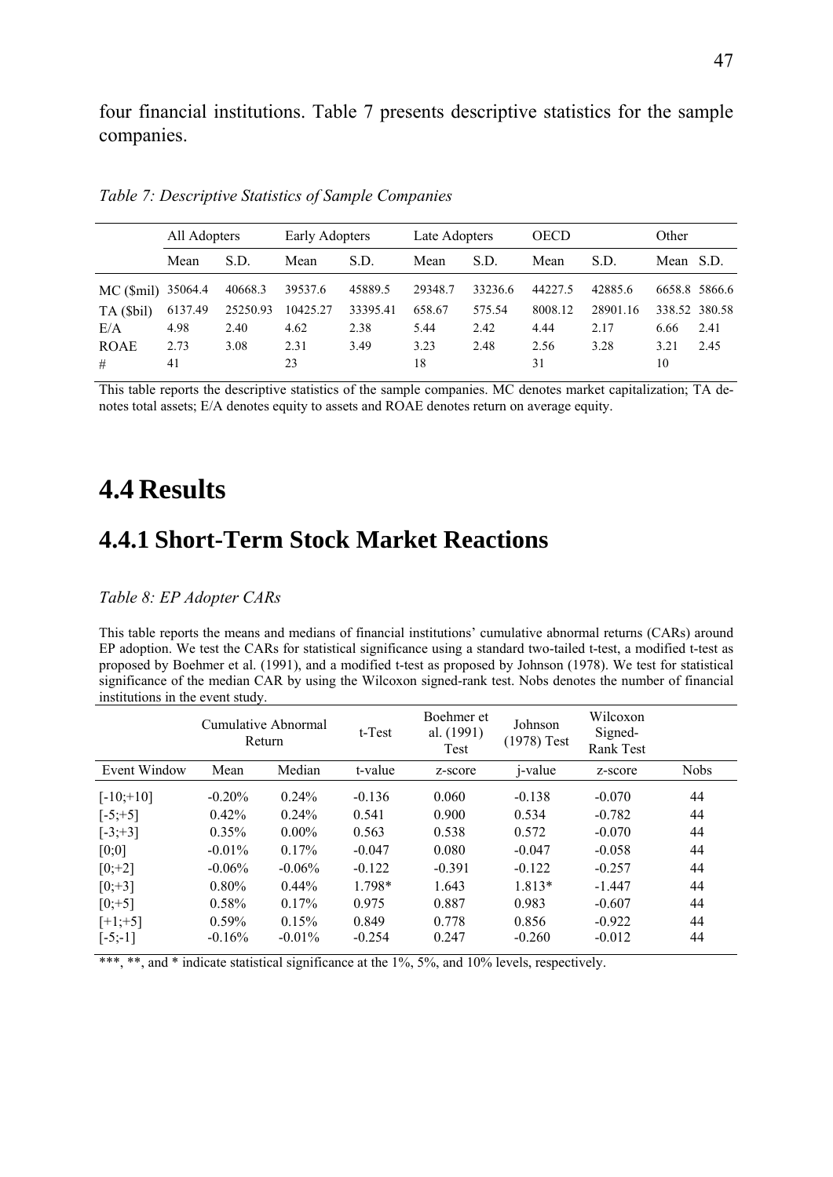four financial institutions. Table 7 presents descriptive statistics for the sample companies.

*Table 7: Descriptive Statistics of Sample Companies*

| | All Adopters | | Early Adopters | | Late Adopters | | OECD | | Other | |
|---|---|---|---|---|---|---|---|---|---|---|
| | Mean | S.D. | Mean | S.D. | Mean | S.D. | Mean | S.D. | Mean | S.D. |
| MC ($mil) | 35064.4 | 40668.3 | 39537.6 | 45889.5 | 29348.7 | 33236.6 | 44227.5 | 42885.6 | 6658.8 | 5866.6 |
| TA ($bil) | 6137.49 | 25250.93 | 10425.27 | 33395.41 | 658.67 | 575.54 | 8008.12 | 28901.16 | 338.52 | 380.58 |
| E/A | 4.98 | 2.40 | 4.62 | 2.38 | 5.44 | 2.42 | 4.44 | 2.17 | 6.66 | 2.41 |
| ROAE | 2.73 | 3.08 | 2.31 | 3.49 | 3.23 | 2.48 | 2.56 | 3.28 | 3.21 | 2.45 |
| # | 41 | | 23 | | 18 | | 31 | | 10 | |

This table reports the descriptive statistics of the sample companies. MC denotes market capitalization; TA denotes total assets; E/A denotes equity to assets and ROAE denotes return on average equity.

# 4.4 Results

## 4.4.1 Short-Term Stock Market Reactions

*Table 8: EP Adopter CARs*

This table reports the means and medians of financial institutions' cumulative abnormal returns (CARs) around EP adoption. We test the CARs for statistical significance using a standard two-tailed t-test, a modified t-test as proposed by Boehmer et al. (1991), and a modified t-test as proposed by Johnson (1978). We test for statistical significance of the median CAR by using the Wilcoxon signed-rank test. Nobs denotes the number of financial institutions in the event study.

| | Cumulative Abnormal Return | | t-Test | Boehmer et al. (1991) Test | Johnson (1978) Test | Wilcoxon Signed-Rank Test | |
|---|---|---|---|---|---|---|---|
| Event Window | Mean | Median | t-value | z-score | j-value | z-score | Nobs |
| [-10;+10] | -0.20% | 0.24% | -0.136 | 0.060 | -0.138 | -0.070 | 44 |
| [-5;+5] | 0.42% | 0.24% | 0.541 | 0.900 | 0.534 | -0.782 | 44 |
| [-3;+3] | 0.35% | 0.00% | 0.563 | 0.538 | 0.572 | -0.070 | 44 |
| [0;0] | -0.01% | 0.17% | -0.047 | 0.080 | -0.047 | -0.058 | 44 |
| [0;+2] | -0.06% | -0.06% | -0.122 | -0.391 | -0.122 | -0.257 | 44 |
| [0;+3] | 0.80% | 0.44% | 1.798* | 1.643 | 1.813* | -1.447 | 44 |
| [0;+5] | 0.58% | 0.17% | 0.975 | 0.887 | 0.983 | -0.607 | 44 |
| [+1;+5] | 0.59% | 0.15% | 0.849 | 0.778 | 0.856 | -0.922 | 44 |
| [-5;-1] | -0.16% | -0.01% | -0.254 | 0.247 | -0.260 | -0.012 | 44 |

***, **, and * indicate statistical significance at the 1%, 5%, and 10% levels, respectively.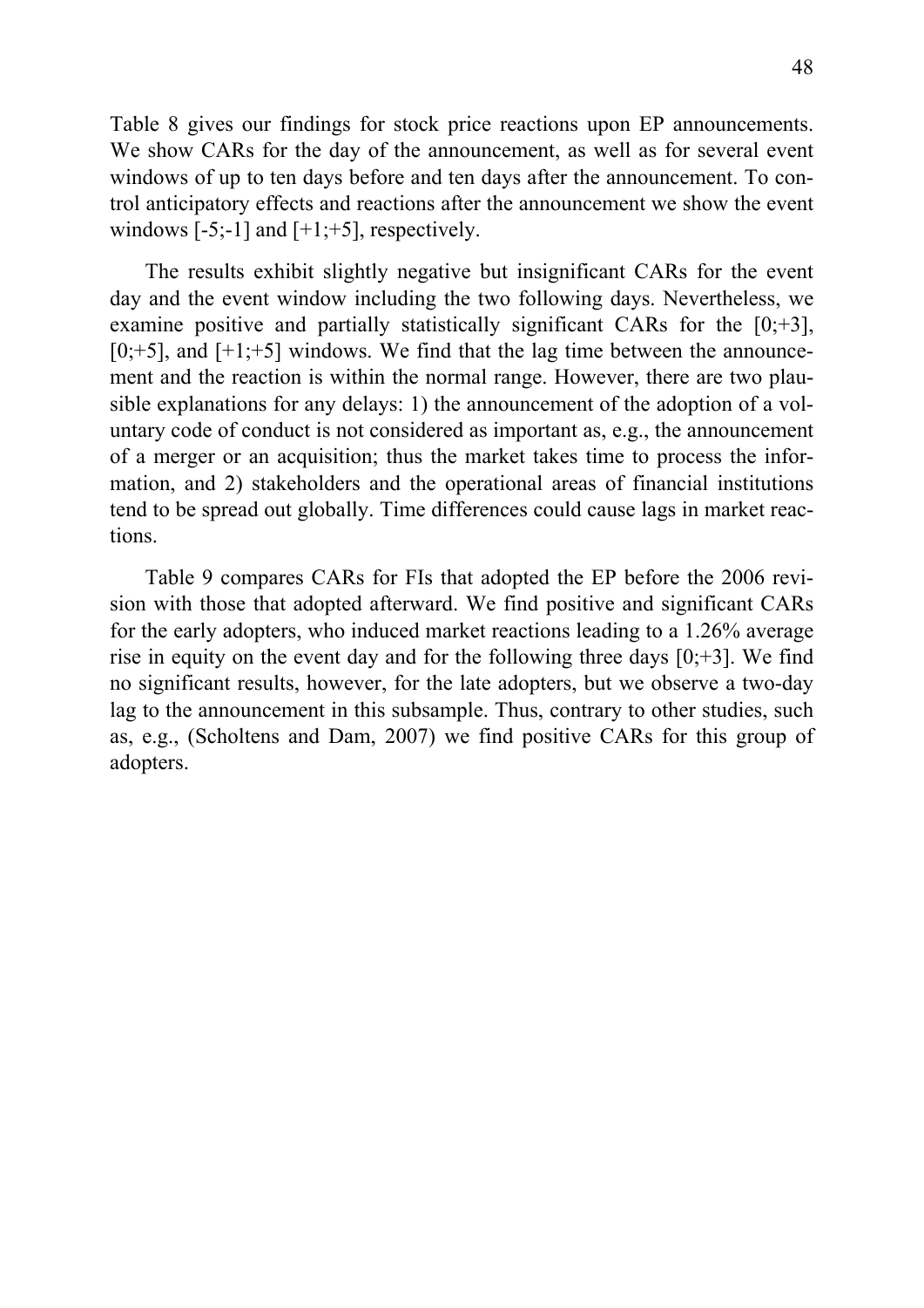Table 8 gives our findings for stock price reactions upon EP announcements. We show CARs for the day of the announcement, as well as for several event windows of up to ten days before and ten days after the announcement. To control anticipatory effects and reactions after the announcement we show the event windows [-5;-1] and [+1;+5], respectively.

The results exhibit slightly negative but insignificant CARs for the event day and the event window including the two following days. Nevertheless, we examine positive and partially statistically significant CARs for the [0;+3], [0;+5], and [+1;+5] windows. We find that the lag time between the announcement and the reaction is within the normal range. However, there are two plausible explanations for any delays: 1) the announcement of the adoption of a voluntary code of conduct is not considered as important as, e.g., the announcement of a merger or an acquisition; thus the market takes time to process the information, and 2) stakeholders and the operational areas of financial institutions tend to be spread out globally. Time differences could cause lags in market reactions.

Table 9 compares CARs for FIs that adopted the EP before the 2006 revision with those that adopted afterward. We find positive and significant CARs for the early adopters, who induced market reactions leading to a 1.26% average rise in equity on the event day and for the following three days [0;+3]. We find no significant results, however, for the late adopters, but we observe a two-day lag to the announcement in this subsample. Thus, contrary to other studies, such as, e.g., (Scholtens and Dam, 2007) we find positive CARs for this group of adopters.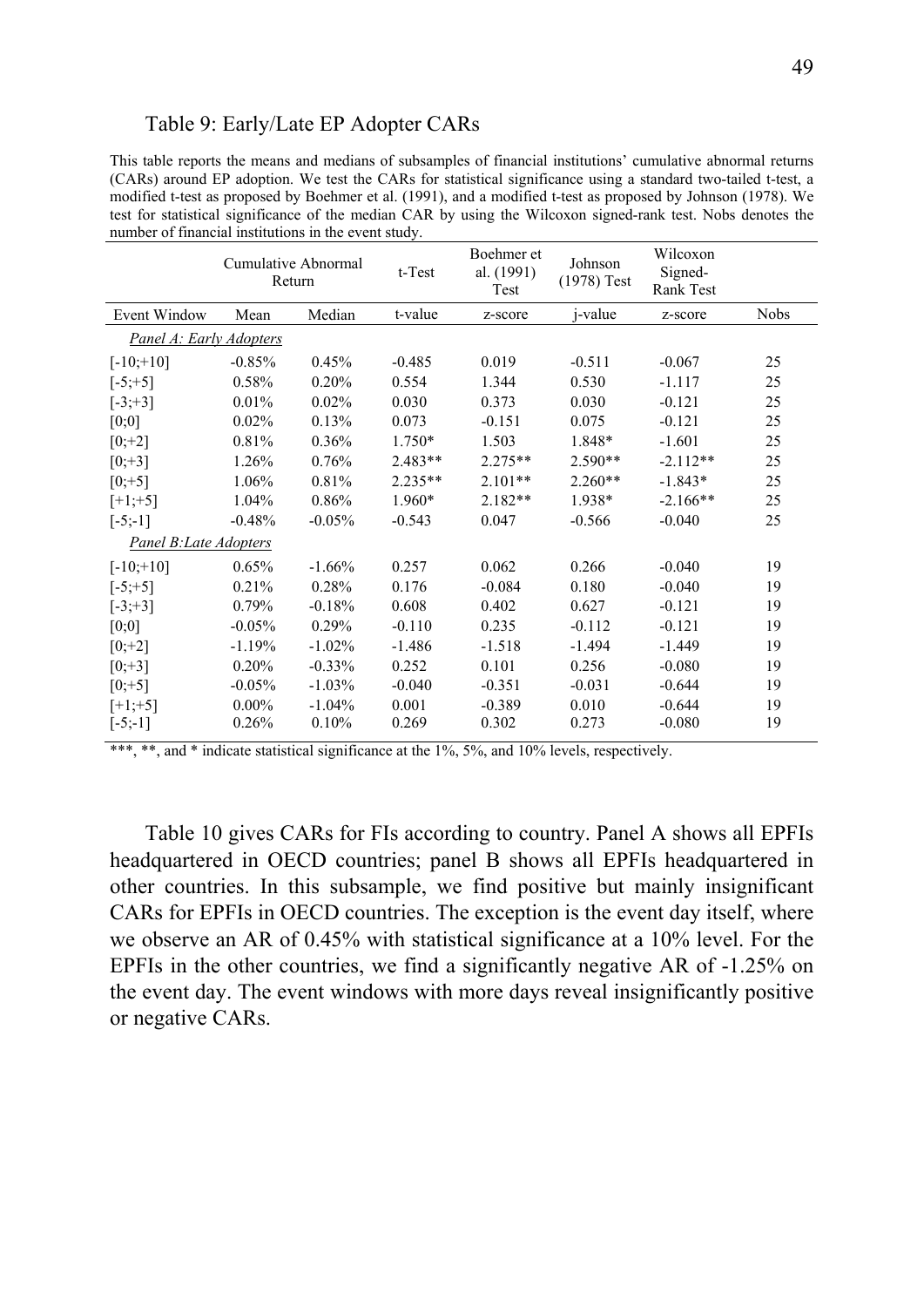Table 9: Early/Late EP Adopter CARs

This table reports the means and medians of subsamples of financial institutions' cumulative abnormal returns (CARs) around EP adoption. We test the CARs for statistical significance using a standard two-tailed t-test, a modified t-test as proposed by Boehmer et al. (1991), and a modified t-test as proposed by Johnson (1978). We test for statistical significance of the median CAR by using the Wilcoxon signed-rank test. Nobs denotes the number of financial institutions in the event study.

| | Cumulative Abnormal Return | | t-Test | Boehmer et al. (1991) Test | Johnson (1978) Test | Wilcoxon Signed-Rank Test | |
|---|---|---|---|---|---|---|---|
| Event Window | Mean | Median | t-value | z-score | j-value | z-score | Nobs |
| *Panel A: Early Adopters* | | | | | | | |
| [-10;+10] | -0.85% | 0.45% | -0.485 | 0.019 | -0.511 | -0.067 | 25 |
| [-5;+5] | 0.58% | 0.20% | 0.554 | 1.344 | 0.530 | -1.117 | 25 |
| [-3;+3] | 0.01% | 0.02% | 0.030 | 0.373 | 0.030 | -0.121 | 25 |
| [0;0] | 0.02% | 0.13% | 0.073 | -0.151 | 0.075 | -0.121 | 25 |
| [0;+2] | 0.81% | 0.36% | 1.750* | 1.503 | 1.848* | -1.601 | 25 |
| [0;+3] | 1.26% | 0.76% | 2.483** | 2.275** | 2.590** | -2.112** | 25 |
| [0;+5] | 1.06% | 0.81% | 2.235** | 2.101** | 2.260** | -1.843* | 25 |
| [+1;+5] | 1.04% | 0.86% | 1.960* | 2.182** | 1.938* | -2.166** | 25 |
| [-5;-1] | -0.48% | -0.05% | -0.543 | 0.047 | -0.566 | -0.040 | 25 |
| *Panel B:Late Adopters* | | | | | | | |
| [-10;+10] | 0.65% | -1.66% | 0.257 | 0.062 | 0.266 | -0.040 | 19 |
| [-5;+5] | 0.21% | 0.28% | 0.176 | -0.084 | 0.180 | -0.040 | 19 |
| [-3;+3] | 0.79% | -0.18% | 0.608 | 0.402 | 0.627 | -0.121 | 19 |
| [0;0] | -0.05% | 0.29% | -0.110 | 0.235 | -0.112 | -0.121 | 19 |
| [0;+2] | -1.19% | -1.02% | -1.486 | -1.518 | -1.494 | -1.449 | 19 |
| [0;+3] | 0.20% | -0.33% | 0.252 | 0.101 | 0.256 | -0.080 | 19 |
| [0;+5] | -0.05% | -1.03% | -0.040 | -0.351 | -0.031 | -0.644 | 19 |
| [+1;+5] | 0.00% | -1.04% | 0.001 | -0.389 | 0.010 | -0.644 | 19 |
| [-5;-1] | 0.26% | 0.10% | 0.269 | 0.302 | 0.273 | -0.080 | 19 |

***, **, and * indicate statistical significance at the 1%, 5%, and 10% levels, respectively.

Table 10 gives CARs for FIs according to country. Panel A shows all EPFIs headquartered in OECD countries; panel B shows all EPFIs headquartered in other countries. In this subsample, we find positive but mainly insignificant CARs for EPFIs in OECD countries. The exception is the event day itself, where we observe an AR of 0.45% with statistical significance at a 10% level. For the EPFIs in the other countries, we find a significantly negative AR of -1.25% on the event day. The event windows with more days reveal insignificantly positive or negative CARs.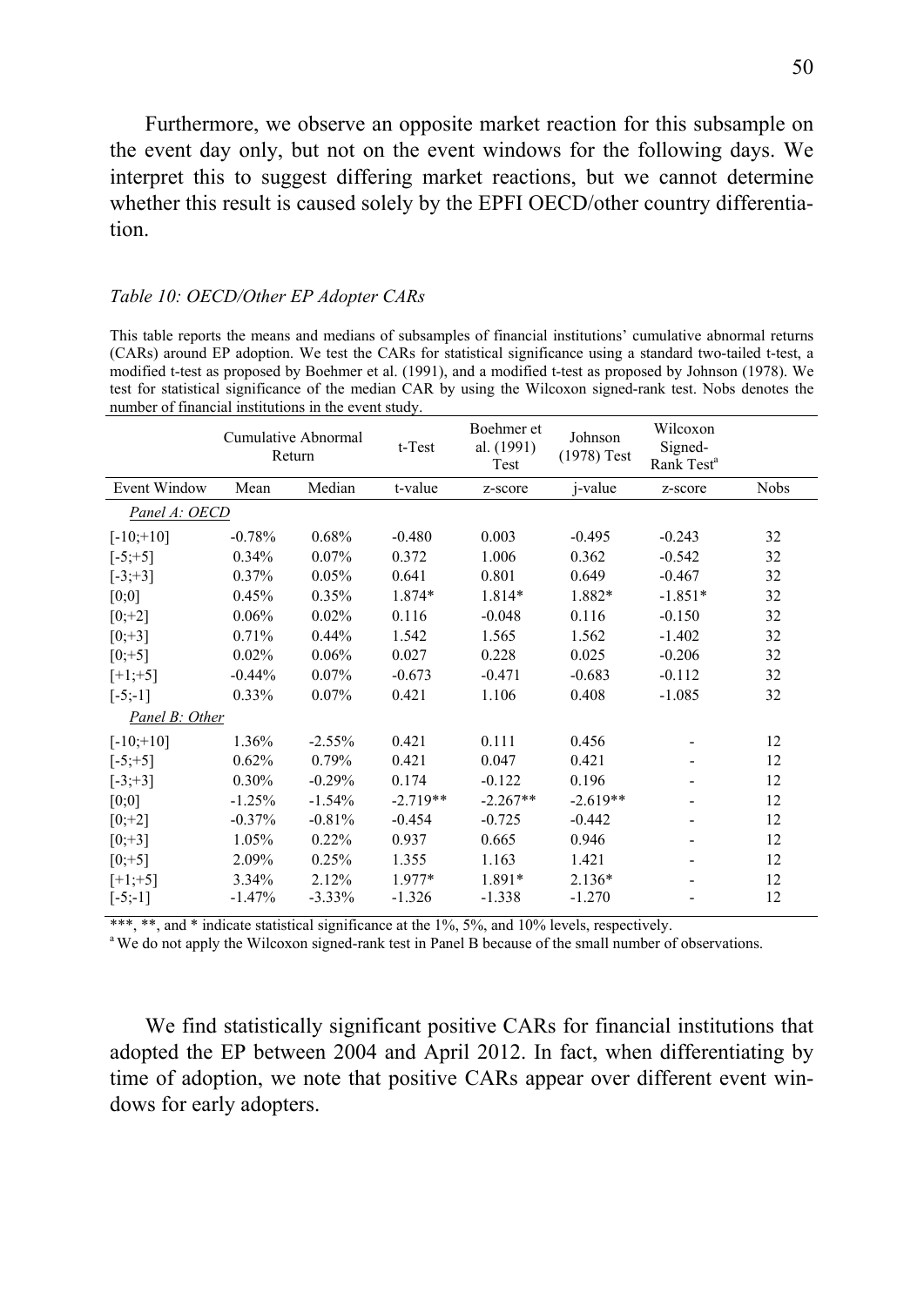Furthermore, we observe an opposite market reaction for this subsample on the event day only, but not on the event windows for the following days. We interpret this to suggest differing market reactions, but we cannot determine whether this result is caused solely by the EPFI OECD/other country differentiation.

*Table 10: OECD/Other EP Adopter CARs*

This table reports the means and medians of subsamples of financial institutions' cumulative abnormal returns (CARs) around EP adoption. We test the CARs for statistical significance using a standard two-tailed t-test, a modified t-test as proposed by Boehmer et al. (1991), and a modified t-test as proposed by Johnson (1978). We test for statistical significance of the median CAR by using the Wilcoxon signed-rank test. Nobs denotes the number of financial institutions in the event study.

| | Cumulative Abnormal Return | | t-Test | Boehmer et al. (1991) Test | Johnson (1978) Test | Wilcoxon Signed-Rank Test[a] | |
|---|---|---|---|---|---|---|---|
| Event Window | Mean | Median | t-value | z-score | j-value | z-score | Nobs |
| *Panel A: OECD* | | | | | | | |
| [-10;+10] | -0.78% | 0.68% | -0.480 | 0.003 | -0.495 | -0.243 | 32 |
| [-5;+5] | 0.34% | 0.07% | 0.372 | 1.006 | 0.362 | -0.542 | 32 |
| [-3;+3] | 0.37% | 0.05% | 0.641 | 0.801 | 0.649 | -0.467 | 32 |
| [0;0] | 0.45% | 0.35% | 1.874* | 1.814* | 1.882* | -1.851* | 32 |
| [0;+2] | 0.06% | 0.02% | 0.116 | -0.048 | 0.116 | -0.150 | 32 |
| [0;+3] | 0.71% | 0.44% | 1.542 | 1.565 | 1.562 | -1.402 | 32 |
| [0;+5] | 0.02% | 0.06% | 0.027 | 0.228 | 0.025 | -0.206 | 32 |
| [+1;+5] | -0.44% | 0.07% | -0.673 | -0.471 | -0.683 | -0.112 | 32 |
| [-5;-1] | 0.33% | 0.07% | 0.421 | 1.106 | 0.408 | -1.085 | 32 |
| *Panel B: Other* | | | | | | | |
| [-10;+10] | 1.36% | -2.55% | 0.421 | 0.111 | 0.456 | - | 12 |
| [-5;+5] | 0.62% | 0.79% | 0.421 | 0.047 | 0.421 | - | 12 |
| [-3;+3] | 0.30% | -0.29% | 0.174 | -0.122 | 0.196 | - | 12 |
| [0;0] | -1.25% | -1.54% | -2.719** | -2.267** | -2.619** | - | 12 |
| [0;+2] | -0.37% | -0.81% | -0.454 | -0.725 | -0.442 | - | 12 |
| [0;+3] | 1.05% | 0.22% | 0.937 | 0.665 | 0.946 | - | 12 |
| [0;+5] | 2.09% | 0.25% | 1.355 | 1.163 | 1.421 | - | 12 |
| [+1;+5] | 3.34% | 2.12% | 1.977* | 1.891* | 2.136* | - | 12 |
| [-5;-1] | -1.47% | -3.33% | -1.326 | -1.338 | -1.270 | - | 12 |

***, **, and * indicate statistical significance at the 1%, 5%, and 10% levels, respectively.
[a] We do not apply the Wilcoxon signed-rank test in Panel B because of the small number of observations.

We find statistically significant positive CARs for financial institutions that adopted the EP between 2004 and April 2012. In fact, when differentiating by time of adoption, we note that positive CARs appear over different event windows for early adopters.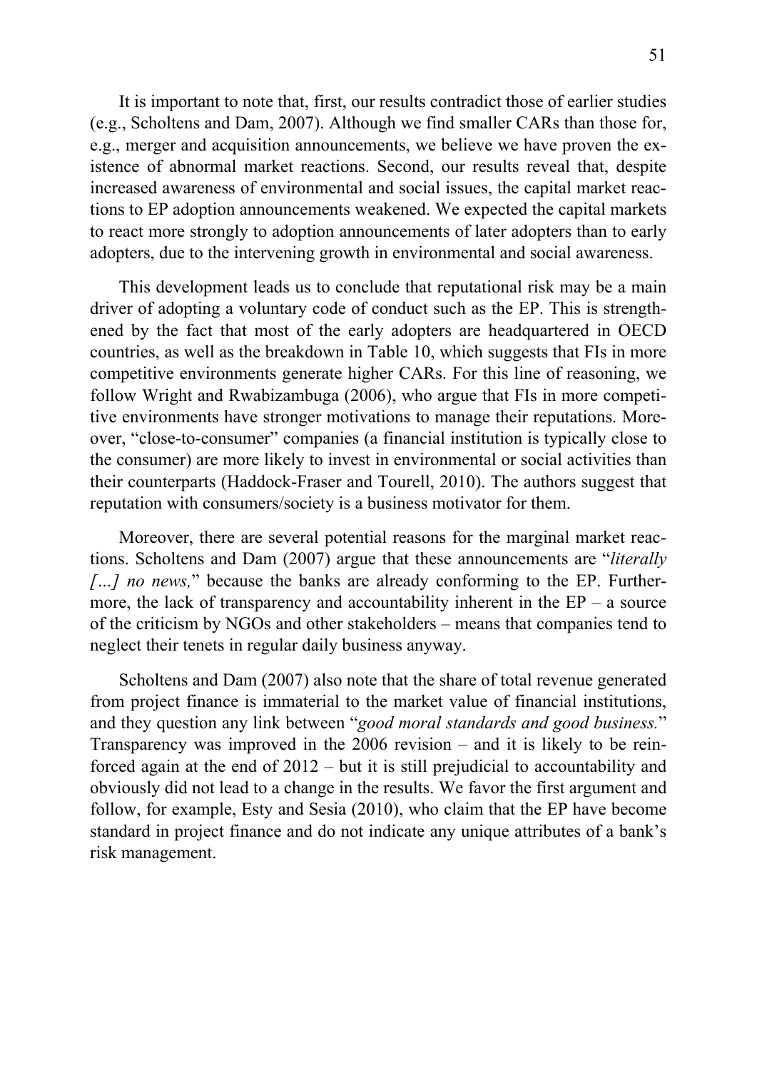It is important to note that, first, our results contradict those of earlier studies (e.g., Scholtens and Dam, 2007). Although we find smaller CARs than those for, e.g., merger and acquisition announcements, we believe we have proven the existence of abnormal market reactions. Second, our results reveal that, despite increased awareness of environmental and social issues, the capital market reactions to EP adoption announcements weakened. We expected the capital markets to react more strongly to adoption announcements of later adopters than to early adopters, due to the intervening growth in environmental and social awareness.

This development leads us to conclude that reputational risk may be a main driver of adopting a voluntary code of conduct such as the EP. This is strengthened by the fact that most of the early adopters are headquartered in OECD countries, as well as the breakdown in Table 10, which suggests that FIs in more competitive environments generate higher CARs. For this line of reasoning, we follow Wright and Rwabizambuga (2006), who argue that FIs in more competitive environments have stronger motivations to manage their reputations. Moreover, "close-to-consumer" companies (a financial institution is typically close to the consumer) are more likely to invest in environmental or social activities than their counterparts (Haddock-Fraser and Tourell, 2010). The authors suggest that reputation with consumers/society is a business motivator for them.

Moreover, there are several potential reasons for the marginal market reactions. Scholtens and Dam (2007) argue that these announcements are "*literally […] no news,*" because the banks are already conforming to the EP. Furthermore, the lack of transparency and accountability inherent in the EP – a source of the criticism by NGOs and other stakeholders – means that companies tend to neglect their tenets in regular daily business anyway.

Scholtens and Dam (2007) also note that the share of total revenue generated from project finance is immaterial to the market value of financial institutions, and they question any link between "*good moral standards and good business.*" Transparency was improved in the 2006 revision – and it is likely to be reinforced again at the end of 2012 – but it is still prejudicial to accountability and obviously did not lead to a change in the results. We favor the first argument and follow, for example, Esty and Sesia (2010), who claim that the EP have become standard in project finance and do not indicate any unique attributes of a bank's risk management.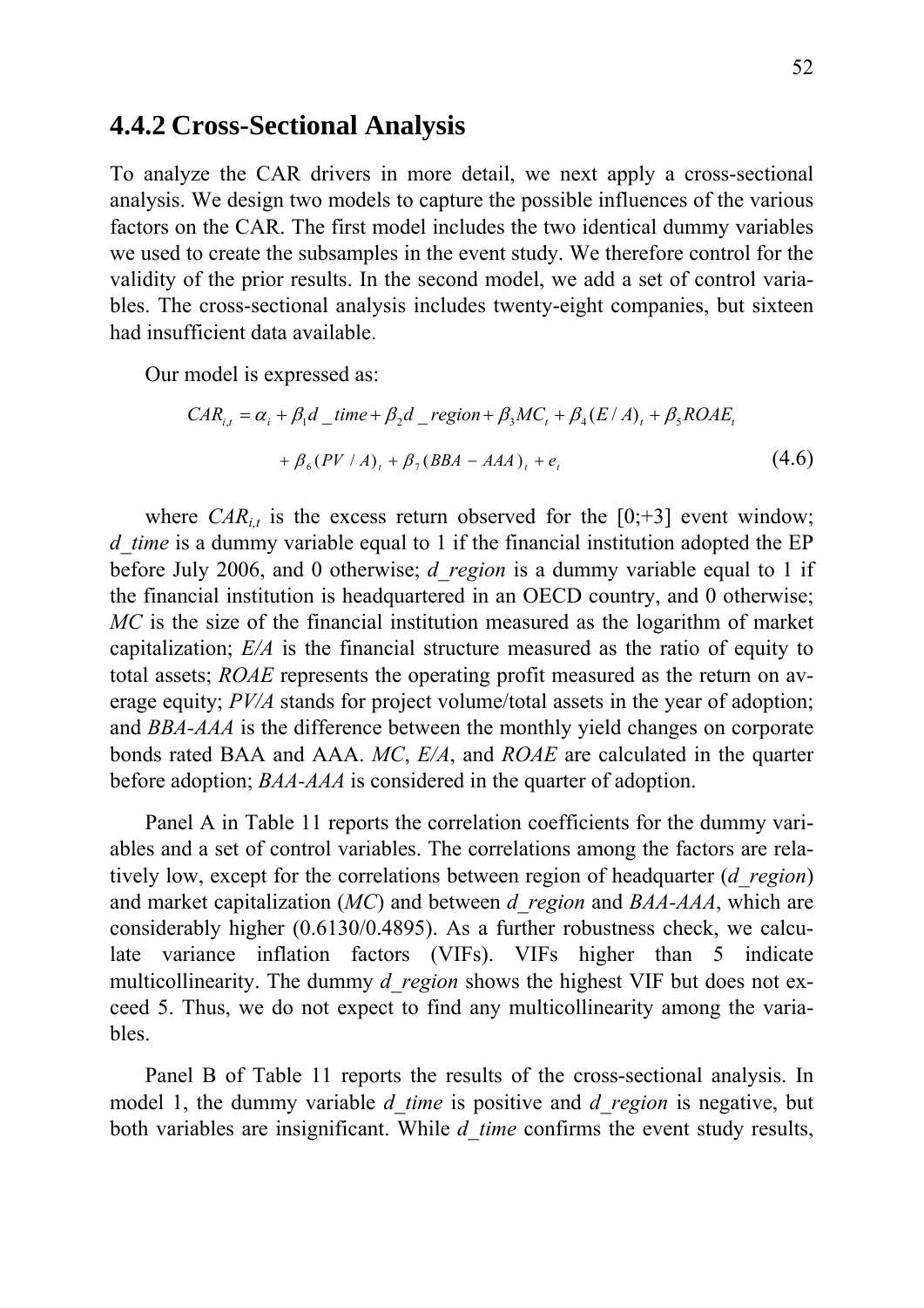## 4.4.2 Cross-Sectional Analysis

To analyze the CAR drivers in more detail, we next apply a cross-sectional analysis. We design two models to capture the possible influences of the various factors on the CAR. The first model includes the two identical dummy variables we used to create the subsamples in the event study. We therefore control for the validity of the prior results. In the second model, we add a set of control variables. The cross-sectional analysis includes twenty-eight companies, but sixteen had insufficient data available.

Our model is expressed as:

$$CAR_{i,t} = \alpha_i + \beta_1 d\_time + \beta_2 d\_region + \beta_3 MC_t + \beta_4 (E/A)_t + \beta_5 ROAE_t$$
$$+ \beta_6 (PV/A)_t + \beta_7 (BBA - AAA)_t + e_t \quad (4.6)$$

where $CAR_{i,t}$ is the excess return observed for the [0;+3] event window; *d_time* is a dummy variable equal to 1 if the financial institution adopted the EP before July 2006, and 0 otherwise; *d_region* is a dummy variable equal to 1 if the financial institution is headquartered in an OECD country, and 0 otherwise; *MC* is the size of the financial institution measured as the logarithm of market capitalization; *E/A* is the financial structure measured as the ratio of equity to total assets; *ROAE* represents the operating profit measured as the return on average equity; *PV/A* stands for project volume/total assets in the year of adoption; and *BBA-AAA* is the difference between the monthly yield changes on corporate bonds rated BAA and AAA. *MC*, *E/A*, and *ROAE* are calculated in the quarter before adoption; *BAA-AAA* is considered in the quarter of adoption.

Panel A in Table 11 reports the correlation coefficients for the dummy variables and a set of control variables. The correlations among the factors are relatively low, except for the correlations between region of headquarter (*d_region*) and market capitalization (*MC*) and between *d_region* and *BAA-AAA*, which are considerably higher (0.6130/0.4895). As a further robustness check, we calculate variance inflation factors (VIFs). VIFs higher than 5 indicate multicollinearity. The dummy *d_region* shows the highest VIF but does not exceed 5. Thus, we do not expect to find any multicollinearity among the variables.

Panel B of Table 11 reports the results of the cross-sectional analysis. In model 1, the dummy variable *d_time* is positive and *d_region* is negative, but both variables are insignificant. While *d_time* confirms the event study results,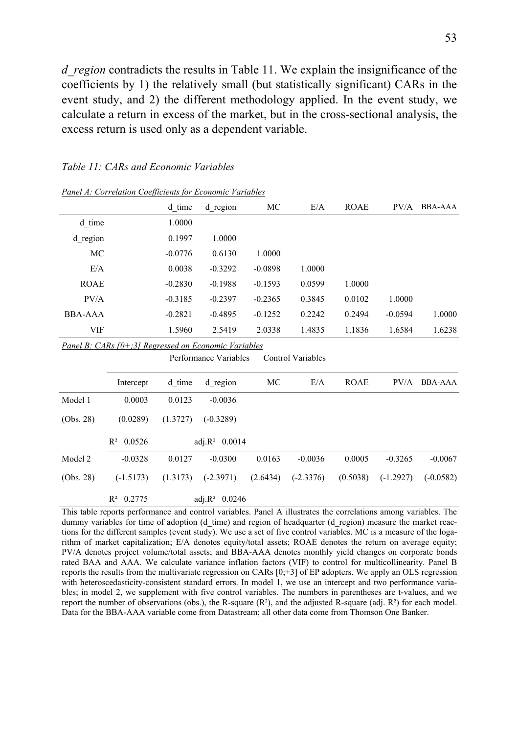*d_region* contradicts the results in Table 11. We explain the insignificance of the coefficients by 1) the relatively small (but statistically significant) CARs in the event study, and 2) the different methodology applied. In the event study, we calculate a return in excess of the market, but in the cross-sectional analysis, the excess return is used only as a dependent variable.

*Table 11: CARs and Economic Variables*

*Panel A: Correlation Coefficients for Economic Variables*

| | d_time | d_region | MC | E/A | ROAE | PV/A | BBA-AAA |
|---|---|---|---|---|---|---|---|
| d_time | 1.0000 | | | | | | |
| d_region | 0.1997 | 1.0000 | | | | | |
| MC | -0.0776 | 0.6130 | 1.0000 | | | | |
| E/A | 0.0038 | -0.3292 | -0.0898 | 1.0000 | | | |
| ROAE | -0.2830 | -0.1988 | -0.1593 | 0.0599 | 1.0000 | | |
| PV/A | -0.3185 | -0.2397 | -0.2365 | 0.3845 | 0.0102 | 1.0000 | |
| BBA-AAA | -0.2821 | -0.4895 | -0.1252 | 0.2242 | 0.2494 | -0.0594 | 1.0000 |
| VIF | 1.5960 | 2.5419 | 2.0338 | 1.4835 | 1.1836 | 1.6584 | 1.6238 |

*Panel B: CARs [0;+3] Regressed on Economic Variables*

| | | Performance Variables | | Control Variables | | | | |
|---|---|---|---|---|---|---|---|---|
| | Intercept | d_time | d_region | MC | E/A | ROAE | PV/A | BBA-AAA |
| Model 1 | 0.0003 | 0.0123 | -0.0036 | | | | | |
| (Obs. 28) | (0.0289) | (1.3727) | (-0.3289) | | | | | |
| | $R^2$ 0.5526 | | adj.$R^2$ 0.0014 | | | | | |
| Model 2 | -0.0328 | 0.0127 | -0.0300 | 0.0163 | -0.0036 | 0.0005 | -0.3265 | -0.0067 |
| (Obs. 28) | (-1.5173) | (1.3173) | (-2.3971) | (2.6434) | (-2.3376) | (0.5038) | (-1.2927) | (-0.0582) |
| | $R^2$ 0.2775 | | adj.$R^2$ 0.0246 | | | | | |

This table reports performance and control variables. Panel A illustrates the correlations among variables. The dummy variables for time of adoption (d_time) and region of headquarter (d_region) measure the market reactions for the different samples (event study). We use a set of five control variables. MC is a measure of the logarithm of market capitalization; E/A denotes equity/total assets; ROAE denotes the return on average equity; PV/A denotes project volume/total assets; and BBA-AAA denotes monthly yield changes on corporate bonds rated BAA and AAA. We calculate variance inflation factors (VIF) to control for multicollinearity. Panel B reports the results from the multivariate regression on CARs [0;+3] of EP adopters. We apply an OLS regression with heteroscedasticity-consistent standard errors. In model 1, we use an intercept and two performance variables; in model 2, we supplement with five control variables. The numbers in parentheses are t-values, and we report the number of observations (obs.), the R-square ($R^2$), and the adjusted R-square (adj. $R^2$) for each model. Data for the BBA-AAA variable come from Datastream; all other data come from Thomson One Banker.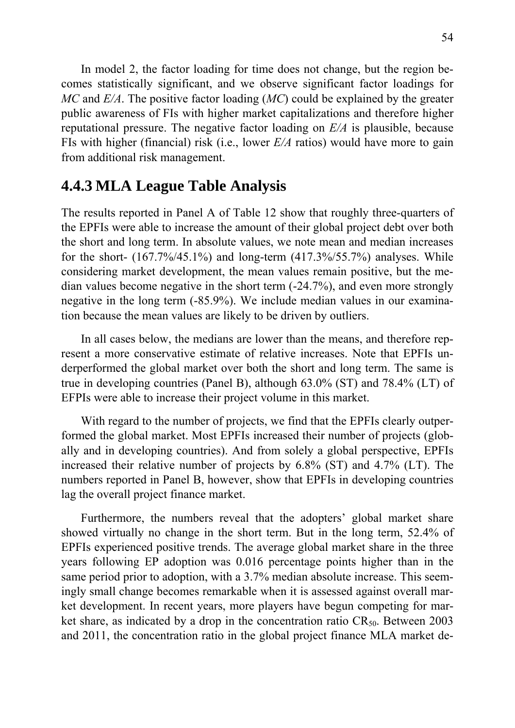In model 2, the factor loading for time does not change, but the region becomes statistically significant, and we observe significant factor loadings for *MC* and *E/A*. The positive factor loading (*MC*) could be explained by the greater public awareness of FIs with higher market capitalizations and therefore higher reputational pressure. The negative factor loading on *E/A* is plausible, because FIs with higher (financial) risk (i.e., lower *E/A* ratios) would have more to gain from additional risk management.

## 4.4.3 MLA League Table Analysis

The results reported in Panel A of Table 12 show that roughly three-quarters of the EPFIs were able to increase the amount of their global project debt over both the short and long term. In absolute values, we note mean and median increases for the short- (167.7%/45.1%) and long-term (417.3%/55.7%) analyses. While considering market development, the mean values remain positive, but the median values become negative in the short term (-24.7%), and even more strongly negative in the long term (-85.9%). We include median values in our examination because the mean values are likely to be driven by outliers.

In all cases below, the medians are lower than the means, and therefore represent a more conservative estimate of relative increases. Note that EPFIs underperformed the global market over both the short and long term. The same is true in developing countries (Panel B), although 63.0% (ST) and 78.4% (LT) of EFPIs were able to increase their project volume in this market.

With regard to the number of projects, we find that the EPFIs clearly outperformed the global market. Most EPFIs increased their number of projects (globally and in developing countries). And from solely a global perspective, EPFIs increased their relative number of projects by 6.8% (ST) and 4.7% (LT). The numbers reported in Panel B, however, show that EPFIs in developing countries lag the overall project finance market.

Furthermore, the numbers reveal that the adopters' global market share showed virtually no change in the short term. But in the long term, 52.4% of EPFIs experienced positive trends. The average global market share in the three years following EP adoption was 0.016 percentage points higher than in the same period prior to adoption, with a 3.7% median absolute increase. This seemingly small change becomes remarkable when it is assessed against overall market development. In recent years, more players have begun competing for market share, as indicated by a drop in the concentration ratio $CR_{50}$. Between 2003 and 2011, the concentration ratio in the global project finance MLA market de-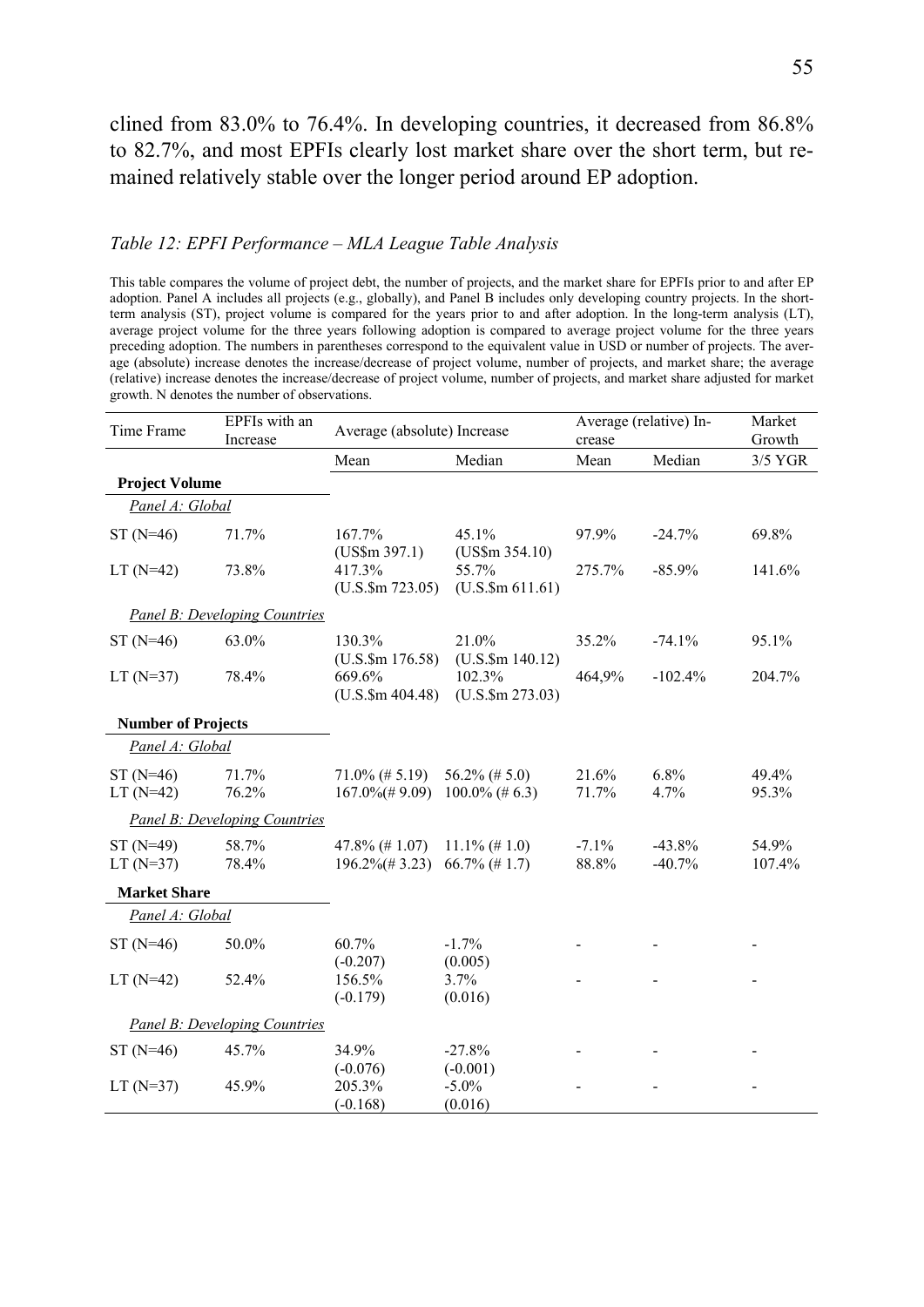clined from 83.0% to 76.4%. In developing countries, it decreased from 86.8% to 82.7%, and most EPFIs clearly lost market share over the short term, but remained relatively stable over the longer period around EP adoption.

*Table 12: EPFI Performance – MLA League Table Analysis*

This table compares the volume of project debt, the number of projects, and the market share for EPFIs prior to and after EP adoption. Panel A includes all projects (e.g., globally), and Panel B includes only developing country projects. In the short-term analysis (ST), project volume is compared for the years prior to and after adoption. In the long-term analysis (LT), average project volume for the three years following adoption is compared to average project volume for the three years preceding adoption. The numbers in parentheses correspond to the equivalent value in USD or number of projects. The average (absolute) increase denotes the increase/decrease of project volume, number of projects, and market share; the average (relative) increase denotes the increase/decrease of project volume, number of projects, and market share adjusted for market growth. N denotes the number of observations.

| Time Frame | EPFIs with an Increase | Average (absolute) Increase | | Average (relative) Increase | | Market Growth |
|---|---|---|---|---|---|---|
| | | Mean | Median | Mean | Median | 3/5 YGR |
| **Project Volume** | | | | | | |
| *Panel A: Global* | | | | | | |
| ST (N=46) | 71.7% | 167.7% (US$m 397.1) | 45.1% (US$m 354.10) | 97.9% | -24.7% | 69.8% |
| LT (N=42) | 73.8% | 417.3% (U.S.$m 723.05) | 55.7% (U.S.$m 611.61) | 275.7% | -85.9% | 141.6% |
| *Panel B: Developing Countries* | | | | | | |
| ST (N=46) | 63.0% | 130.3% (U.S.$m 176.58) | 21.0% (U.S.$m 140.12) | 35.2% | -74.1% | 95.1% |
| LT (N=37) | 78.4% | 669.6% (U.S.$m 404.48) | 102.3% (U.S.$m 273.03) | 464,9% | -102.4% | 204.7% |
| **Number of Projects** | | | | | | |
| *Panel A: Global* | | | | | | |
| ST (N=46) | 71.7% | 71.0% (# 5.19) | 56.2% (# 5.0) | 21.6% | 6.8% | 49.4% |
| LT (N=42) | 76.2% | 167.0%(# 9.09) | 100.0% (# 6.3) | 71.7% | 4.7% | 95.3% |
| *Panel B: Developing Countries* | | | | | | |
| ST (N=49) | 58.7% | 47.8% (# 1.07) | 11.1% (# 1.0) | -7.1% | -43.8% | 54.9% |
| LT (N=37) | 78.4% | 196.2%(# 3.23) | 66.7% (# 1.7) | 88.8% | -40.7% | 107.4% |
| **Market Share** | | | | | | |
| *Panel A: Global* | | | | | | |
| ST (N=46) | 50.0% | 60.7% (-0.207) | -1.7% (0.005) | - | - | - |
| LT (N=42) | 52.4% | 156.5% (-0.179) | 3.7% (0.016) | - | - | - |
| *Panel B: Developing Countries* | | | | | | |
| ST (N=46) | 45.7% | 34.9% (-0.076) | -27.8% (-0.001) | - | - | - |
| LT (N=37) | 45.9% | 205.3% (-0.168) | -5.0% (0.016) | - | - | - |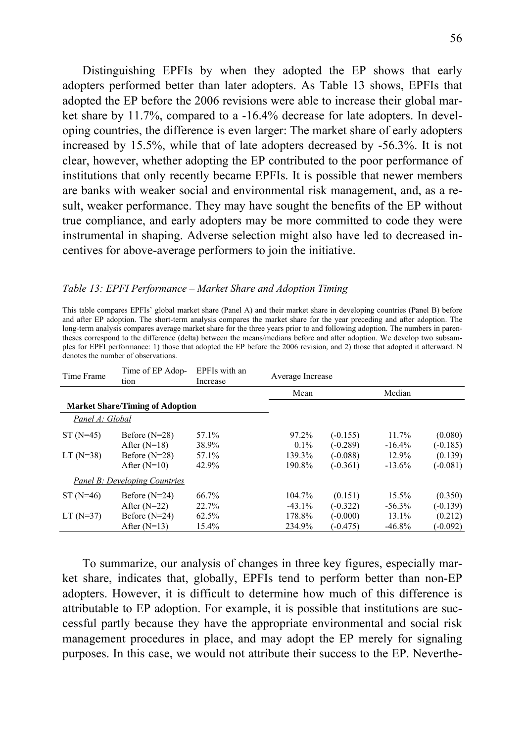Distinguishing EPFIs by when they adopted the EP shows that early adopters performed better than later adopters. As Table 13 shows, EPFIs that adopted the EP before the 2006 revisions were able to increase their global market share by 11.7%, compared to a -16.4% decrease for late adopters. In developing countries, the difference is even larger: The market share of early adopters increased by 15.5%, while that of late adopters decreased by -56.3%. It is not clear, however, whether adopting the EP contributed to the poor performance of institutions that only recently became EPFIs. It is possible that newer members are banks with weaker social and environmental risk management, and, as a result, weaker performance. They may have sought the benefits of the EP without true compliance, and early adopters may be more committed to code they were instrumental in shaping. Adverse selection might also have led to decreased incentives for above-average performers to join the initiative.

*Table 13: EPFI Performance – Market Share and Adoption Timing*

This table compares EPFIs' global market share (Panel A) and their market share in developing countries (Panel B) before and after EP adoption. The short-term analysis compares the market share for the year preceding and after adoption. The long-term analysis compares average market share for the three years prior to and following adoption. The numbers in parentheses correspond to the difference (delta) between the means/medians before and after adoption. We develop two subsamples for EPFI performance: 1) those that adopted the EP before the 2006 revision, and 2) those that adopted it afterward. N denotes the number of observations.

| Time Frame | Time of EP Adoption | EPFIs with an Increase | Average Increase | | | |
|---|---|---|---|---|---|---|
| | | | Mean | | Median | |
| **Market Share/Timing of Adoption** | | | | | | |
| *Panel A: Global* | | | | | | |
| ST (N=45) | Before (N=28) | 57.1% | 97.2% | (-0.155) | 11.7% | (0.080) |
| | After (N=18) | 38.9% | 0.1% | (-0.289) | -16.4% | (-0.185) |
| LT (N=38) | Before (N=28) | 57.1% | 139.3% | (-0.088) | 12.9% | (0.139) |
| | After (N=10) | 42.9% | 190.8% | (-0.361) | -13.6% | (-0.081) |
| *Panel B: Developing Countries* | | | | | | |
| ST (N=46) | Before (N=24) | 66.7% | 104.7% | (0.151) | 15.5% | (0.350) |
| | After (N=22) | 22.7% | -43.1% | (-0.322) | -56.3% | (-0.139) |
| LT (N=37) | Before (N=24) | 62.5% | 178.8% | (-0.000) | 13.1% | (0.212) |
| | After (N=13) | 15.4% | 234.9% | (-0.475) | -46.8% | (-0.092) |

To summarize, our analysis of changes in three key figures, especially market share, indicates that, globally, EPFIs tend to perform better than non-EP adopters. However, it is difficult to determine how much of this difference is attributable to EP adoption. For example, it is possible that institutions are successful partly because they have the appropriate environmental and social risk management procedures in place, and may adopt the EP merely for signaling purposes. In this case, we would not attribute their success to the EP. Neverthe-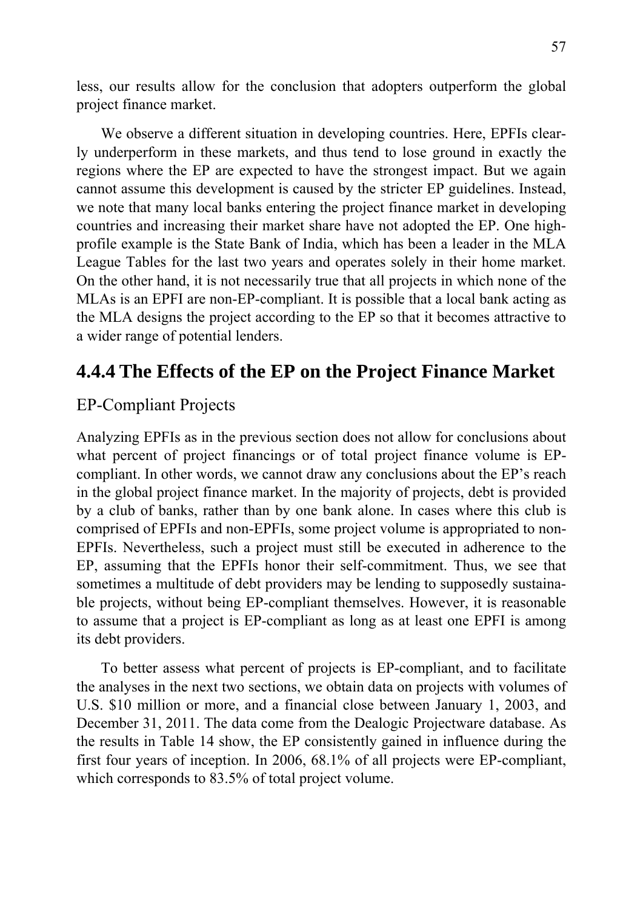less, our results allow for the conclusion that adopters outperform the global project finance market.

We observe a different situation in developing countries. Here, EPFIs clearly underperform in these markets, and thus tend to lose ground in exactly the regions where the EP are expected to have the strongest impact. But we again cannot assume this development is caused by the stricter EP guidelines. Instead, we note that many local banks entering the project finance market in developing countries and increasing their market share have not adopted the EP. One high-profile example is the State Bank of India, which has been a leader in the MLA League Tables for the last two years and operates solely in their home market. On the other hand, it is not necessarily true that all projects in which none of the MLAs is an EPFI are non-EP-compliant. It is possible that a local bank acting as the MLA designs the project according to the EP so that it becomes attractive to a wider range of potential lenders.

## 4.4.4 The Effects of the EP on the Project Finance Market

### EP-Compliant Projects

Analyzing EPFIs as in the previous section does not allow for conclusions about what percent of project financings or of total project finance volume is EP-compliant. In other words, we cannot draw any conclusions about the EP's reach in the global project finance market. In the majority of projects, debt is provided by a club of banks, rather than by one bank alone. In cases where this club is comprised of EPFIs and non-EPFIs, some project volume is appropriated to non-EPFIs. Nevertheless, such a project must still be executed in adherence to the EP, assuming that the EPFIs honor their self-commitment. Thus, we see that sometimes a multitude of debt providers may be lending to supposedly sustainable projects, without being EP-compliant themselves. However, it is reasonable to assume that a project is EP-compliant as long as at least one EPFI is among its debt providers.

To better assess what percent of projects is EP-compliant, and to facilitate the analyses in the next two sections, we obtain data on projects with volumes of U.S. \$10 million or more, and a financial close between January 1, 2003, and December 31, 2011. The data come from the Dealogic Projectware database. As the results in Table 14 show, the EP consistently gained in influence during the first four years of inception. In 2006, 68.1% of all projects were EP-compliant, which corresponds to 83.5% of total project volume.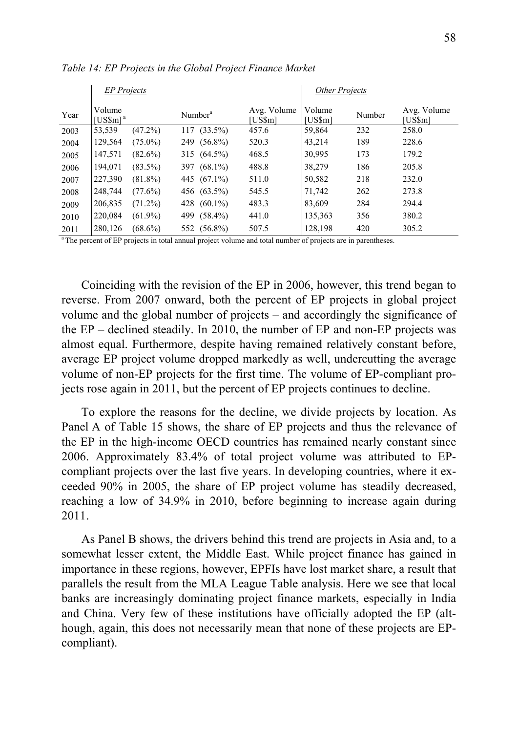*Table 14: EP Projects in the Global Project Finance Market*

| | *EP Projects* | | | | | *Other Projects* | | |
|---|---|---|---|---|---|---|---|---|
| Year | Volume [US$m] [a] | | Number[a] | | Avg. Volume [US$m] | Volume [US$m] | Number | Avg. Volume [US$m] |
| 2003 | 53,539 | (47.2%) | 117 | (33.5%) | 457.6 | 59,864 | 232 | 258.0 |
| 2004 | 129,564 | (75.0%) | 249 | (56.8%) | 520.3 | 43,214 | 189 | 228.6 |
| 2005 | 147,571 | (82.6%) | 315 | (64.5%) | 468.5 | 30,995 | 173 | 179.2 |
| 2006 | 194,071 | (83.5%) | 397 | (68.1%) | 488.8 | 38,279 | 186 | 205.8 |
| 2007 | 227,390 | (81.8%) | 445 | (67.1%) | 511.0 | 50,582 | 218 | 232.0 |
| 2008 | 248,744 | (77.6%) | 456 | (63.5%) | 545.5 | 71,742 | 262 | 273.8 |
| 2009 | 206,835 | (71.2%) | 428 | (60.1%) | 483.3 | 83,609 | 284 | 294.4 |
| 2010 | 220,084 | (61.9%) | 499 | (58.4%) | 441.0 | 135,363 | 356 | 380.2 |
| 2011 | 280,126 | (68.6%) | 552 | (56.8%) | 507.5 | 128,198 | 420 | 305.2 |

[a] The percent of EP projects in total annual project volume and total number of projects are in parentheses.

Coinciding with the revision of the EP in 2006, however, this trend began to reverse. From 2007 onward, both the percent of EP projects in global project volume and the global number of projects – and accordingly the significance of the EP – declined steadily. In 2010, the number of EP and non-EP projects was almost equal. Furthermore, despite having remained relatively constant before, average EP project volume dropped markedly as well, undercutting the average volume of non-EP projects for the first time. The volume of EP-compliant projects rose again in 2011, but the percent of EP projects continues to decline.

To explore the reasons for the decline, we divide projects by location. As Panel A of Table 15 shows, the share of EP projects and thus the relevance of the EP in the high-income OECD countries has remained nearly constant since 2006. Approximately 83.4% of total project volume was attributed to EP-compliant projects over the last five years. In developing countries, where it exceeded 90% in 2005, the share of EP project volume has steadily decreased, reaching a low of 34.9% in 2010, before beginning to increase again during 2011.

As Panel B shows, the drivers behind this trend are projects in Asia and, to a somewhat lesser extent, the Middle East. While project finance has gained in importance in these regions, however, EPFIs have lost market share, a result that parallels the result from the MLA League Table analysis. Here we see that local banks are increasingly dominating project finance markets, especially in India and China. Very few of these institutions have officially adopted the EP (although, again, this does not necessarily mean that none of these projects are EP-compliant).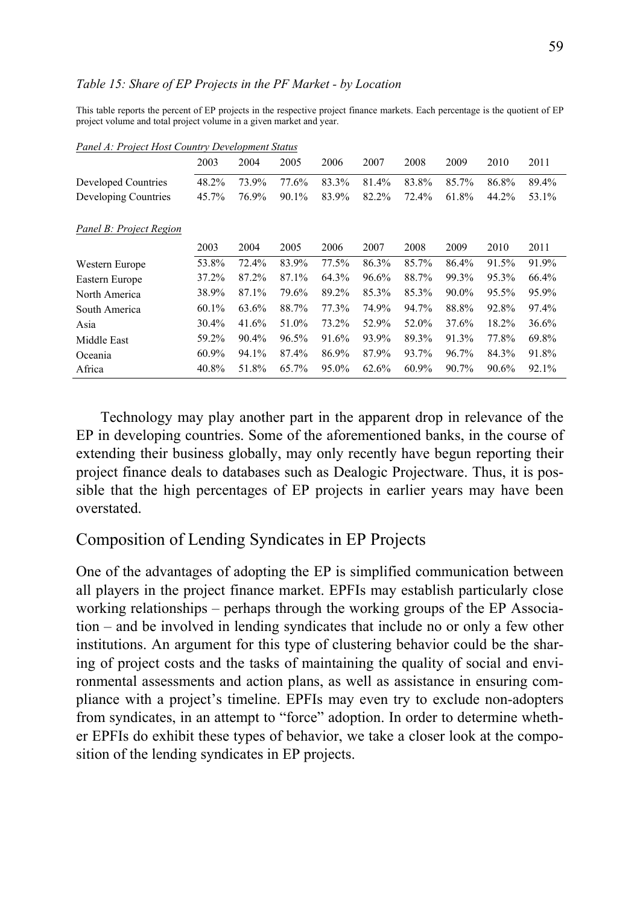*Table 15: Share of EP Projects in the PF Market - by Location*

This table reports the percent of EP projects in the respective project finance markets. Each percentage is the quotient of EP project volume and total project volume in a given market and year.

*Panel A: Project Host Country Development Status*

| | 2003 | 2004 | 2005 | 2006 | 2007 | 2008 | 2009 | 2010 | 2011 |
|---|---|---|---|---|---|---|---|---|---|
| Developed Countries | 48.2% | 73.9% | 77.6% | 83.3% | 81.4% | 83.8% | 85.7% | 86.8% | 89.4% |
| Developing Countries | 45.7% | 76.9% | 90.1% | 83.9% | 82.2% | 72.4% | 61.8% | 44.2% | 53.1% |

*Panel B: Project Region*

| | 2003 | 2004 | 2005 | 2006 | 2007 | 2008 | 2009 | 2010 | 2011 |
|---|---|---|---|---|---|---|---|---|---|
| Western Europe | 53.8% | 72.4% | 83.9% | 77.5% | 86.3% | 85.7% | 86.4% | 91.5% | 91.9% |
| Eastern Europe | 37.2% | 87.2% | 87.1% | 64.3% | 96.6% | 88.7% | 99.3% | 95.3% | 66.4% |
| North America | 38.9% | 87.1% | 79.6% | 89.2% | 85.3% | 85.3% | 90.0% | 95.5% | 95.9% |
| South America | 60.1% | 63.6% | 88.7% | 77.3% | 74.9% | 94.7% | 88.8% | 92.8% | 97.4% |
| Asia | 30.4% | 41.6% | 51.0% | 73.2% | 52.9% | 52.0% | 37.6% | 18.2% | 36.6% |
| Middle East | 59.2% | 90.4% | 96.5% | 91.6% | 93.9% | 89.3% | 91.3% | 77.8% | 69.8% |
| Oceania | 60.9% | 94.1% | 87.4% | 86.9% | 87.9% | 93.7% | 96.7% | 84.3% | 91.8% |
| Africa | 40.8% | 51.8% | 65.7% | 95.0% | 62.6% | 60.9% | 90.7% | 90.6% | 92.1% |

Technology may play another part in the apparent drop in relevance of the EP in developing countries. Some of the aforementioned banks, in the course of extending their business globally, may only recently have begun reporting their project finance deals to databases such as Dealogic Projectware. Thus, it is possible that the high percentages of EP projects in earlier years may have been overstated.

## Composition of Lending Syndicates in EP Projects

One of the advantages of adopting the EP is simplified communication between all players in the project finance market. EPFIs may establish particularly close working relationships – perhaps through the working groups of the EP Association – and be involved in lending syndicates that include no or only a few other institutions. An argument for this type of clustering behavior could be the sharing of project costs and the tasks of maintaining the quality of social and environmental assessments and action plans, as well as assistance in ensuring compliance with a project's timeline. EPFIs may even try to exclude non-adopters from syndicates, in an attempt to "force" adoption. In order to determine whether EPFIs do exhibit these types of behavior, we take a closer look at the composition of the lending syndicates in EP projects.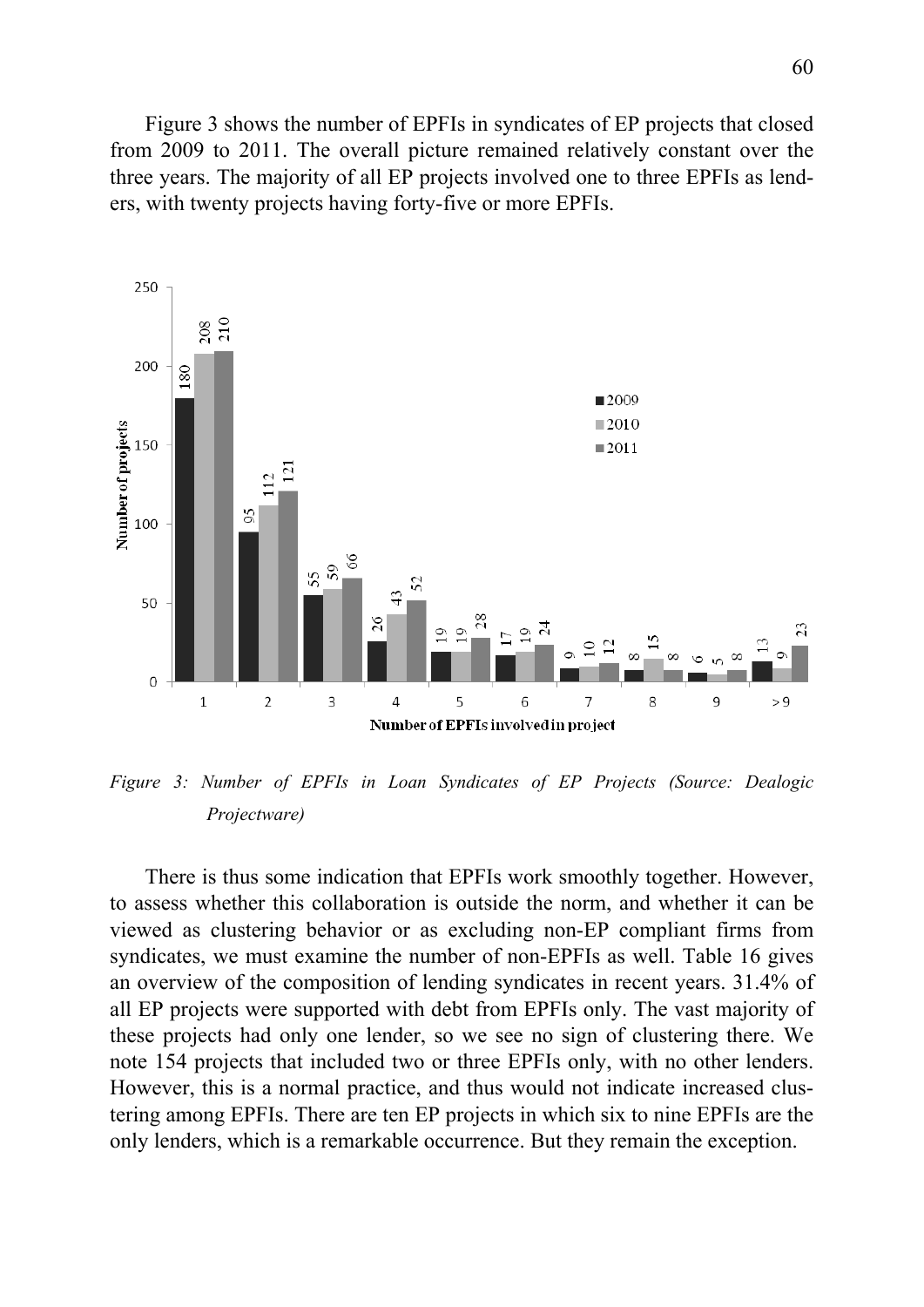Figure 3 shows the number of EPFIs in syndicates of EP projects that closed from 2009 to 2011. The overall picture remained relatively constant over the three years. The majority of all EP projects involved one to three EPFIs as lenders, with twenty projects having forty-five or more EPFIs.

| Number of EPFIs involved in project | 2009 | 2010 | 2011 |
|---|---|---|---|
| 1 | 180 | 208 | 210 |
| 2 | 95 | 112 | 121 |
| 3 | 55 | 59 | 66 |
| 4 | 26 | 43 | 52 |
| 5 | 19 | 19 | 28 |
| 6 | 17 | 19 | 24 |
| 7 | 9 | 10 | 12 |
| 8 | 8 | 15 | 8 |
| 9 | 6 | 5 | 8 |
| >9 | 13 | 9 | 23 |

*Figure 3: Number of EPFIs in Loan Syndicates of EP Projects (Source: Dealogic Projectware)*

There is thus some indication that EPFIs work smoothly together. However, to assess whether this collaboration is outside the norm, and whether it can be viewed as clustering behavior or as excluding non-EP compliant firms from syndicates, we must examine the number of non-EPFIs as well. Table 16 gives an overview of the composition of lending syndicates in recent years. 31.4% of all EP projects were supported with debt from EPFIs only. The vast majority of these projects had only one lender, so we see no sign of clustering there. We note 154 projects that included two or three EPFIs only, with no other lenders. However, this is a normal practice, and thus would not indicate increased clustering among EPFIs. There are ten EP projects in which six to nine EPFIs are the only lenders, which is a remarkable occurrence. But they remain the exception.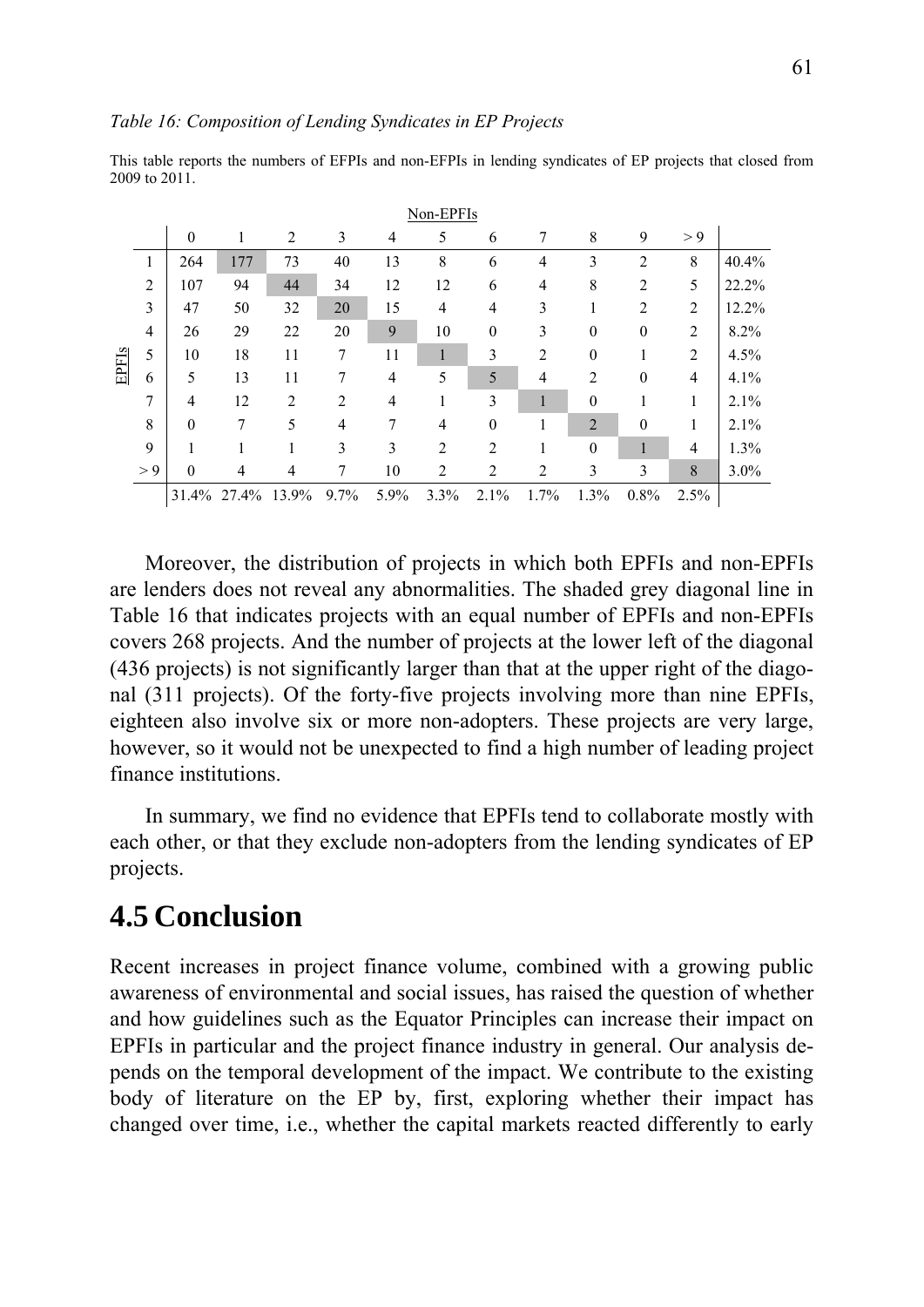*Table 16: Composition of Lending Syndicates in EP Projects*

This table reports the numbers of EFPIs and non-EFPIs in lending syndicates of EP projects that closed from 2009 to 2011.

| | | Non-EPFIs | | | | | | | | | | | |
|---|---|---|---|---|---|---|---|---|---|---|---|---|---|
| | | 0 | 1 | 2 | 3 | 4 | 5 | 6 | 7 | 8 | 9 | > 9 | |
| EPFIs | 1 | 264 | 177 | 73 | 40 | 13 | 8 | 6 | 4 | 3 | 2 | 8 | 40.4% |
| | 2 | 107 | 94 | 44 | 34 | 12 | 12 | 6 | 4 | 8 | 2 | 5 | 22.2% |
| | 3 | 47 | 50 | 32 | 20 | 15 | 4 | 4 | 3 | 1 | 2 | 2 | 12.2% |
| | 4 | 26 | 29 | 22 | 20 | 9 | 10 | 0 | 3 | 0 | 0 | 2 | 8.2% |
| | 5 | 10 | 18 | 11 | 7 | 11 | 1 | 3 | 2 | 0 | 1 | 2 | 4.5% |
| | 6 | 5 | 13 | 11 | 7 | 4 | 5 | 5 | 4 | 2 | 0 | 4 | 4.1% |
| | 7 | 4 | 12 | 2 | 2 | 4 | 1 | 3 | 1 | 0 | 1 | 1 | 2.1% |
| | 8 | 0 | 7 | 5 | 4 | 7 | 4 | 0 | 1 | 2 | 0 | 1 | 2.1% |
| | 9 | 1 | 1 | 1 | 3 | 3 | 2 | 2 | 1 | 0 | 1 | 4 | 1.3% |
| | > 9 | 0 | 4 | 4 | 7 | 10 | 2 | 2 | 2 | 3 | 3 | 8 | 3.0% |
| | | 31.4% | 27.4% | 13.9% | 9.7% | 5.9% | 3.3% | 2.1% | 1.7% | 1.3% | 0.8% | 2.5% | |

Moreover, the distribution of projects in which both EPFIs and non-EPFIs are lenders does not reveal any abnormalities. The shaded grey diagonal line in Table 16 that indicates projects with an equal number of EPFIs and non-EPFIs covers 268 projects. And the number of projects at the lower left of the diagonal (436 projects) is not significantly larger than that at the upper right of the diagonal (311 projects). Of the forty-five projects involving more than nine EPFIs, eighteen also involve six or more non-adopters. These projects are very large, however, so it would not be unexpected to find a high number of leading project finance institutions.

In summary, we find no evidence that EPFIs tend to collaborate mostly with each other, or that they exclude non-adopters from the lending syndicates of EP projects.

## 4.5 Conclusion

Recent increases in project finance volume, combined with a growing public awareness of environmental and social issues, has raised the question of whether and how guidelines such as the Equator Principles can increase their impact on EPFIs in particular and the project finance industry in general. Our analysis depends on the temporal development of the impact. We contribute to the existing body of literature on the EP by, first, exploring whether their impact has changed over time, i.e., whether the capital markets reacted differently to early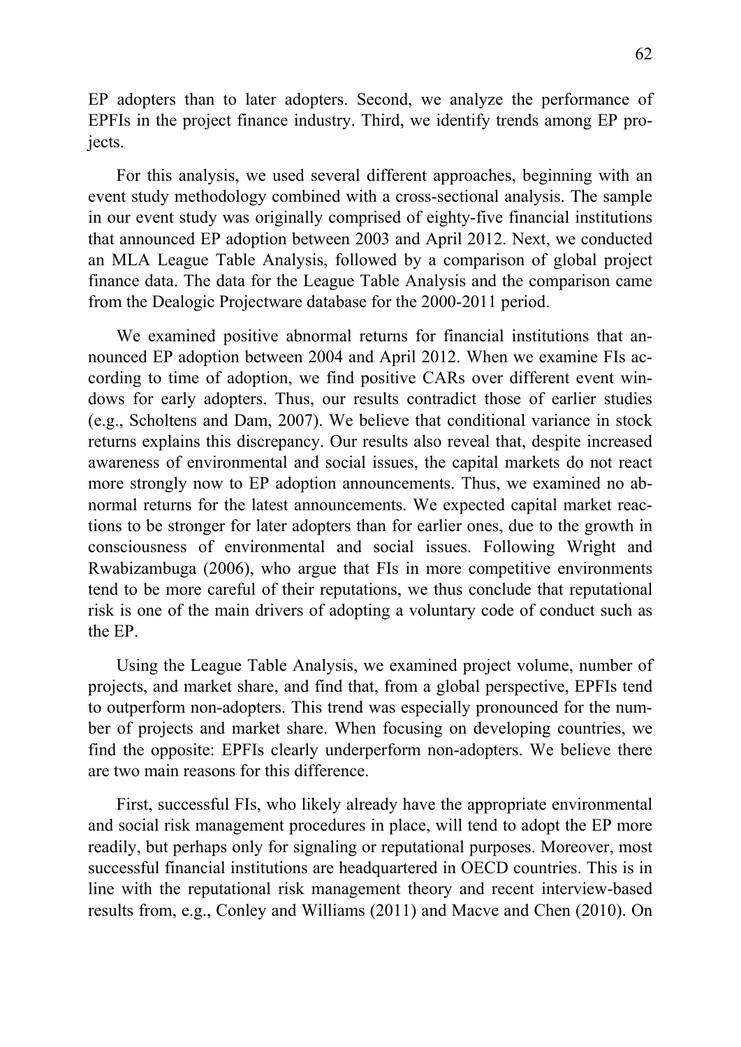EP adopters than to later adopters. Second, we analyze the performance of EPFIs in the project finance industry. Third, we identify trends among EP projects.

For this analysis, we used several different approaches, beginning with an event study methodology combined with a cross-sectional analysis. The sample in our event study was originally comprised of eighty-five financial institutions that announced EP adoption between 2003 and April 2012. Next, we conducted an MLA League Table Analysis, followed by a comparison of global project finance data. The data for the League Table Analysis and the comparison came from the Dealogic Projectware database for the 2000-2011 period.

We examined positive abnormal returns for financial institutions that announced EP adoption between 2004 and April 2012. When we examine FIs according to time of adoption, we find positive CARs over different event windows for early adopters. Thus, our results contradict those of earlier studies (e.g., Scholtens and Dam, 2007). We believe that conditional variance in stock returns explains this discrepancy. Our results also reveal that, despite increased awareness of environmental and social issues, the capital markets do not react more strongly now to EP adoption announcements. Thus, we examined no abnormal returns for the latest announcements. We expected capital market reactions to be stronger for later adopters than for earlier ones, due to the growth in consciousness of environmental and social issues. Following Wright and Rwabizambuga (2006), who argue that FIs in more competitive environments tend to be more careful of their reputations, we thus conclude that reputational risk is one of the main drivers of adopting a voluntary code of conduct such as the EP.

Using the League Table Analysis, we examined project volume, number of projects, and market share, and find that, from a global perspective, EPFIs tend to outperform non-adopters. This trend was especially pronounced for the number of projects and market share. When focusing on developing countries, we find the opposite: EPFIs clearly underperform non-adopters. We believe there are two main reasons for this difference.

First, successful FIs, who likely already have the appropriate environmental and social risk management procedures in place, will tend to adopt the EP more readily, but perhaps only for signaling or reputational purposes. Moreover, most successful financial institutions are headquartered in OECD countries. This is in line with the reputational risk management theory and recent interview-based results from, e.g., Conley and Williams (2011) and Macve and Chen (2010). On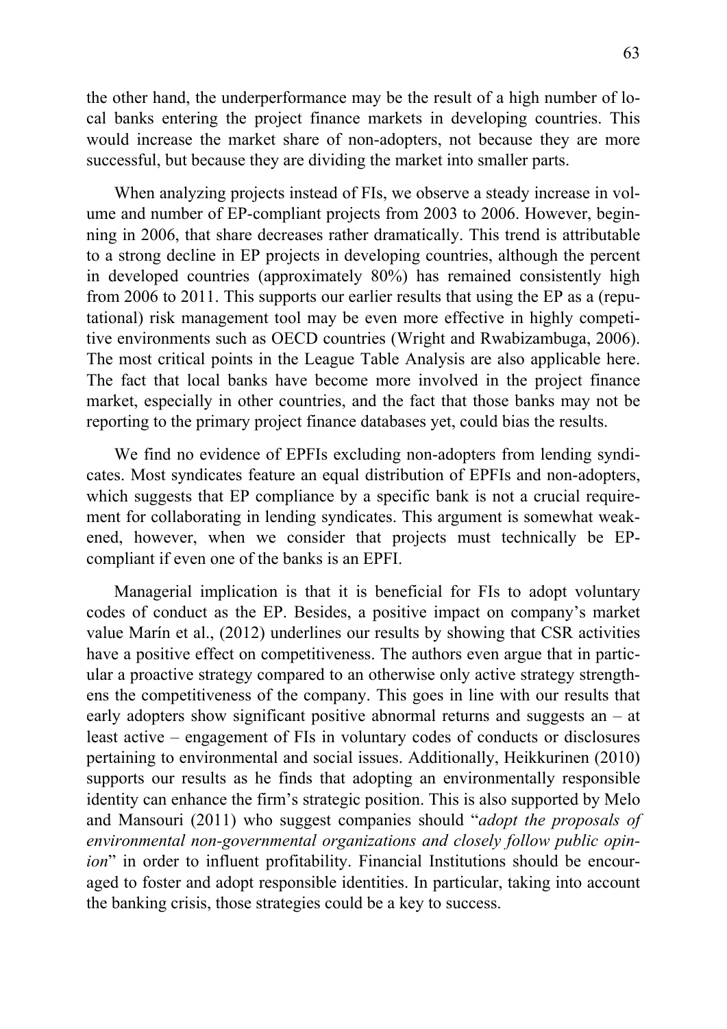the other hand, the underperformance may be the result of a high number of local banks entering the project finance markets in developing countries. This would increase the market share of non-adopters, not because they are more successful, but because they are dividing the market into smaller parts.

When analyzing projects instead of FIs, we observe a steady increase in volume and number of EP-compliant projects from 2003 to 2006. However, beginning in 2006, that share decreases rather dramatically. This trend is attributable to a strong decline in EP projects in developing countries, although the percent in developed countries (approximately 80%) has remained consistently high from 2006 to 2011. This supports our earlier results that using the EP as a (reputational) risk management tool may be even more effective in highly competitive environments such as OECD countries (Wright and Rwabizambuga, 2006). The most critical points in the League Table Analysis are also applicable here. The fact that local banks have become more involved in the project finance market, especially in other countries, and the fact that those banks may not be reporting to the primary project finance databases yet, could bias the results.

We find no evidence of EPFIs excluding non-adopters from lending syndicates. Most syndicates feature an equal distribution of EPFIs and non-adopters, which suggests that EP compliance by a specific bank is not a crucial requirement for collaborating in lending syndicates. This argument is somewhat weakened, however, when we consider that projects must technically be EP-compliant if even one of the banks is an EPFI.

Managerial implication is that it is beneficial for FIs to adopt voluntary codes of conduct as the EP. Besides, a positive impact on company's market value Marín et al., (2012) underlines our results by showing that CSR activities have a positive effect on competitiveness. The authors even argue that in particular a proactive strategy compared to an otherwise only active strategy strengthens the competitiveness of the company. This goes in line with our results that early adopters show significant positive abnormal returns and suggests an – at least active – engagement of FIs in voluntary codes of conducts or disclosures pertaining to environmental and social issues. Additionally, Heikkurinen (2010) supports our results as he finds that adopting an environmentally responsible identity can enhance the firm's strategic position. This is also supported by Melo and Mansouri (2011) who suggest companies should "*adopt the proposals of environmental non-governmental organizations and closely follow public opinion*" in order to influent profitability. Financial Institutions should be encouraged to foster and adopt responsible identities. In particular, taking into account the banking crisis, those strategies could be a key to success.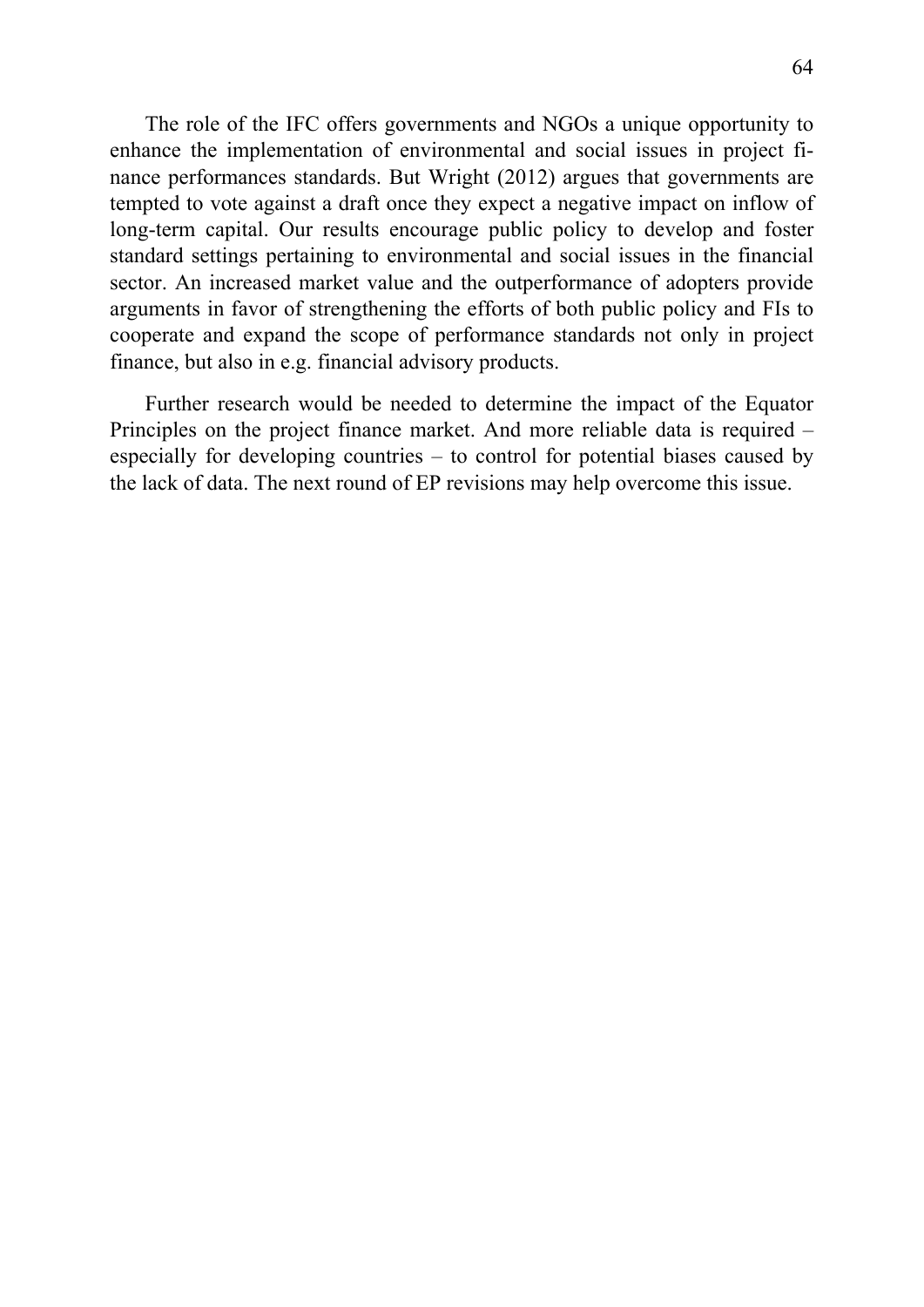The role of the IFC offers governments and NGOs a unique opportunity to enhance the implementation of environmental and social issues in project finance performances standards. But Wright (2012) argues that governments are tempted to vote against a draft once they expect a negative impact on inflow of long-term capital. Our results encourage public policy to develop and foster standard settings pertaining to environmental and social issues in the financial sector. An increased market value and the outperformance of adopters provide arguments in favor of strengthening the efforts of both public policy and FIs to cooperate and expand the scope of performance standards not only in project finance, but also in e.g. financial advisory products.

Further research would be needed to determine the impact of the Equator Principles on the project finance market. And more reliable data is required – especially for developing countries – to control for potential biases caused by the lack of data. The next round of EP revisions may help overcome this issue.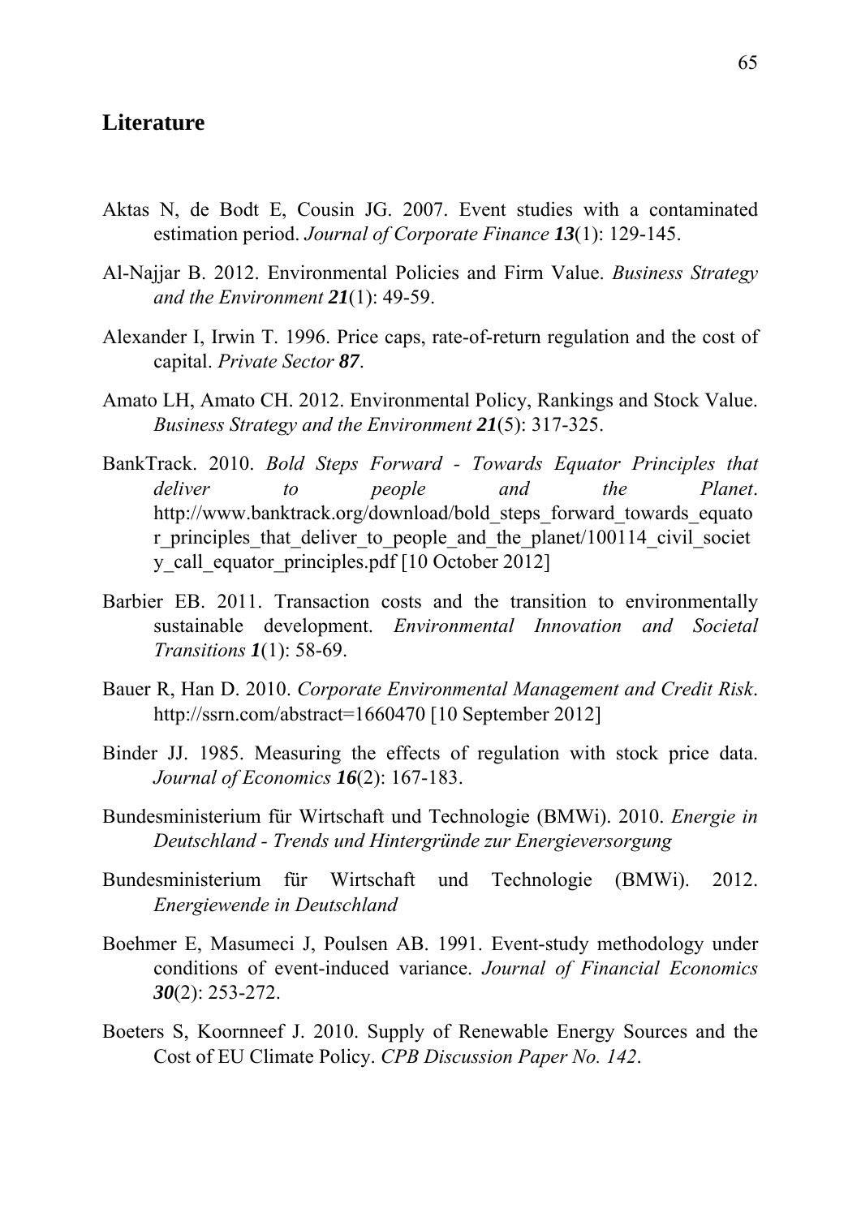## Literature

Aktas N, de Bodt E, Cousin JG. 2007. Event studies with a contaminated estimation period. *Journal of Corporate Finance* ***13***(1): 129-145.

Al-Najjar B. 2012. Environmental Policies and Firm Value. *Business Strategy and the Environment* ***21***(1): 49-59.

Alexander I, Irwin T. 1996. Price caps, rate-of-return regulation and the cost of capital. *Private Sector* ***87***.

Amato LH, Amato CH. 2012. Environmental Policy, Rankings and Stock Value. *Business Strategy and the Environment* ***21***(5): 317-325.

BankTrack. 2010. *Bold Steps Forward - Towards Equator Principles that deliver to people and the Planet*. http://www.banktrack.org/download/bold_steps_forward_towards_equator_principles_that_deliver_to_people_and_the_planet/100114_civil_society_call_equator_principles.pdf [10 October 2012]

Barbier EB. 2011. Transaction costs and the transition to environmentally sustainable development. *Environmental Innovation and Societal Transitions* ***1***(1): 58-69.

Bauer R, Han D. 2010. *Corporate Environmental Management and Credit Risk*. http://ssrn.com/abstract=1660470 [10 September 2012]

Binder JJ. 1985. Measuring the effects of regulation with stock price data. *Journal of Economics* ***16***(2): 167-183.

Bundesministerium für Wirtschaft und Technologie (BMWi). 2010. *Energie in Deutschland - Trends und Hintergründe zur Energieversorgung*

Bundesministerium für Wirtschaft und Technologie (BMWi). 2012. *Energiewende in Deutschland*

Boehmer E, Masumeci J, Poulsen AB. 1991. Event-study methodology under conditions of event-induced variance. *Journal of Financial Economics* ***30***(2): 253-272.

Boeters S, Koornneef J. 2010. Supply of Renewable Energy Sources and the Cost of EU Climate Policy. *CPB Discussion Paper No. 142*.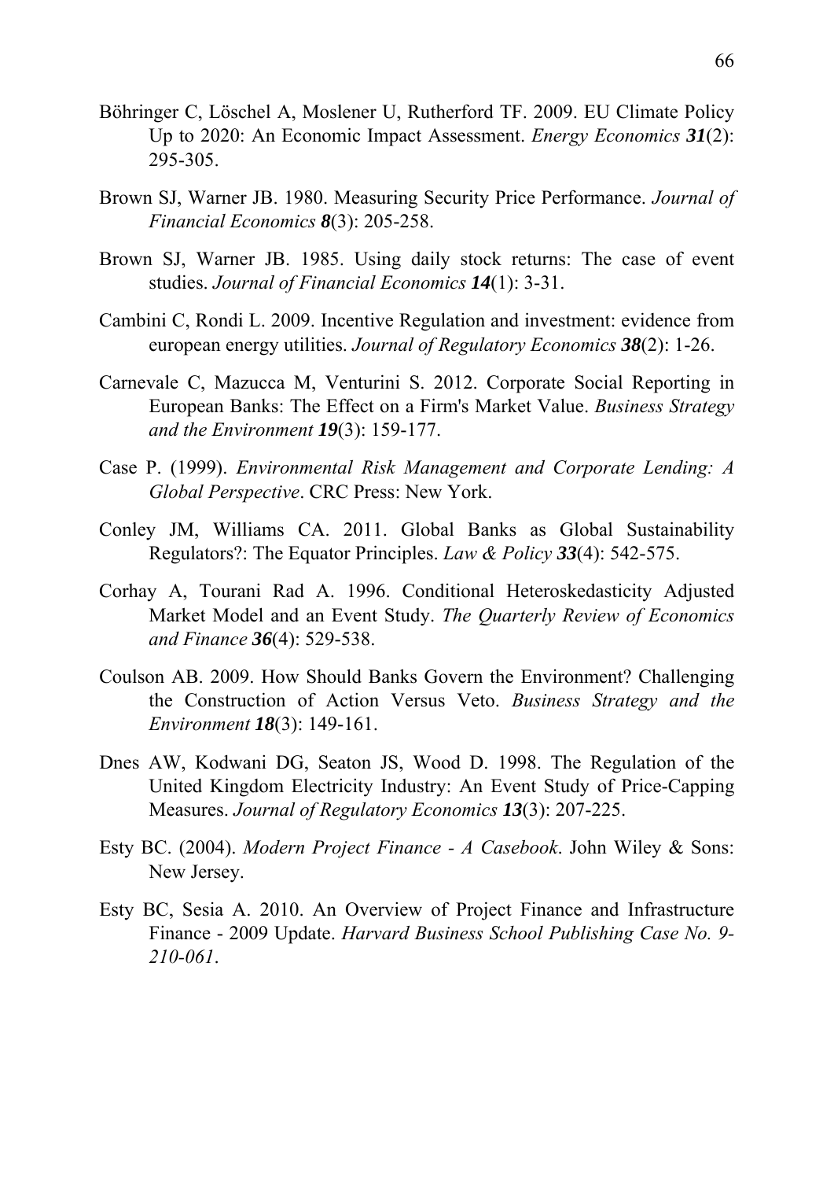Böhringer C, Löschel A, Moslener U, Rutherford TF. 2009. EU Climate Policy Up to 2020: An Economic Impact Assessment. *Energy Economics* ***31***(2): 295-305.

Brown SJ, Warner JB. 1980. Measuring Security Price Performance. *Journal of Financial Economics* ***8***(3): 205-258.

Brown SJ, Warner JB. 1985. Using daily stock returns: The case of event studies. *Journal of Financial Economics* ***14***(1): 3-31.

Cambini C, Rondi L. 2009. Incentive Regulation and investment: evidence from european energy utilities. *Journal of Regulatory Economics* ***38***(2): 1-26.

Carnevale C, Mazucca M, Venturini S. 2012. Corporate Social Reporting in European Banks: The Effect on a Firm's Market Value. *Business Strategy and the Environment* ***19***(3): 159-177.

Case P. (1999). *Environmental Risk Management and Corporate Lending: A Global Perspective*. CRC Press: New York.

Conley JM, Williams CA. 2011. Global Banks as Global Sustainability Regulators?: The Equator Principles. *Law & Policy* ***33***(4): 542-575.

Corhay A, Tourani Rad A. 1996. Conditional Heteroskedasticity Adjusted Market Model and an Event Study. *The Quarterly Review of Economics and Finance* ***36***(4): 529-538.

Coulson AB. 2009. How Should Banks Govern the Environment? Challenging the Construction of Action Versus Veto. *Business Strategy and the Environment* ***18***(3): 149-161.

Dnes AW, Kodwani DG, Seaton JS, Wood D. 1998. The Regulation of the United Kingdom Electricity Industry: An Event Study of Price-Capping Measures. *Journal of Regulatory Economics* ***13***(3): 207-225.

Esty BC. (2004). *Modern Project Finance - A Casebook*. John Wiley & Sons: New Jersey.

Esty BC, Sesia A. 2010. An Overview of Project Finance and Infrastructure Finance - 2009 Update. *Harvard Business School Publishing Case No. 9-210-061*.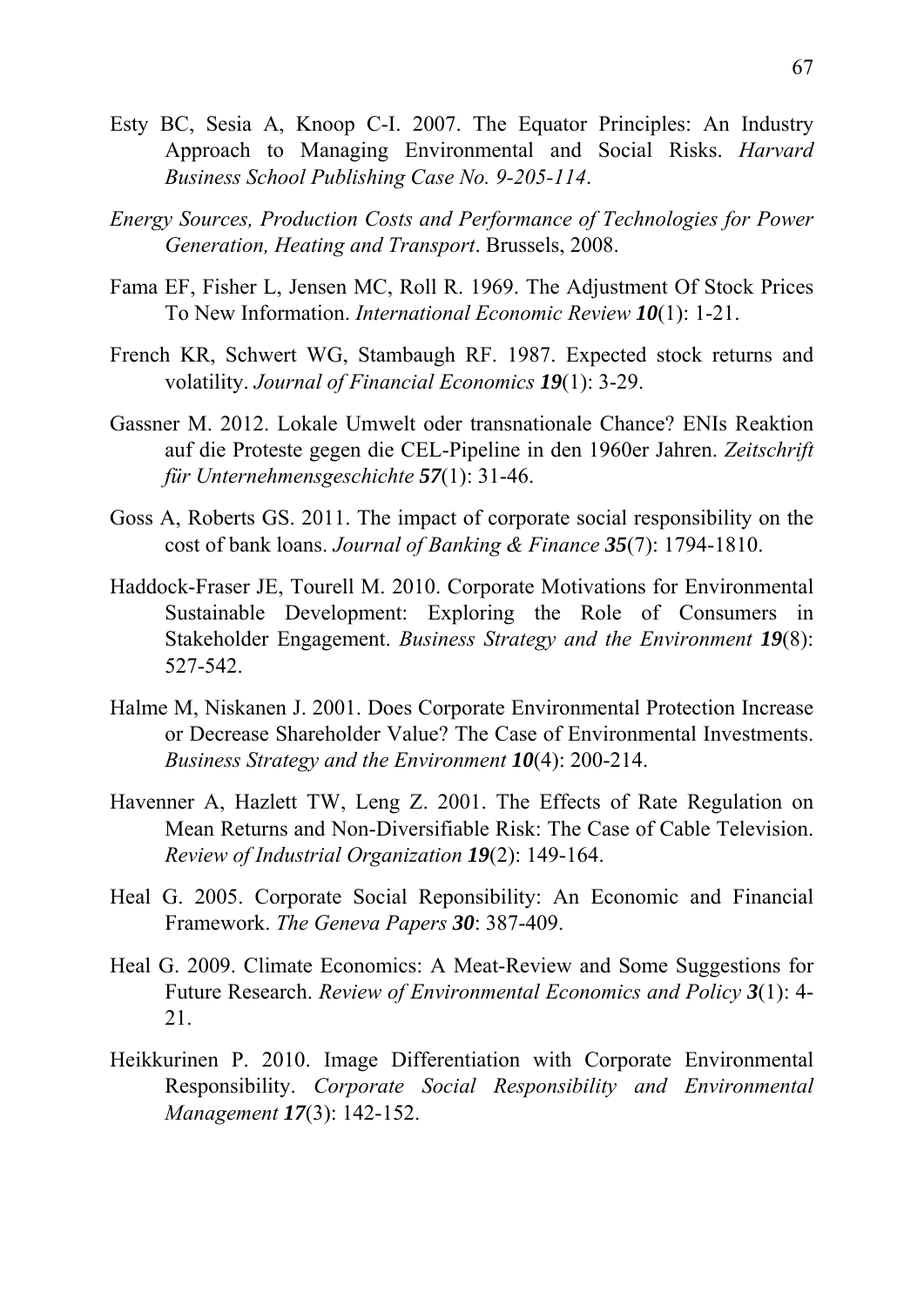Esty BC, Sesia A, Knoop C-I. 2007. The Equator Principles: An Industry Approach to Managing Environmental and Social Risks. *Harvard Business School Publishing Case No. 9-205-114*.

*Energy Sources, Production Costs and Performance of Technologies for Power Generation, Heating and Transport*. Brussels, 2008.

Fama EF, Fisher L, Jensen MC, Roll R. 1969. The Adjustment Of Stock Prices To New Information. *International Economic Review* ***10***(1): 1-21.

French KR, Schwert WG, Stambaugh RF. 1987. Expected stock returns and volatility. *Journal of Financial Economics* ***19***(1): 3-29.

Gassner M. 2012. Lokale Umwelt oder transnationale Chance? ENIs Reaktion auf die Proteste gegen die CEL-Pipeline in den 1960er Jahren. *Zeitschrift für Unternehmensgeschichte* ***57***(1): 31-46.

Goss A, Roberts GS. 2011. The impact of corporate social responsibility on the cost of bank loans. *Journal of Banking & Finance* ***35***(7): 1794-1810.

Haddock-Fraser JE, Tourell M. 2010. Corporate Motivations for Environmental Sustainable Development: Exploring the Role of Consumers in Stakeholder Engagement. *Business Strategy and the Environment* ***19***(8): 527-542.

Halme M, Niskanen J. 2001. Does Corporate Environmental Protection Increase or Decrease Shareholder Value? The Case of Environmental Investments. *Business Strategy and the Environment* ***10***(4): 200-214.

Havenner A, Hazlett TW, Leng Z. 2001. The Effects of Rate Regulation on Mean Returns and Non-Diversifiable Risk: The Case of Cable Television. *Review of Industrial Organization* ***19***(2): 149-164.

Heal G. 2005. Corporate Social Reponsibility: An Economic and Financial Framework. *The Geneva Papers* ***30***: 387-409.

Heal G. 2009. Climate Economics: A Meat-Review and Some Suggestions for Future Research. *Review of Environmental Economics and Policy* ***3***(1): 4-21.

Heikkurinen P. 2010. Image Differentiation with Corporate Environmental Responsibility. *Corporate Social Responsibility and Environmental Management* ***17***(3): 142-152.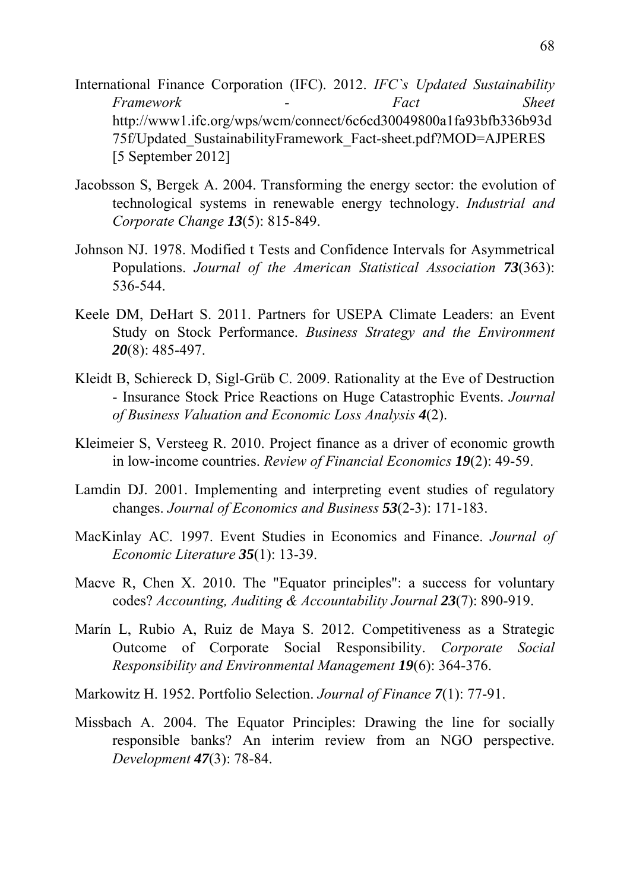International Finance Corporation (IFC). 2012. *IFC`s Updated Sustainability Framework - Fact Sheet* http://www1.ifc.org/wps/wcm/connect/6c6cd30049800a1fa93bfb336b93d75f/Updated_SustainabilityFramework_Fact-sheet.pdf?MOD=AJPERES [5 September 2012]

Jacobsson S, Bergek A. 2004. Transforming the energy sector: the evolution of technological systems in renewable energy technology. *Industrial and Corporate Change* ***13***(5): 815-849.

Johnson NJ. 1978. Modified t Tests and Confidence Intervals for Asymmetrical Populations. *Journal of the American Statistical Association* ***73***(363): 536-544.

Keele DM, DeHart S. 2011. Partners for USEPA Climate Leaders: an Event Study on Stock Performance. *Business Strategy and the Environment* ***20***(8): 485-497.

Kleidt B, Schiereck D, Sigl-Grüb C. 2009. Rationality at the Eve of Destruction - Insurance Stock Price Reactions on Huge Catastrophic Events. *Journal of Business Valuation and Economic Loss Analysis* ***4***(2).

Kleimeier S, Versteeg R. 2010. Project finance as a driver of economic growth in low-income countries. *Review of Financial Economics* ***19***(2): 49-59.

Lamdin DJ. 2001. Implementing and interpreting event studies of regulatory changes. *Journal of Economics and Business* ***53***(2-3): 171-183.

MacKinlay AC. 1997. Event Studies in Economics and Finance. *Journal of Economic Literature* ***35***(1): 13-39.

Macve R, Chen X. 2010. The "Equator principles": a success for voluntary codes? *Accounting, Auditing & Accountability Journal* ***23***(7): 890-919.

Marín L, Rubio A, Ruiz de Maya S. 2012. Competitiveness as a Strategic Outcome of Corporate Social Responsibility. *Corporate Social Responsibility and Environmental Management* ***19***(6): 364-376.

Markowitz H. 1952. Portfolio Selection. *Journal of Finance* ***7***(1): 77-91.

Missbach A. 2004. The Equator Principles: Drawing the line for socially responsible banks? An interim review from an NGO perspective. *Development* ***47***(3): 78-84.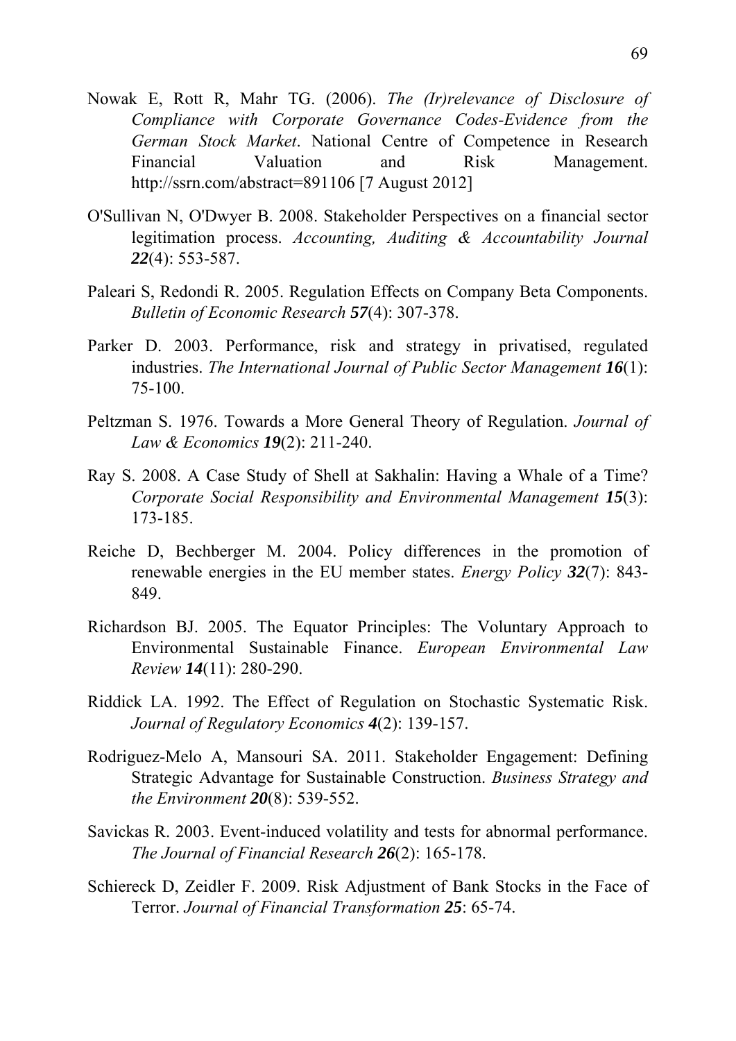Nowak E, Rott R, Mahr TG. (2006). *The (Ir)relevance of Disclosure of Compliance with Corporate Governance Codes-Evidence from the German Stock Market*. National Centre of Competence in Research Financial Valuation and Risk Management. http://ssrn.com/abstract=891106 [7 August 2012]

O'Sullivan N, O'Dwyer B. 2008. Stakeholder Perspectives on a financial sector legitimation process. *Accounting, Auditing & Accountability Journal* ***22***(4): 553-587.

Paleari S, Redondi R. 2005. Regulation Effects on Company Beta Components. *Bulletin of Economic Research* ***57***(4): 307-378.

Parker D. 2003. Performance, risk and strategy in privatised, regulated industries. *The International Journal of Public Sector Management* ***16***(1): 75-100.

Peltzman S. 1976. Towards a More General Theory of Regulation. *Journal of Law & Economics* ***19***(2): 211-240.

Ray S. 2008. A Case Study of Shell at Sakhalin: Having a Whale of a Time? *Corporate Social Responsibility and Environmental Management* ***15***(3): 173-185.

Reiche D, Bechberger M. 2004. Policy differences in the promotion of renewable energies in the EU member states. *Energy Policy* ***32***(7): 843-849.

Richardson BJ. 2005. The Equator Principles: The Voluntary Approach to Environmental Sustainable Finance. *European Environmental Law Review* ***14***(11): 280-290.

Riddick LA. 1992. The Effect of Regulation on Stochastic Systematic Risk. *Journal of Regulatory Economics* ***4***(2): 139-157.

Rodriguez-Melo A, Mansouri SA. 2011. Stakeholder Engagement: Defining Strategic Advantage for Sustainable Construction. *Business Strategy and the Environment* ***20***(8): 539-552.

Savickas R. 2003. Event-induced volatility and tests for abnormal performance. *The Journal of Financial Research* ***26***(2): 165-178.

Schiereck D, Zeidler F. 2009. Risk Adjustment of Bank Stocks in the Face of Terror. *Journal of Financial Transformation* ***25***: 65-74.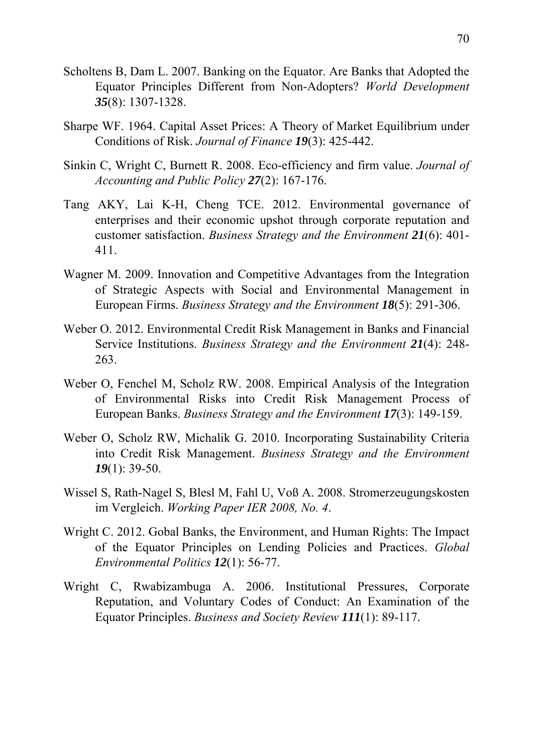Scholtens B, Dam L. 2007. Banking on the Equator. Are Banks that Adopted the Equator Principles Different from Non-Adopters? *World Development* ***35***(8): 1307-1328.

Sharpe WF. 1964. Capital Asset Prices: A Theory of Market Equilibrium under Conditions of Risk. *Journal of Finance* ***19***(3): 425-442.

Sinkin C, Wright C, Burnett R. 2008. Eco-efficiency and firm value. *Journal of Accounting and Public Policy* ***27***(2): 167-176.

Tang AKY, Lai K-H, Cheng TCE. 2012. Environmental governance of enterprises and their economic upshot through corporate reputation and customer satisfaction. *Business Strategy and the Environment* ***21***(6): 401-411.

Wagner M. 2009. Innovation and Competitive Advantages from the Integration of Strategic Aspects with Social and Environmental Management in European Firms. *Business Strategy and the Environment* ***18***(5): 291-306.

Weber O. 2012. Environmental Credit Risk Management in Banks and Financial Service Institutions. *Business Strategy and the Environment* ***21***(4): 248-263.

Weber O, Fenchel M, Scholz RW. 2008. Empirical Analysis of the Integration of Environmental Risks into Credit Risk Management Process of European Banks. *Business Strategy and the Environment* ***17***(3): 149-159.

Weber O, Scholz RW, Michalik G. 2010. Incorporating Sustainability Criteria into Credit Risk Management. *Business Strategy and the Environment* ***19***(1): 39-50.

Wissel S, Rath-Nagel S, Blesl M, Fahl U, Voß A. 2008. Stromerzeugungskosten im Vergleich. *Working Paper IER 2008, No. 4*.

Wright C. 2012. Gobal Banks, the Environment, and Human Rights: The Impact of the Equator Principles on Lending Policies and Practices. *Global Environmental Politics* ***12***(1): 56-77.

Wright C, Rwabizambuga A. 2006. Institutional Pressures, Corporate Reputation, and Voluntary Codes of Conduct: An Examination of the Equator Principles. *Business and Society Review* ***111***(1): 89-117.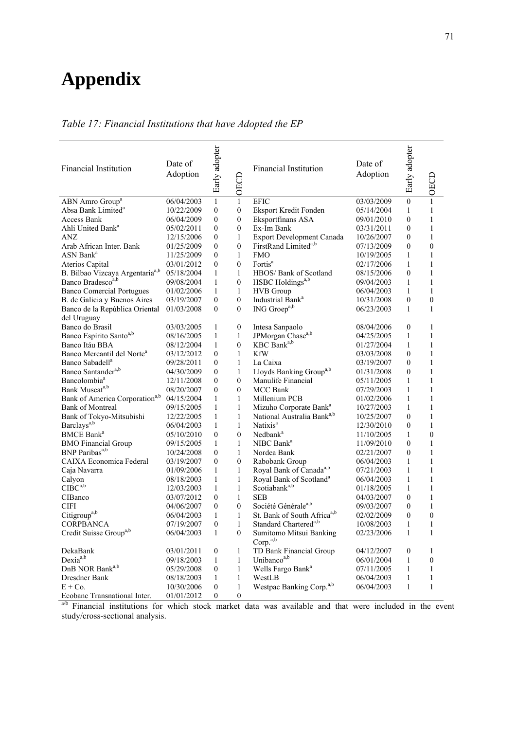# Appendix

*Table 17: Financial Institutions that have Adopted the EP*

| Financial Institution | Date of Adoption | Early adopter | OECD | Financial Institution | Date of Adoption | Early adopter | OECD |
|---|---|---|---|---|---|---|---|
| ABN Amro Group[a] | 06/04/2003 | 1 | 1 | EFIC | 03/03/2009 | 0 | 1 |
| Absa Bank Limited[a] | 10/22/2009 | 0 | 0 | Eksport Kredit Fonden | 05/14/2004 | 1 | 1 |
| Access Bank | 06/04/2009 | 0 | 0 | Eksportfinans ASA | 09/01/2010 | 0 | 1 |
| Ahli United Bank[a] | 05/02/2011 | 0 | 0 | Ex-Im Bank | 03/31/2011 | 0 | 1 |
| ANZ | 12/15/2006 | 0 | 1 | Export Development Canada | 10/26/2007 | 0 | 1 |
| Arab African Inter. Bank | 01/25/2009 | 0 | 0 | FirstRand Limited[a,b] | 07/13/2009 | 0 | 0 |
| ASN Bank[a] | 11/25/2009 | 0 | 1 | FMO | 10/19/2005 | 1 | 1 |
| Aterios Capital | 03/01/2012 | 0 | 0 | Fortis[a] | 02/17/2006 | 1 | 1 |
| B. Bilbao Vizcaya Argentaria[a,b] | 05/18/2004 | 1 | 1 | HBOS/ Bank of Scotland | 08/15/2006 | 0 | 1 |
| Banco Bradesco[a,b] | 09/08/2004 | 1 | 0 | HSBC Holdings[a,b] | 09/04/2003 | 1 | 1 |
| Banco Comercial Portugues | 01/02/2006 | 1 | 1 | HVB Group | 06/04/2003 | 1 | 1 |
| B. de Galicia y Buenos Aires | 03/19/2007 | 0 | 0 | Industrial Bank[a] | 10/31/2008 | 0 | 0 |
| Banco de la República Oriental del Uruguay | 01/03/2008 | 0 | 0 | ING Groep[a,b] | 06/23/2003 | 1 | 1 |
| Banco do Brasil | 03/03/2005 | 1 | 0 | Intesa Sanpaolo | 08/04/2006 | 0 | 1 |
| Banco Espírito Santo[a,b] | 08/16/2005 | 1 | 1 | JPMorgan Chase[a,b] | 04/25/2005 | 1 | 1 |
| Banco Itáu BBA | 08/12/2004 | 1 | 0 | KBC Bank[a,b] | 01/27/2004 | 1 | 1 |
| Banco Mercantil del Norte[a] | 03/12/2012 | 0 | 1 | KfW | 03/03/2008 | 0 | 1 |
| Banco Sabadell[a] | 09/28/2011 | 0 | 1 | La Caixa | 03/19/2007 | 0 | 1 |
| Banco Santander[a,b] | 04/30/2009 | 0 | 1 | Lloyds Banking Group[a,b] | 01/31/2008 | 0 | 1 |
| Bancolombia[a] | 12/11/2008 | 0 | 0 | Manulife Financial | 05/11/2005 | 1 | 1 |
| Bank Muscat[a,b] | 08/20/2007 | 0 | 0 | MCC Bank | 07/29/2003 | 1 | 1 |
| Bank of America Corporation[a,b] | 04/15/2004 | 1 | 1 | Millenium PCB | 01/02/2006 | 1 | 1 |
| Bank of Montreal | 09/15/2005 | 1 | 1 | Mizuho Corporate Bank[a] | 10/27/2003 | 1 | 1 |
| Bank of Tokyo-Mitsubishi | 12/22/2005 | 1 | 1 | National Australia Bank[a,b] | 10/25/2007 | 0 | 1 |
| Barclays[a,b] | 06/04/2003 | 1 | 1 | Natixis[a] | 12/30/2010 | 0 | 1 |
| BMCE Bank[a] | 05/10/2010 | 0 | 0 | Nedbank[a] | 11/10/2005 | 1 | 0 |
| BMO Financial Group | 09/15/2005 | 1 | 1 | NIBC Bank[a] | 11/09/2010 | 0 | 1 |
| BNP Paribas[a,b] | 10/24/2008 | 0 | 1 | Nordea Bank | 02/21/2007 | 0 | 1 |
| CAIXA Economica Federal | 03/19/2007 | 0 | 0 | Rabobank Group | 06/04/2003 | 1 | 1 |
| Caja Navarra | 01/09/2006 | 1 | 1 | Royal Bank of Canada[a,b] | 07/21/2003 | 1 | 1 |
| Calyon | 08/18/2003 | 1 | 1 | Royal Bank of Scotland[a] | 06/04/2003 | 1 | 1 |
| CIBC[a,b] | 12/03/2003 | 1 | 1 | Scotiabank[a,b] | 01/18/2005 | 1 | 1 |
| CIBanco | 03/07/2012 | 0 | 1 | SEB | 04/03/2007 | 0 | 1 |
| CIFI | 04/06/2007 | 0 | 0 | Société Générale[a,b] | 09/03/2007 | 0 | 1 |
| Citigroup[a,b] | 06/04/2003 | 1 | 1 | St. Bank of South Africa[a,b] | 02/02/2009 | 0 | 0 |
| CORPBANCA | 07/19/2007 | 0 | 1 | Standard Chartered[a,b] | 10/08/2003 | 1 | 1 |
| Credit Suisse Group[a,b] | 06/04/2003 | 1 | 0 | Sumitomo Mitsui Banking Corp.[a,b] | 02/23/2006 | 1 | 1 |
| DekaBank | 03/01/2011 | 0 | 1 | TD Bank Financial Group | 04/12/2007 | 0 | 1 |
| Dexia[a,b] | 09/18/2003 | 1 | 1 | Unibanco[a,b] | 06/01/2004 | 1 | 0 |
| DnB NOR Bank[a,b] | 05/29/2008 | 0 | 1 | Wells Fargo Bank[a] | 07/11/2005 | 1 | 1 |
| Dresdner Bank | 08/18/2003 | 1 | 1 | WestLB | 06/04/2003 | 1 | 1 |
| E + Co. | 10/30/2006 | 0 | 1 | Westpac Banking Corp.[a,b] | 06/04/2003 | 1 | 1 |
| Ecobanc Transnational Inter. | 01/01/2012 | 0 | 0 | | | | |

[a/b] Financial institutions for which stock market data was available and that were included in the event study/cross-sectional analysis.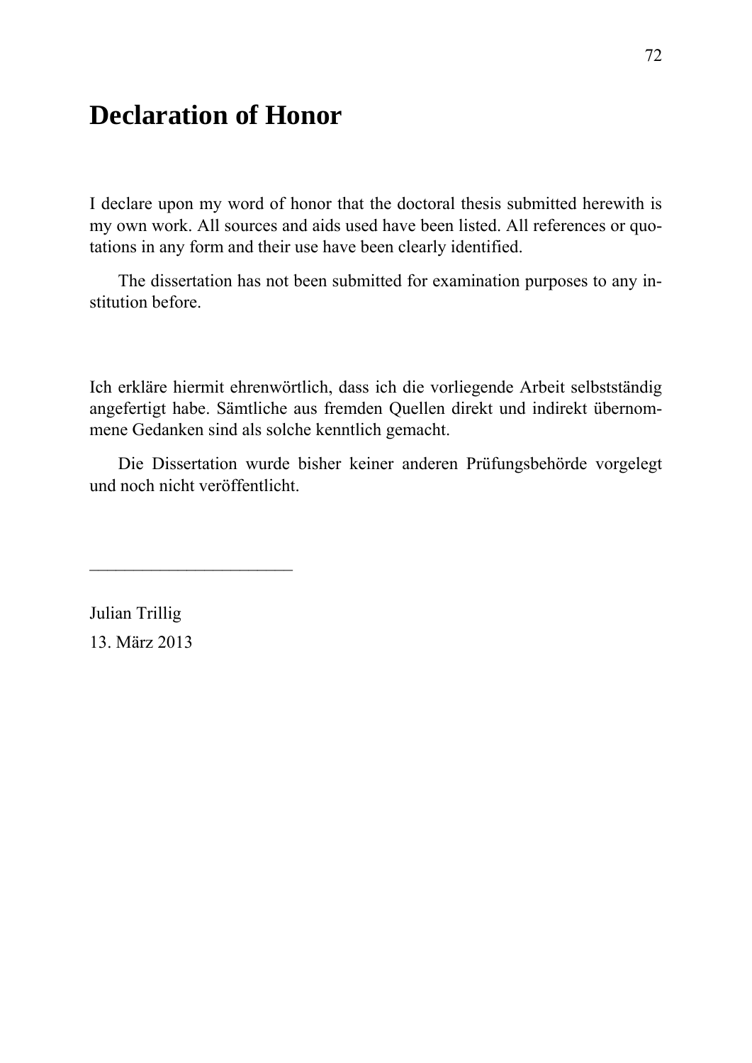# Declaration of Honor

I declare upon my word of honor that the doctoral thesis submitted herewith is my own work. All sources and aids used have been listed. All references or quotations in any form and their use have been clearly identified.

The dissertation has not been submitted for examination purposes to any institution before.

Ich erkläre hiermit ehrenwörtlich, dass ich die vorliegende Arbeit selbstständig angefertigt habe. Sämtliche aus fremden Quellen direkt und indirekt übernommene Gedanken sind als solche kenntlich gemacht.

Die Dissertation wurde bisher keiner anderen Prüfungsbehörde vorgelegt und noch nicht veröffentlicht.

\_\_\_\_\_\_\_\_\_\_\_\_\_\_\_\_\_\_\_\_\_\_\_\_

Julian Trillig

13. März 2013